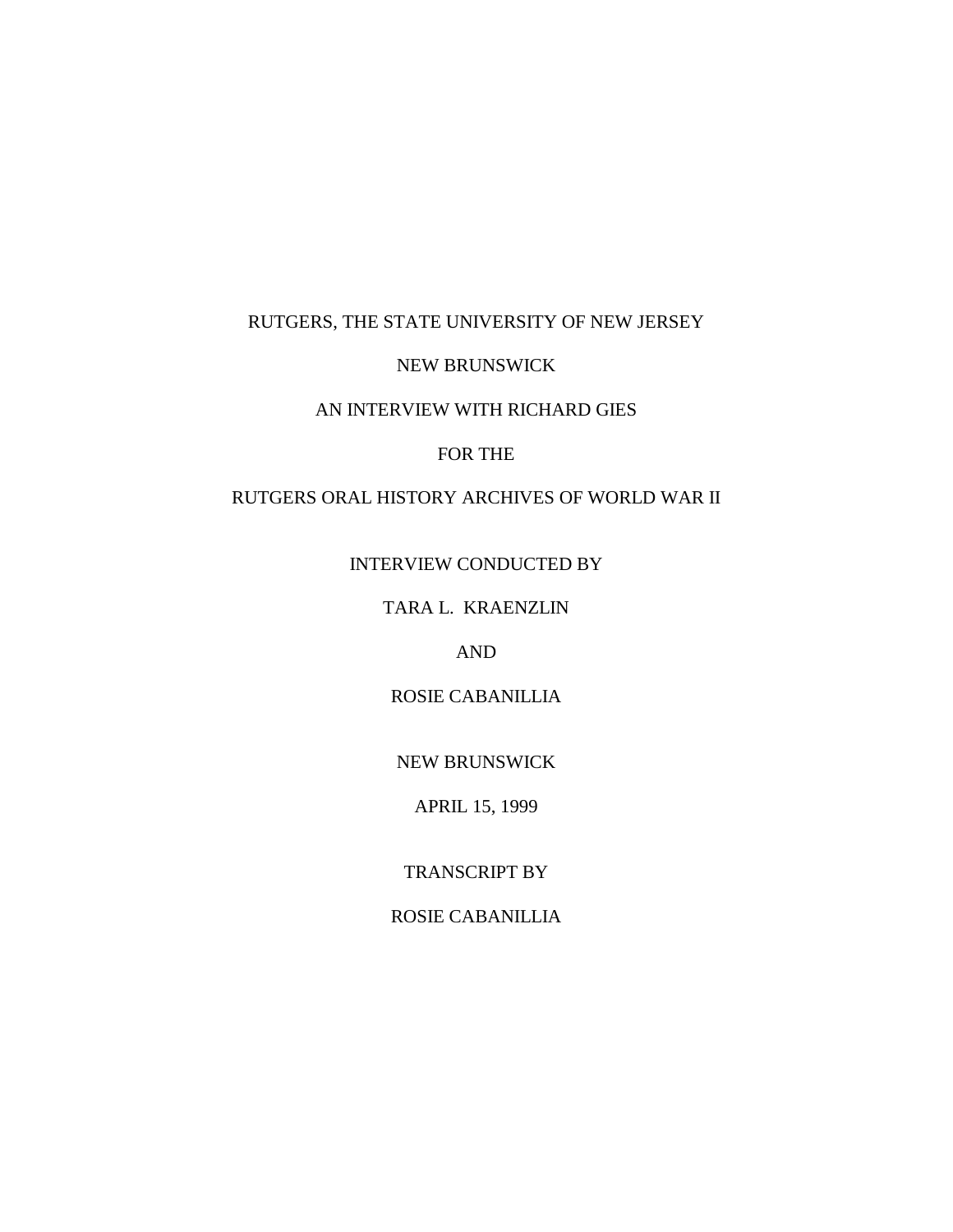RUTGERS, THE STATE UNIVERSITY OF NEW JERSEY

NEW BRUNSWICK

AN INTERVIEW WITH RICHARD GIES

FOR THE

RUTGERS ORAL HISTORY ARCHIVES OF WORLD WAR II

INTERVIEW CONDUCTED BY

TARA L. KRAENZLIN

AND

ROSIE CABANILLIA

NEW BRUNSWICK

APRIL 15, 1999

TRANSCRIPT BY

ROSIE CABANILLIA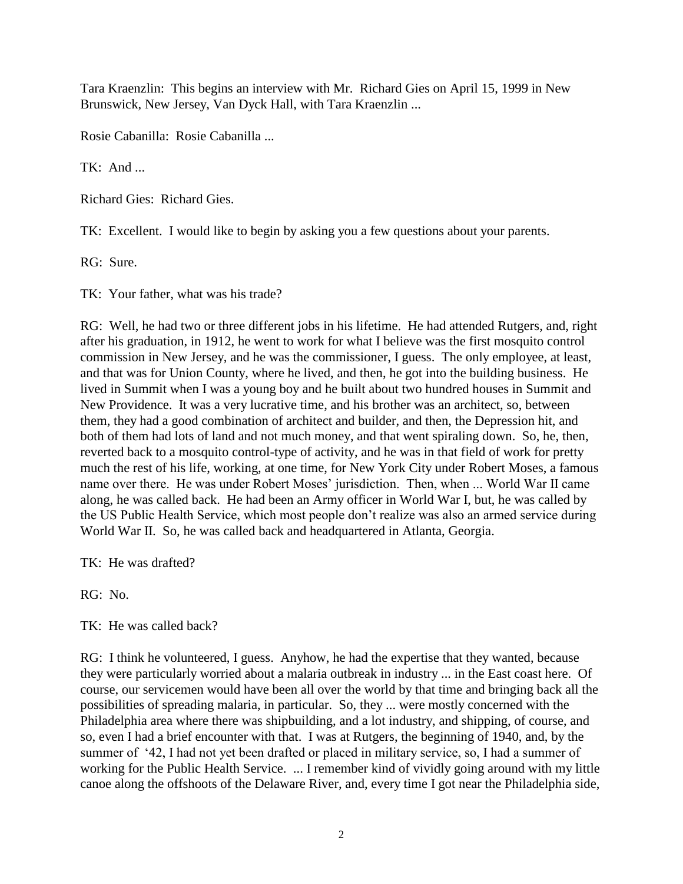Tara Kraenzlin: This begins an interview with Mr. Richard Gies on April 15, 1999 in New Brunswick, New Jersey, Van Dyck Hall, with Tara Kraenzlin ...

Rosie Cabanilla: Rosie Cabanilla ...

TK: And ...

Richard Gies: Richard Gies.

TK: Excellent. I would like to begin by asking you a few questions about your parents.

RG: Sure.

TK: Your father, what was his trade?

RG: Well, he had two or three different jobs in his lifetime. He had attended Rutgers, and, right after his graduation, in 1912, he went to work for what I believe was the first mosquito control commission in New Jersey, and he was the commissioner, I guess. The only employee, at least, and that was for Union County, where he lived, and then, he got into the building business. He lived in Summit when I was a young boy and he built about two hundred houses in Summit and New Providence. It was a very lucrative time, and his brother was an architect, so, between them, they had a good combination of architect and builder, and then, the Depression hit, and both of them had lots of land and not much money, and that went spiraling down. So, he, then, reverted back to a mosquito control-type of activity, and he was in that field of work for pretty much the rest of his life, working, at one time, for New York City under Robert Moses, a famous name over there. He was under Robert Moses' jurisdiction. Then, when ... World War II came along, he was called back. He had been an Army officer in World War I, but, he was called by the US Public Health Service, which most people don't realize was also an armed service during World War II. So, he was called back and headquartered in Atlanta, Georgia.

TK: He was drafted?

RG: No.

TK: He was called back?

RG: I think he volunteered, I guess. Anyhow, he had the expertise that they wanted, because they were particularly worried about a malaria outbreak in industry ... in the East coast here. Of course, our servicemen would have been all over the world by that time and bringing back all the possibilities of spreading malaria, in particular. So, they ... were mostly concerned with the Philadelphia area where there was shipbuilding, and a lot industry, and shipping, of course, and so, even I had a brief encounter with that. I was at Rutgers, the beginning of 1940, and, by the summer of '42, I had not yet been drafted or placed in military service, so, I had a summer of working for the Public Health Service. ... I remember kind of vividly going around with my little canoe along the offshoots of the Delaware River, and, every time I got near the Philadelphia side,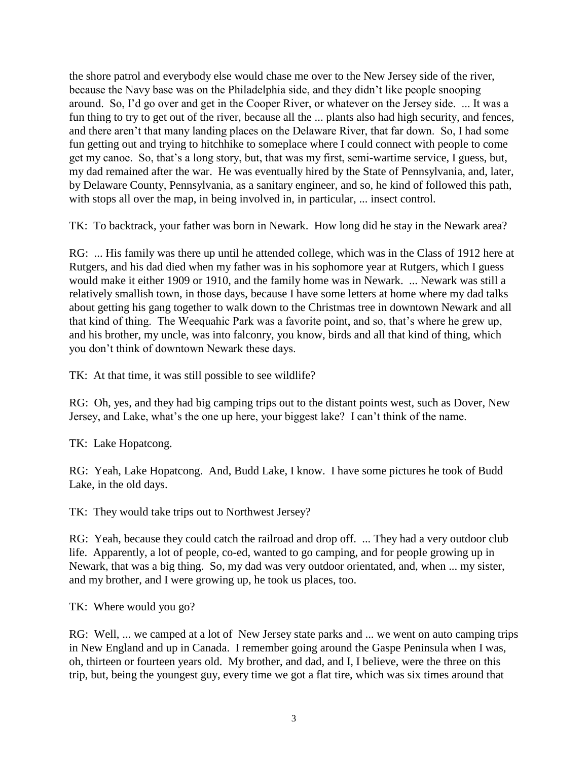the shore patrol and everybody else would chase me over to the New Jersey side of the river, because the Navy base was on the Philadelphia side, and they didn't like people snooping around. So, I'd go over and get in the Cooper River, or whatever on the Jersey side. ... It was a fun thing to try to get out of the river, because all the ... plants also had high security, and fences, and there aren't that many landing places on the Delaware River, that far down. So, I had some fun getting out and trying to hitchhike to someplace where I could connect with people to come get my canoe. So, that's a long story, but, that was my first, semi-wartime service, I guess, but, my dad remained after the war. He was eventually hired by the State of Pennsylvania, and, later, by Delaware County, Pennsylvania, as a sanitary engineer, and so, he kind of followed this path, with stops all over the map, in being involved in, in particular, ... insect control.

TK: To backtrack, your father was born in Newark. How long did he stay in the Newark area?

RG: ... His family was there up until he attended college, which was in the Class of 1912 here at Rutgers, and his dad died when my father was in his sophomore year at Rutgers, which I guess would make it either 1909 or 1910, and the family home was in Newark. ... Newark was still a relatively smallish town, in those days, because I have some letters at home where my dad talks about getting his gang together to walk down to the Christmas tree in downtown Newark and all that kind of thing. The Weequahic Park was a favorite point, and so, that's where he grew up, and his brother, my uncle, was into falconry, you know, birds and all that kind of thing, which you don't think of downtown Newark these days.

TK: At that time, it was still possible to see wildlife?

RG: Oh, yes, and they had big camping trips out to the distant points west, such as Dover, New Jersey, and Lake, what's the one up here, your biggest lake? I can't think of the name.

TK: Lake Hopatcong.

RG: Yeah, Lake Hopatcong. And, Budd Lake, I know. I have some pictures he took of Budd Lake, in the old days.

TK: They would take trips out to Northwest Jersey?

RG: Yeah, because they could catch the railroad and drop off. ... They had a very outdoor club life. Apparently, a lot of people, co-ed, wanted to go camping, and for people growing up in Newark, that was a big thing. So, my dad was very outdoor orientated, and, when ... my sister, and my brother, and I were growing up, he took us places, too.

TK: Where would you go?

RG: Well, ... we camped at a lot of New Jersey state parks and ... we went on auto camping trips in New England and up in Canada. I remember going around the Gaspe Peninsula when I was, oh, thirteen or fourteen years old. My brother, and dad, and I, I believe, were the three on this trip, but, being the youngest guy, every time we got a flat tire, which was six times around that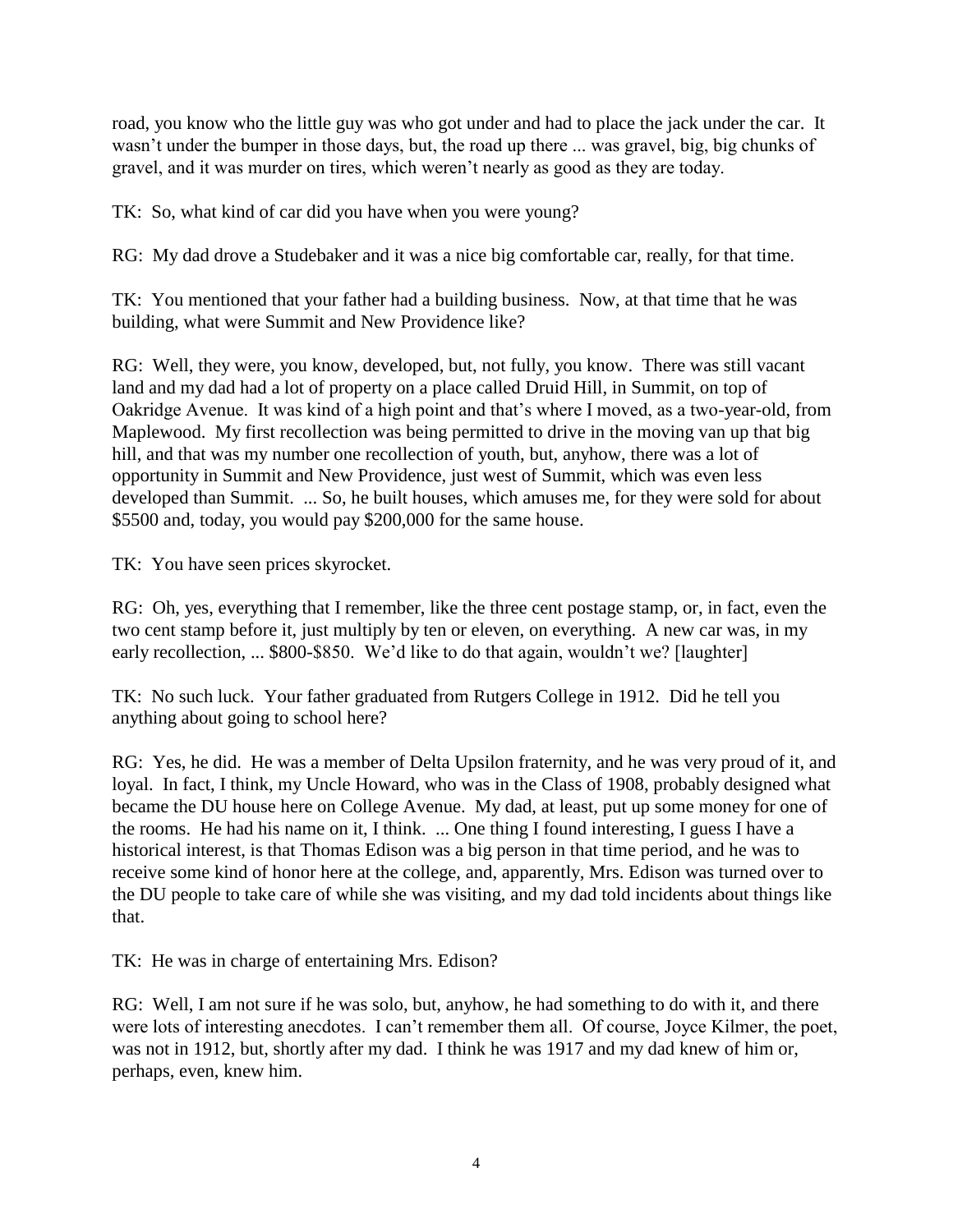road, you know who the little guy was who got under and had to place the jack under the car. It wasn't under the bumper in those days, but, the road up there ... was gravel, big, big chunks of gravel, and it was murder on tires, which weren't nearly as good as they are today.

TK: So, what kind of car did you have when you were young?

RG: My dad drove a Studebaker and it was a nice big comfortable car, really, for that time.

TK: You mentioned that your father had a building business. Now, at that time that he was building, what were Summit and New Providence like?

RG: Well, they were, you know, developed, but, not fully, you know. There was still vacant land and my dad had a lot of property on a place called Druid Hill, in Summit, on top of Oakridge Avenue. It was kind of a high point and that's where I moved, as a two-year-old, from Maplewood. My first recollection was being permitted to drive in the moving van up that big hill, and that was my number one recollection of youth, but, anyhow, there was a lot of opportunity in Summit and New Providence, just west of Summit, which was even less developed than Summit. ... So, he built houses, which amuses me, for they were sold for about $5500 and, today, you would pay $200,000 for the same house.

TK: You have seen prices skyrocket.

RG: Oh, yes, everything that I remember, like the three cent postage stamp, or, in fact, even the two cent stamp before it, just multiply by ten or eleven, on everything. A new car was, in my early recollection, ... $800-$850. We'd like to do that again, wouldn't we? [laughter]

TK: No such luck. Your father graduated from Rutgers College in 1912. Did he tell you anything about going to school here?

RG: Yes, he did. He was a member of Delta Upsilon fraternity, and he was very proud of it, and loyal. In fact, I think, my Uncle Howard, who was in the Class of 1908, probably designed what became the DU house here on College Avenue. My dad, at least, put up some money for one of the rooms. He had his name on it, I think. ... One thing I found interesting, I guess I have a historical interest, is that Thomas Edison was a big person in that time period, and he was to receive some kind of honor here at the college, and, apparently, Mrs. Edison was turned over to the DU people to take care of while she was visiting, and my dad told incidents about things like that.

TK: He was in charge of entertaining Mrs. Edison?

RG: Well, I am not sure if he was solo, but, anyhow, he had something to do with it, and there were lots of interesting anecdotes. I can't remember them all. Of course, Joyce Kilmer, the poet, was not in 1912, but, shortly after my dad. I think he was 1917 and my dad knew of him or, perhaps, even, knew him.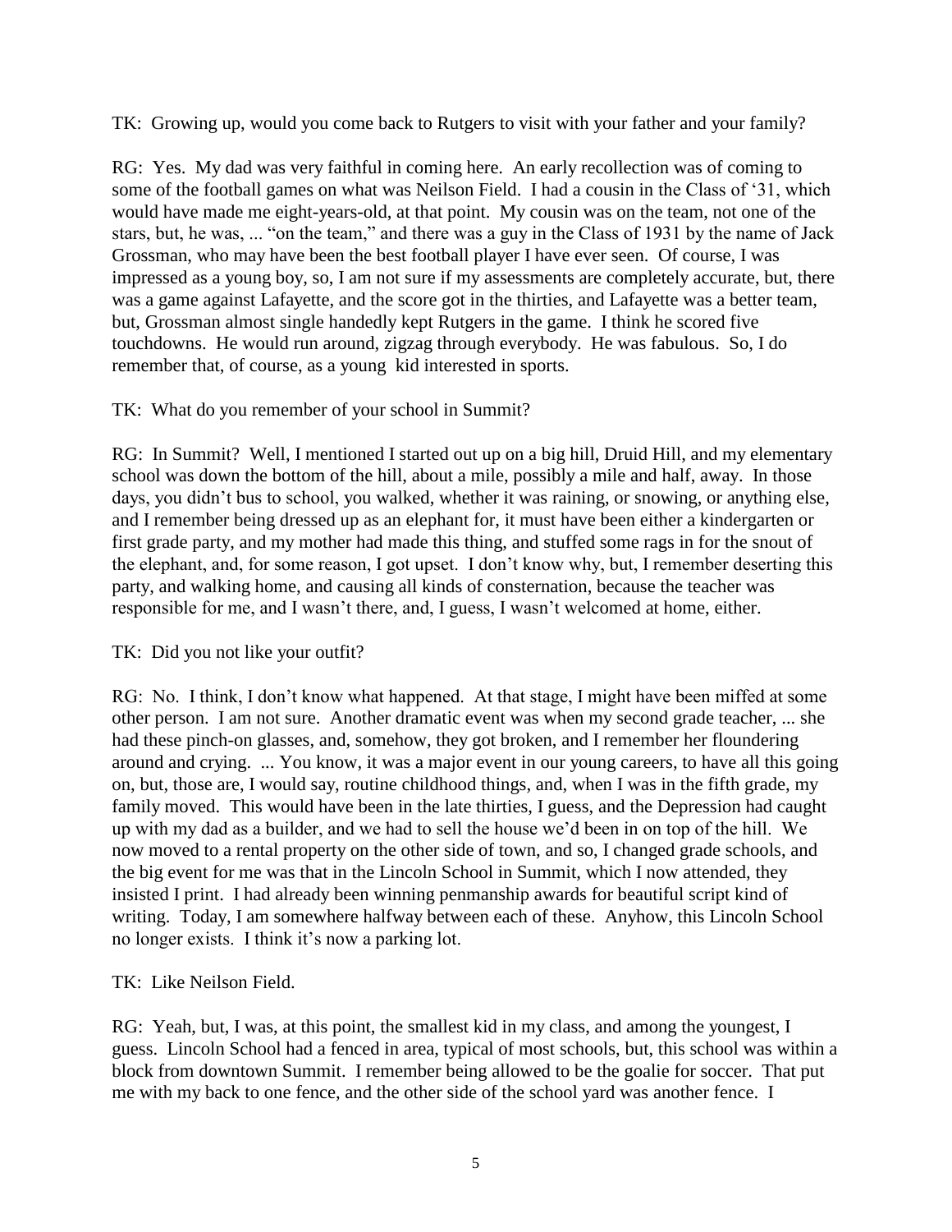TK: Growing up, would you come back to Rutgers to visit with your father and your family?

RG: Yes. My dad was very faithful in coming here. An early recollection was of coming to some of the football games on what was Neilson Field. I had a cousin in the Class of '31, which would have made me eight-years-old, at that point. My cousin was on the team, not one of the stars, but, he was, ... "on the team," and there was a guy in the Class of 1931 by the name of Jack Grossman, who may have been the best football player I have ever seen. Of course, I was impressed as a young boy, so, I am not sure if my assessments are completely accurate, but, there was a game against Lafayette, and the score got in the thirties, and Lafayette was a better team, but, Grossman almost single handedly kept Rutgers in the game. I think he scored five touchdowns. He would run around, zigzag through everybody. He was fabulous. So, I do remember that, of course, as a young kid interested in sports.

TK: What do you remember of your school in Summit?

RG: In Summit? Well, I mentioned I started out up on a big hill, Druid Hill, and my elementary school was down the bottom of the hill, about a mile, possibly a mile and half, away. In those days, you didn't bus to school, you walked, whether it was raining, or snowing, or anything else, and I remember being dressed up as an elephant for, it must have been either a kindergarten or first grade party, and my mother had made this thing, and stuffed some rags in for the snout of the elephant, and, for some reason, I got upset. I don't know why, but, I remember deserting this party, and walking home, and causing all kinds of consternation, because the teacher was responsible for me, and I wasn't there, and, I guess, I wasn't welcomed at home, either.

TK: Did you not like your outfit?

RG: No. I think, I don't know what happened. At that stage, I might have been miffed at some other person. I am not sure. Another dramatic event was when my second grade teacher, ... she had these pinch-on glasses, and, somehow, they got broken, and I remember her floundering around and crying. ... You know, it was a major event in our young careers, to have all this going on, but, those are, I would say, routine childhood things, and, when I was in the fifth grade, my family moved. This would have been in the late thirties, I guess, and the Depression had caught up with my dad as a builder, and we had to sell the house we'd been in on top of the hill. We now moved to a rental property on the other side of town, and so, I changed grade schools, and the big event for me was that in the Lincoln School in Summit, which I now attended, they insisted I print. I had already been winning penmanship awards for beautiful script kind of writing. Today, I am somewhere halfway between each of these. Anyhow, this Lincoln School no longer exists. I think it's now a parking lot.

TK: Like Neilson Field.

RG: Yeah, but, I was, at this point, the smallest kid in my class, and among the youngest, I guess. Lincoln School had a fenced in area, typical of most schools, but, this school was within a block from downtown Summit. I remember being allowed to be the goalie for soccer. That put me with my back to one fence, and the other side of the school yard was another fence. I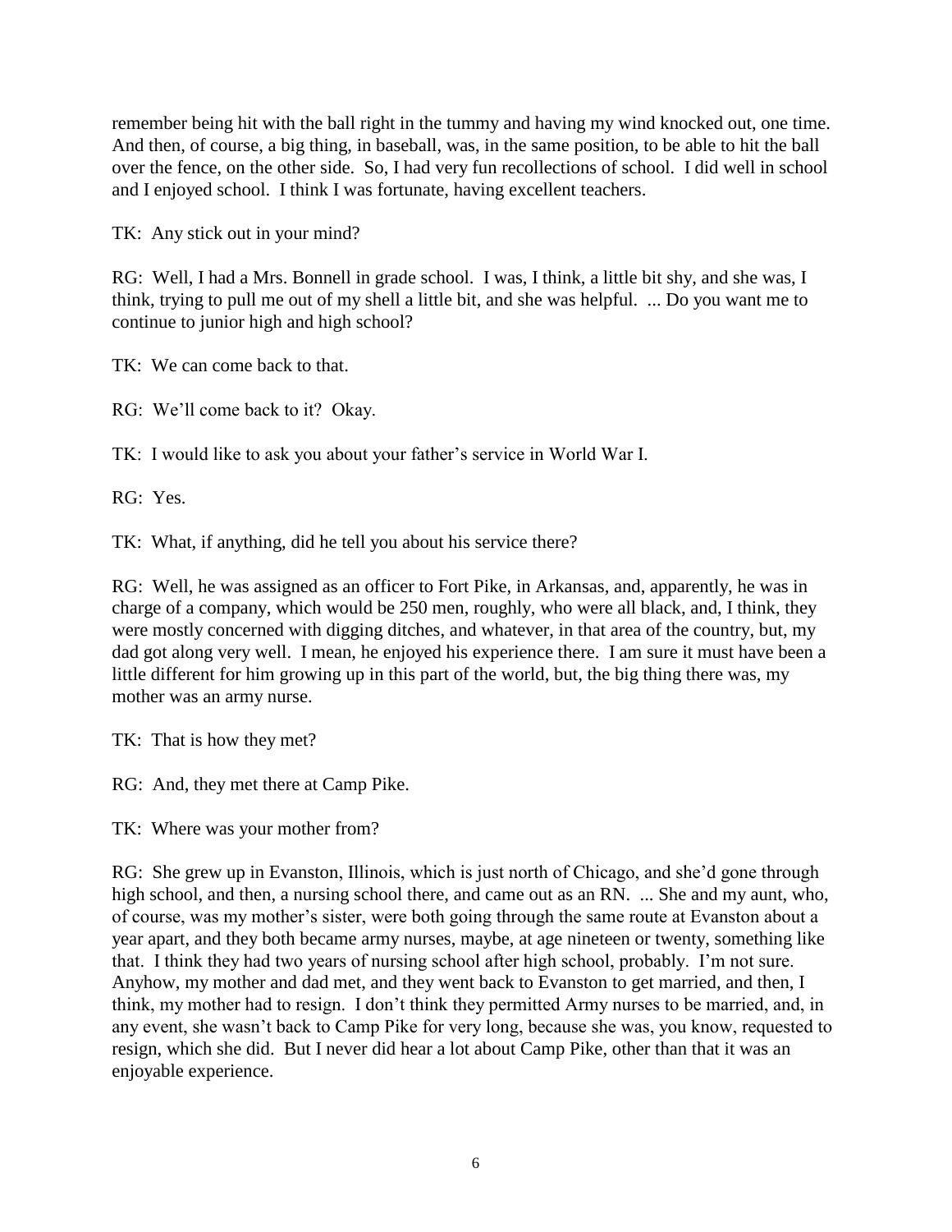remember being hit with the ball right in the tummy and having my wind knocked out, one time. And then, of course, a big thing, in baseball, was, in the same position, to be able to hit the ball over the fence, on the other side. So, I had very fun recollections of school. I did well in school and I enjoyed school. I think I was fortunate, having excellent teachers.

TK: Any stick out in your mind?

RG: Well, I had a Mrs. Bonnell in grade school. I was, I think, a little bit shy, and she was, I think, trying to pull me out of my shell a little bit, and she was helpful. ... Do you want me to continue to junior high and high school?

TK: We can come back to that.

RG: We'll come back to it? Okay.

TK: I would like to ask you about your father's service in World War I.

RG: Yes.

TK: What, if anything, did he tell you about his service there?

RG: Well, he was assigned as an officer to Fort Pike, in Arkansas, and, apparently, he was in charge of a company, which would be 250 men, roughly, who were all black, and, I think, they were mostly concerned with digging ditches, and whatever, in that area of the country, but, my dad got along very well. I mean, he enjoyed his experience there. I am sure it must have been a little different for him growing up in this part of the world, but, the big thing there was, my mother was an army nurse.

TK: That is how they met?

RG: And, they met there at Camp Pike.

TK: Where was your mother from?

RG: She grew up in Evanston, Illinois, which is just north of Chicago, and she'd gone through high school, and then, a nursing school there, and came out as an RN. ... She and my aunt, who, of course, was my mother's sister, were both going through the same route at Evanston about a year apart, and they both became army nurses, maybe, at age nineteen or twenty, something like that. I think they had two years of nursing school after high school, probably. I'm not sure. Anyhow, my mother and dad met, and they went back to Evanston to get married, and then, I think, my mother had to resign. I don't think they permitted Army nurses to be married, and, in any event, she wasn't back to Camp Pike for very long, because she was, you know, requested to resign, which she did. But I never did hear a lot about Camp Pike, other than that it was an enjoyable experience.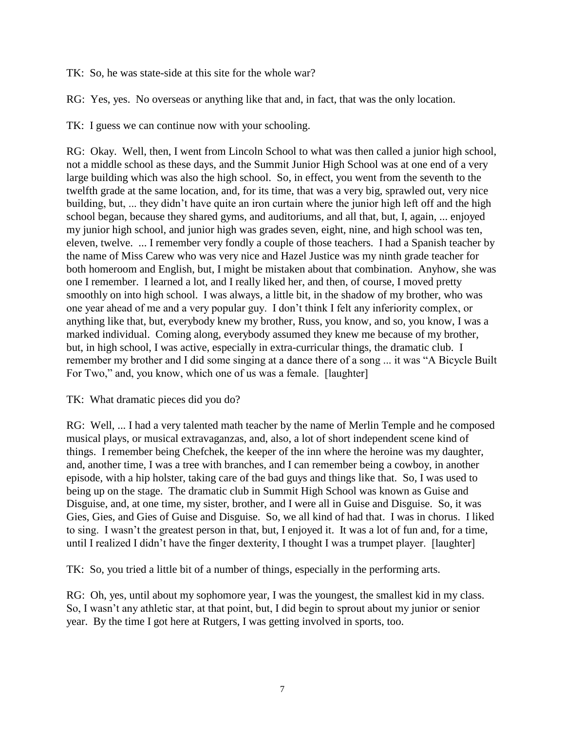TK: So, he was state-side at this site for the whole war?

RG: Yes, yes. No overseas or anything like that and, in fact, that was the only location.

TK: I guess we can continue now with your schooling.

RG: Okay. Well, then, I went from Lincoln School to what was then called a junior high school, not a middle school as these days, and the Summit Junior High School was at one end of a very large building which was also the high school. So, in effect, you went from the seventh to the twelfth grade at the same location, and, for its time, that was a very big, sprawled out, very nice building, but, ... they didn't have quite an iron curtain where the junior high left off and the high school began, because they shared gyms, and auditoriums, and all that, but, I, again, ... enjoyed my junior high school, and junior high was grades seven, eight, nine, and high school was ten, eleven, twelve. ... I remember very fondly a couple of those teachers. I had a Spanish teacher by the name of Miss Carew who was very nice and Hazel Justice was my ninth grade teacher for both homeroom and English, but, I might be mistaken about that combination. Anyhow, she was one I remember. I learned a lot, and I really liked her, and then, of course, I moved pretty smoothly on into high school. I was always, a little bit, in the shadow of my brother, who was one year ahead of me and a very popular guy. I don't think I felt any inferiority complex, or anything like that, but, everybody knew my brother, Russ, you know, and so, you know, I was a marked individual. Coming along, everybody assumed they knew me because of my brother, but, in high school, I was active, especially in extra-curricular things, the dramatic club. I remember my brother and I did some singing at a dance there of a song ... it was "A Bicycle Built For Two," and, you know, which one of us was a female. [laughter]

TK: What dramatic pieces did you do?

RG: Well, ... I had a very talented math teacher by the name of Merlin Temple and he composed musical plays, or musical extravaganzas, and, also, a lot of short independent scene kind of things. I remember being Chefchek, the keeper of the inn where the heroine was my daughter, and, another time, I was a tree with branches, and I can remember being a cowboy, in another episode, with a hip holster, taking care of the bad guys and things like that. So, I was used to being up on the stage. The dramatic club in Summit High School was known as Guise and Disguise, and, at one time, my sister, brother, and I were all in Guise and Disguise. So, it was Gies, Gies, and Gies of Guise and Disguise. So, we all kind of had that. I was in chorus. I liked to sing. I wasn't the greatest person in that, but, I enjoyed it. It was a lot of fun and, for a time, until I realized I didn't have the finger dexterity, I thought I was a trumpet player. [laughter]

TK: So, you tried a little bit of a number of things, especially in the performing arts.

RG: Oh, yes, until about my sophomore year, I was the youngest, the smallest kid in my class. So, I wasn't any athletic star, at that point, but, I did begin to sprout about my junior or senior year. By the time I got here at Rutgers, I was getting involved in sports, too.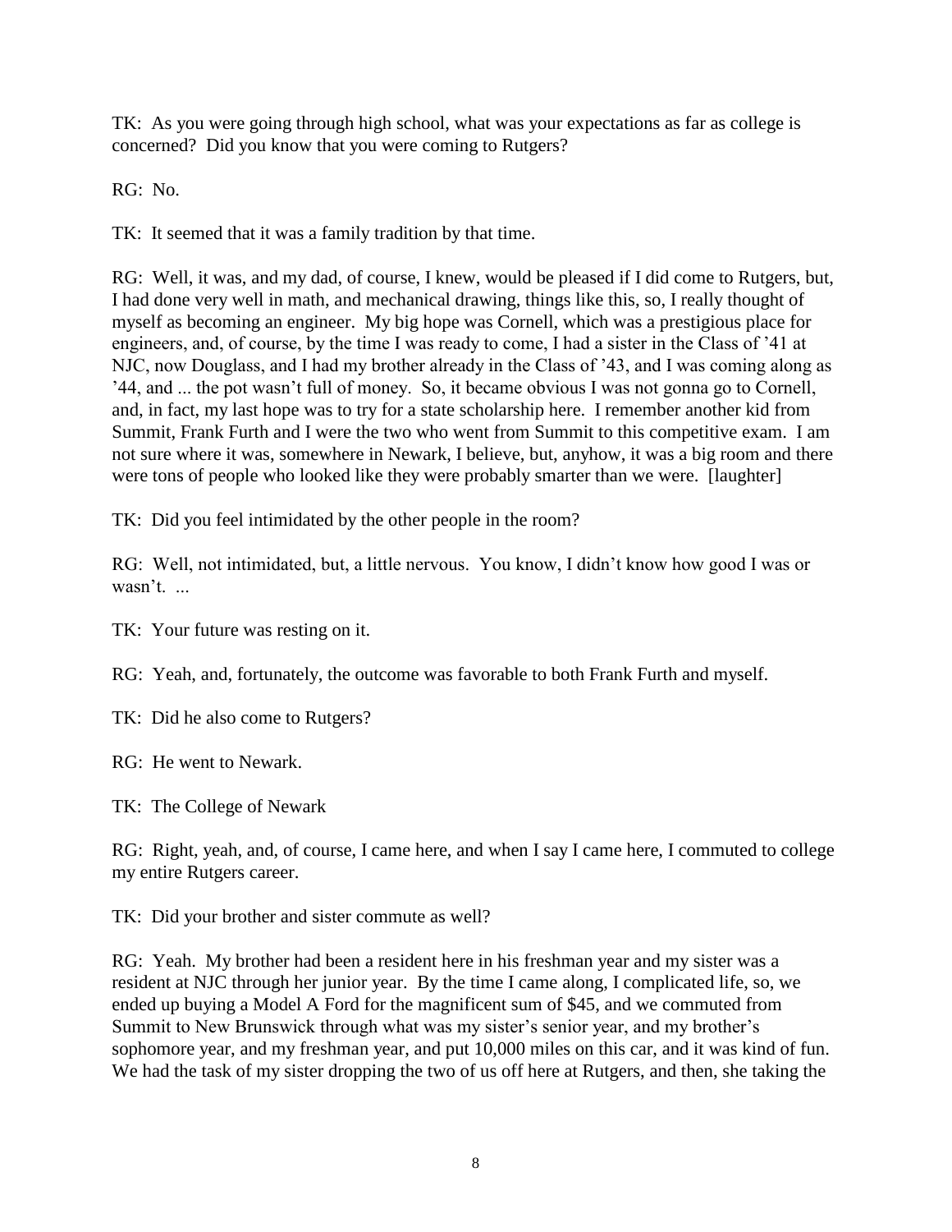TK: As you were going through high school, what was your expectations as far as college is concerned? Did you know that you were coming to Rutgers?

RG: No.

TK: It seemed that it was a family tradition by that time.

RG: Well, it was, and my dad, of course, I knew, would be pleased if I did come to Rutgers, but, I had done very well in math, and mechanical drawing, things like this, so, I really thought of myself as becoming an engineer. My big hope was Cornell, which was a prestigious place for engineers, and, of course, by the time I was ready to come, I had a sister in the Class of '41 at NJC, now Douglass, and I had my brother already in the Class of '43, and I was coming along as '44, and ... the pot wasn't full of money. So, it became obvious I was not gonna go to Cornell, and, in fact, my last hope was to try for a state scholarship here. I remember another kid from Summit, Frank Furth and I were the two who went from Summit to this competitive exam. I am not sure where it was, somewhere in Newark, I believe, but, anyhow, it was a big room and there were tons of people who looked like they were probably smarter than we were. [laughter]

TK: Did you feel intimidated by the other people in the room?

RG: Well, not intimidated, but, a little nervous. You know, I didn't know how good I was or wasn't. ...

TK: Your future was resting on it.

RG: Yeah, and, fortunately, the outcome was favorable to both Frank Furth and myself.

TK: Did he also come to Rutgers?

RG: He went to Newark.

TK: The College of Newark

RG: Right, yeah, and, of course, I came here, and when I say I came here, I commuted to college my entire Rutgers career.

TK: Did your brother and sister commute as well?

RG: Yeah. My brother had been a resident here in his freshman year and my sister was a resident at NJC through her junior year. By the time I came along, I complicated life, so, we ended up buying a Model A Ford for the magnificent sum of $45, and we commuted from Summit to New Brunswick through what was my sister's senior year, and my brother's sophomore year, and my freshman year, and put 10,000 miles on this car, and it was kind of fun. We had the task of my sister dropping the two of us off here at Rutgers, and then, she taking the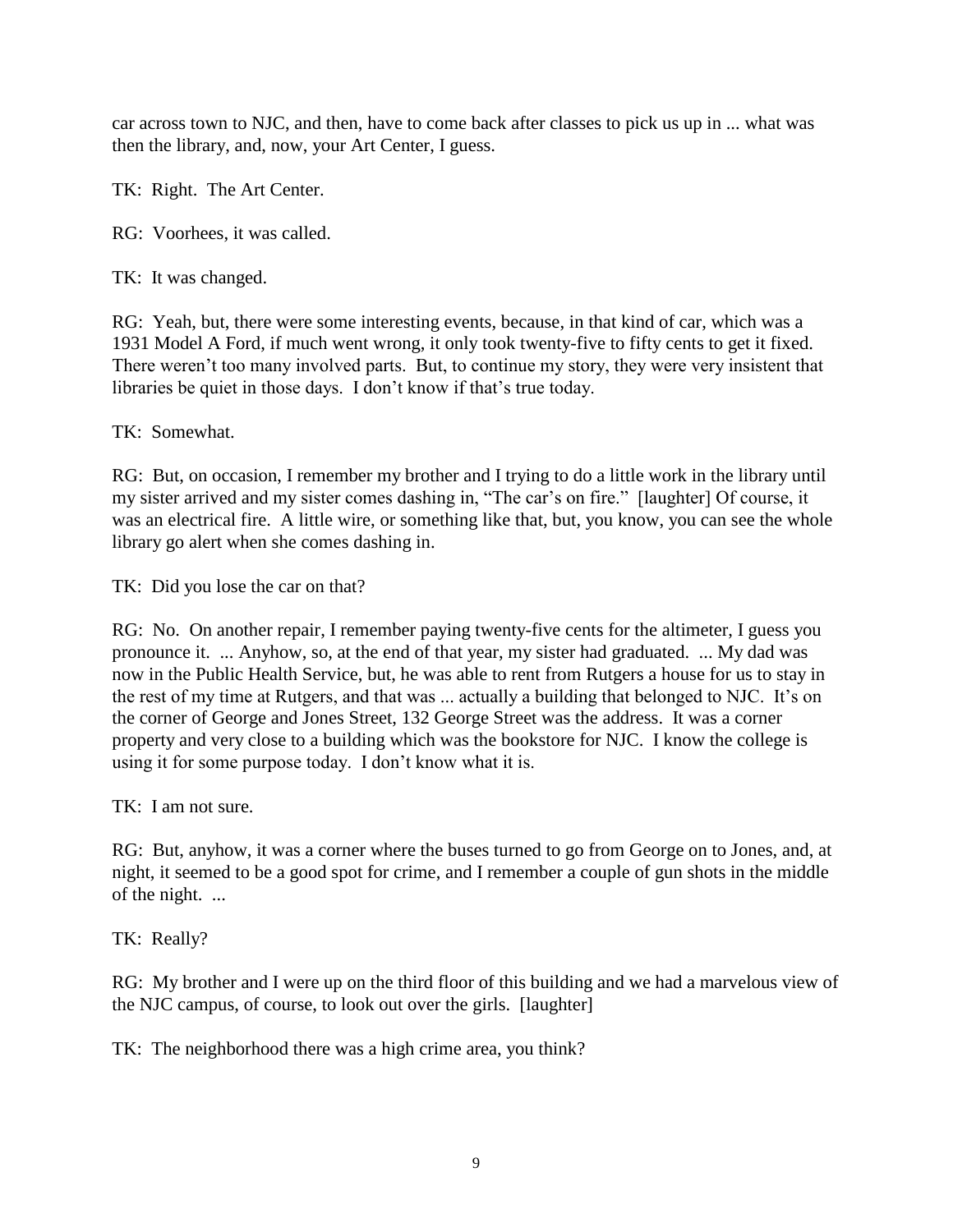car across town to NJC, and then, have to come back after classes to pick us up in ... what was then the library, and, now, your Art Center, I guess.

TK: Right. The Art Center.

RG: Voorhees, it was called.

TK: It was changed.

RG: Yeah, but, there were some interesting events, because, in that kind of car, which was a 1931 Model A Ford, if much went wrong, it only took twenty-five to fifty cents to get it fixed. There weren't too many involved parts. But, to continue my story, they were very insistent that libraries be quiet in those days. I don't know if that's true today.

TK: Somewhat.

RG: But, on occasion, I remember my brother and I trying to do a little work in the library until my sister arrived and my sister comes dashing in, "The car's on fire." [laughter] Of course, it was an electrical fire. A little wire, or something like that, but, you know, you can see the whole library go alert when she comes dashing in.

TK: Did you lose the car on that?

RG: No. On another repair, I remember paying twenty-five cents for the altimeter, I guess you pronounce it. ... Anyhow, so, at the end of that year, my sister had graduated. ... My dad was now in the Public Health Service, but, he was able to rent from Rutgers a house for us to stay in the rest of my time at Rutgers, and that was ... actually a building that belonged to NJC. It's on the corner of George and Jones Street, 132 George Street was the address. It was a corner property and very close to a building which was the bookstore for NJC. I know the college is using it for some purpose today. I don't know what it is.

TK: I am not sure.

RG: But, anyhow, it was a corner where the buses turned to go from George on to Jones, and, at night, it seemed to be a good spot for crime, and I remember a couple of gun shots in the middle of the night. ...

TK: Really?

RG: My brother and I were up on the third floor of this building and we had a marvelous view of the NJC campus, of course, to look out over the girls. [laughter]

TK: The neighborhood there was a high crime area, you think?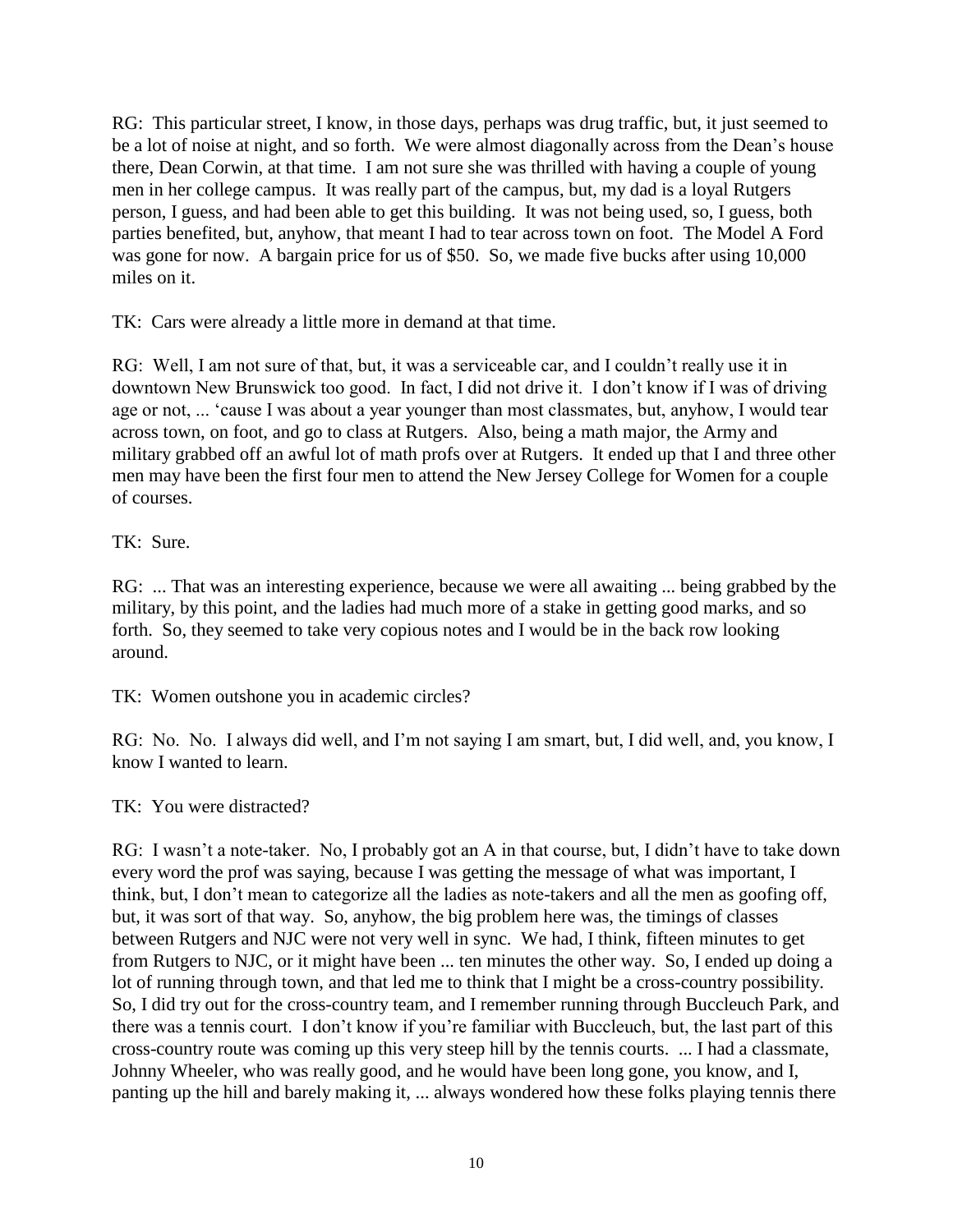RG: This particular street, I know, in those days, perhaps was drug traffic, but, it just seemed to be a lot of noise at night, and so forth. We were almost diagonally across from the Dean's house there, Dean Corwin, at that time. I am not sure she was thrilled with having a couple of young men in her college campus. It was really part of the campus, but, my dad is a loyal Rutgers person, I guess, and had been able to get this building. It was not being used, so, I guess, both parties benefited, but, anyhow, that meant I had to tear across town on foot. The Model A Ford was gone for now. A bargain price for us of $50. So, we made five bucks after using 10,000 miles on it.

TK: Cars were already a little more in demand at that time.

RG: Well, I am not sure of that, but, it was a serviceable car, and I couldn't really use it in downtown New Brunswick too good. In fact, I did not drive it. I don't know if I was of driving age or not, ... 'cause I was about a year younger than most classmates, but, anyhow, I would tear across town, on foot, and go to class at Rutgers. Also, being a math major, the Army and military grabbed off an awful lot of math profs over at Rutgers. It ended up that I and three other men may have been the first four men to attend the New Jersey College for Women for a couple of courses.

TK: Sure.

RG: ... That was an interesting experience, because we were all awaiting ... being grabbed by the military, by this point, and the ladies had much more of a stake in getting good marks, and so forth. So, they seemed to take very copious notes and I would be in the back row looking around.

TK: Women outshone you in academic circles?

RG: No. No. I always did well, and I'm not saying I am smart, but, I did well, and, you know, I know I wanted to learn.

TK: You were distracted?

RG: I wasn't a note-taker. No, I probably got an A in that course, but, I didn't have to take down every word the prof was saying, because I was getting the message of what was important, I think, but, I don't mean to categorize all the ladies as note-takers and all the men as goofing off, but, it was sort of that way. So, anyhow, the big problem here was, the timings of classes between Rutgers and NJC were not very well in sync. We had, I think, fifteen minutes to get from Rutgers to NJC, or it might have been ... ten minutes the other way. So, I ended up doing a lot of running through town, and that led me to think that I might be a cross-country possibility. So, I did try out for the cross-country team, and I remember running through Buccleuch Park, and there was a tennis court. I don't know if you're familiar with Buccleuch, but, the last part of this cross-country route was coming up this very steep hill by the tennis courts. ... I had a classmate, Johnny Wheeler, who was really good, and he would have been long gone, you know, and I, panting up the hill and barely making it, ... always wondered how these folks playing tennis there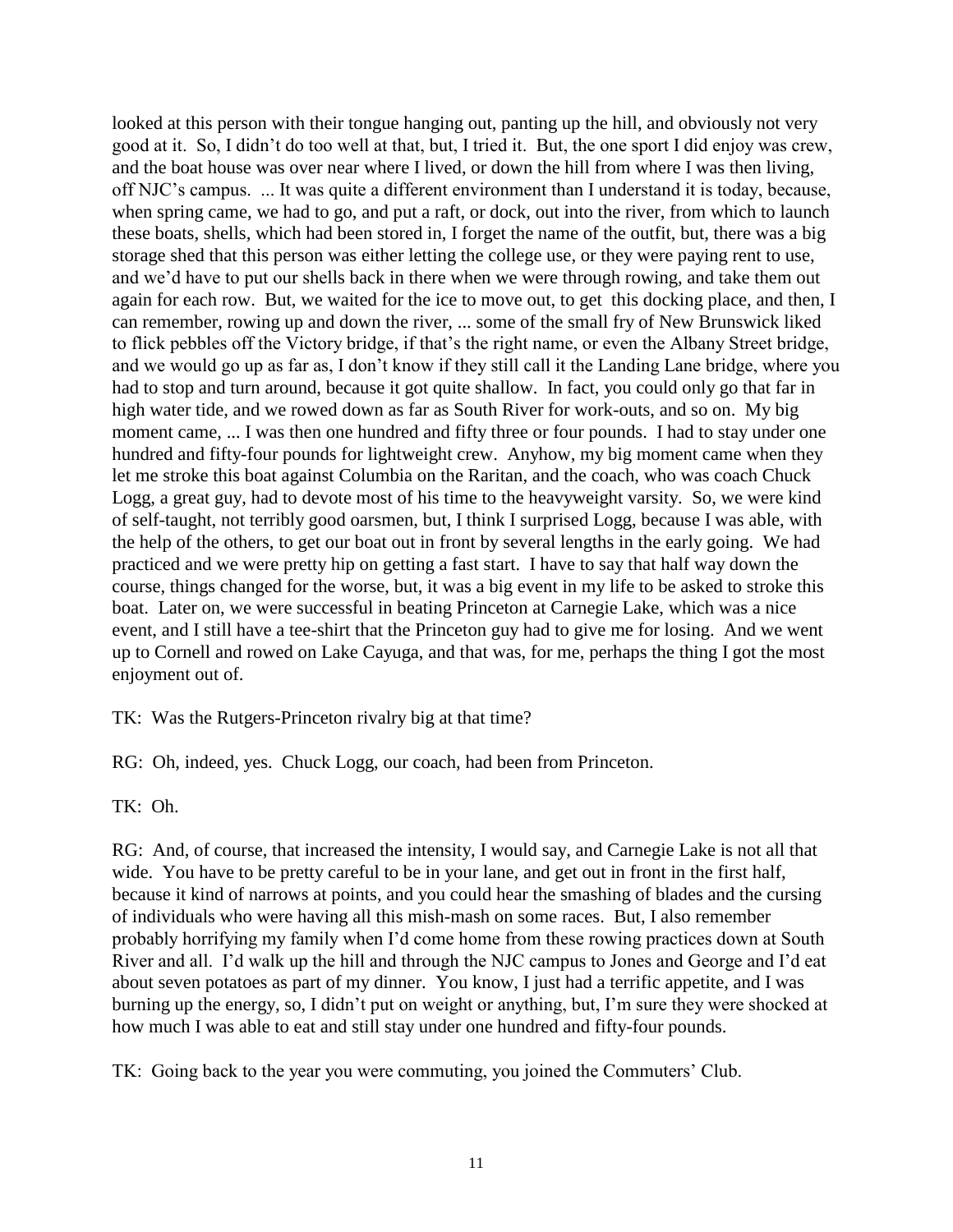looked at this person with their tongue hanging out, panting up the hill, and obviously not very good at it. So, I didn't do too well at that, but, I tried it. But, the one sport I did enjoy was crew, and the boat house was over near where I lived, or down the hill from where I was then living, off NJC's campus. ... It was quite a different environment than I understand it is today, because, when spring came, we had to go, and put a raft, or dock, out into the river, from which to launch these boats, shells, which had been stored in, I forget the name of the outfit, but, there was a big storage shed that this person was either letting the college use, or they were paying rent to use, and we'd have to put our shells back in there when we were through rowing, and take them out again for each row. But, we waited for the ice to move out, to get this docking place, and then, I can remember, rowing up and down the river, ... some of the small fry of New Brunswick liked to flick pebbles off the Victory bridge, if that's the right name, or even the Albany Street bridge, and we would go up as far as, I don't know if they still call it the Landing Lane bridge, where you had to stop and turn around, because it got quite shallow. In fact, you could only go that far in high water tide, and we rowed down as far as South River for work-outs, and so on. My big moment came, ... I was then one hundred and fifty three or four pounds. I had to stay under one hundred and fifty-four pounds for lightweight crew. Anyhow, my big moment came when they let me stroke this boat against Columbia on the Raritan, and the coach, who was coach Chuck Logg, a great guy, had to devote most of his time to the heavyweight varsity. So, we were kind of self-taught, not terribly good oarsmen, but, I think I surprised Logg, because I was able, with the help of the others, to get our boat out in front by several lengths in the early going. We had practiced and we were pretty hip on getting a fast start. I have to say that half way down the course, things changed for the worse, but, it was a big event in my life to be asked to stroke this boat. Later on, we were successful in beating Princeton at Carnegie Lake, which was a nice event, and I still have a tee-shirt that the Princeton guy had to give me for losing. And we went up to Cornell and rowed on Lake Cayuga, and that was, for me, perhaps the thing I got the most enjoyment out of.

TK: Was the Rutgers-Princeton rivalry big at that time?

RG: Oh, indeed, yes. Chuck Logg, our coach, had been from Princeton.

TK: Oh.

RG: And, of course, that increased the intensity, I would say, and Carnegie Lake is not all that wide. You have to be pretty careful to be in your lane, and get out in front in the first half, because it kind of narrows at points, and you could hear the smashing of blades and the cursing of individuals who were having all this mish-mash on some races. But, I also remember probably horrifying my family when I'd come home from these rowing practices down at South River and all. I'd walk up the hill and through the NJC campus to Jones and George and I'd eat about seven potatoes as part of my dinner. You know, I just had a terrific appetite, and I was burning up the energy, so, I didn't put on weight or anything, but, I'm sure they were shocked at how much I was able to eat and still stay under one hundred and fifty-four pounds.

TK: Going back to the year you were commuting, you joined the Commuters' Club.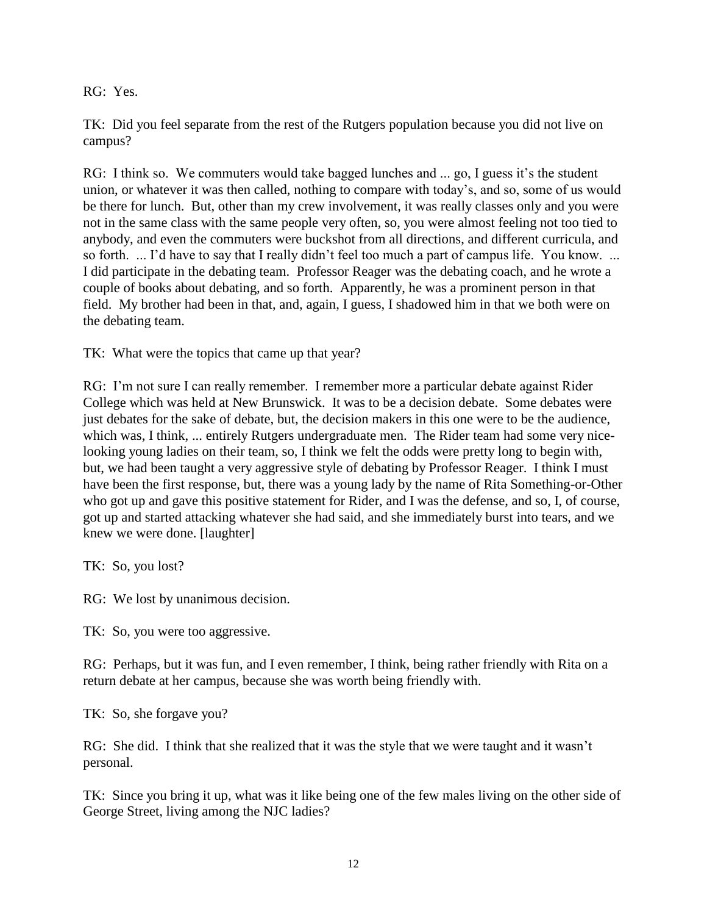RG: Yes.

TK: Did you feel separate from the rest of the Rutgers population because you did not live on campus?

RG: I think so. We commuters would take bagged lunches and ... go, I guess it's the student union, or whatever it was then called, nothing to compare with today's, and so, some of us would be there for lunch. But, other than my crew involvement, it was really classes only and you were not in the same class with the same people very often, so, you were almost feeling not too tied to anybody, and even the commuters were buckshot from all directions, and different curricula, and so forth. ... I'd have to say that I really didn't feel too much a part of campus life. You know. ... I did participate in the debating team. Professor Reager was the debating coach, and he wrote a couple of books about debating, and so forth. Apparently, he was a prominent person in that field. My brother had been in that, and, again, I guess, I shadowed him in that we both were on the debating team.

TK: What were the topics that came up that year?

RG: I'm not sure I can really remember. I remember more a particular debate against Rider College which was held at New Brunswick. It was to be a decision debate. Some debates were just debates for the sake of debate, but, the decision makers in this one were to be the audience, which was, I think, ... entirely Rutgers undergraduate men. The Rider team had some very nice-looking young ladies on their team, so, I think we felt the odds were pretty long to begin with, but, we had been taught a very aggressive style of debating by Professor Reager. I think I must have been the first response, but, there was a young lady by the name of Rita Something-or-Other who got up and gave this positive statement for Rider, and I was the defense, and so, I, of course, got up and started attacking whatever she had said, and she immediately burst into tears, and we knew we were done. [laughter]

TK: So, you lost?

RG: We lost by unanimous decision.

TK: So, you were too aggressive.

RG: Perhaps, but it was fun, and I even remember, I think, being rather friendly with Rita on a return debate at her campus, because she was worth being friendly with.

TK: So, she forgave you?

RG: She did. I think that she realized that it was the style that we were taught and it wasn't personal.

TK: Since you bring it up, what was it like being one of the few males living on the other side of George Street, living among the NJC ladies?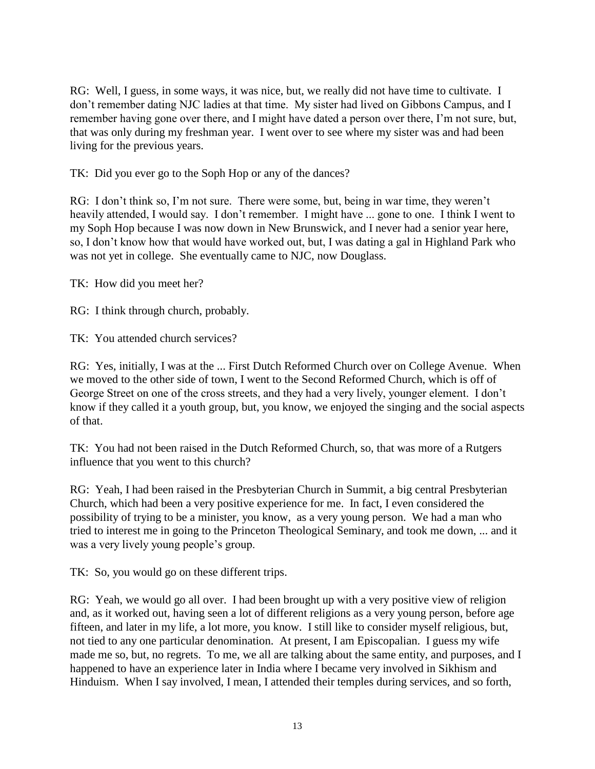RG: Well, I guess, in some ways, it was nice, but, we really did not have time to cultivate. I don't remember dating NJC ladies at that time. My sister had lived on Gibbons Campus, and I remember having gone over there, and I might have dated a person over there, I'm not sure, but, that was only during my freshman year. I went over to see where my sister was and had been living for the previous years.

TK: Did you ever go to the Soph Hop or any of the dances?

RG: I don't think so, I'm not sure. There were some, but, being in war time, they weren't heavily attended, I would say. I don't remember. I might have ... gone to one. I think I went to my Soph Hop because I was now down in New Brunswick, and I never had a senior year here, so, I don't know how that would have worked out, but, I was dating a gal in Highland Park who was not yet in college. She eventually came to NJC, now Douglass.

TK: How did you meet her?

RG: I think through church, probably.

TK: You attended church services?

RG: Yes, initially, I was at the ... First Dutch Reformed Church over on College Avenue. When we moved to the other side of town, I went to the Second Reformed Church, which is off of George Street on one of the cross streets, and they had a very lively, younger element. I don't know if they called it a youth group, but, you know, we enjoyed the singing and the social aspects of that.

TK: You had not been raised in the Dutch Reformed Church, so, that was more of a Rutgers influence that you went to this church?

RG: Yeah, I had been raised in the Presbyterian Church in Summit, a big central Presbyterian Church, which had been a very positive experience for me. In fact, I even considered the possibility of trying to be a minister, you know, as a very young person. We had a man who tried to interest me in going to the Princeton Theological Seminary, and took me down, ... and it was a very lively young people's group.

TK: So, you would go on these different trips.

RG: Yeah, we would go all over. I had been brought up with a very positive view of religion and, as it worked out, having seen a lot of different religions as a very young person, before age fifteen, and later in my life, a lot more, you know. I still like to consider myself religious, but, not tied to any one particular denomination. At present, I am Episcopalian. I guess my wife made me so, but, no regrets. To me, we all are talking about the same entity, and purposes, and I happened to have an experience later in India where I became very involved in Sikhism and Hinduism. When I say involved, I mean, I attended their temples during services, and so forth,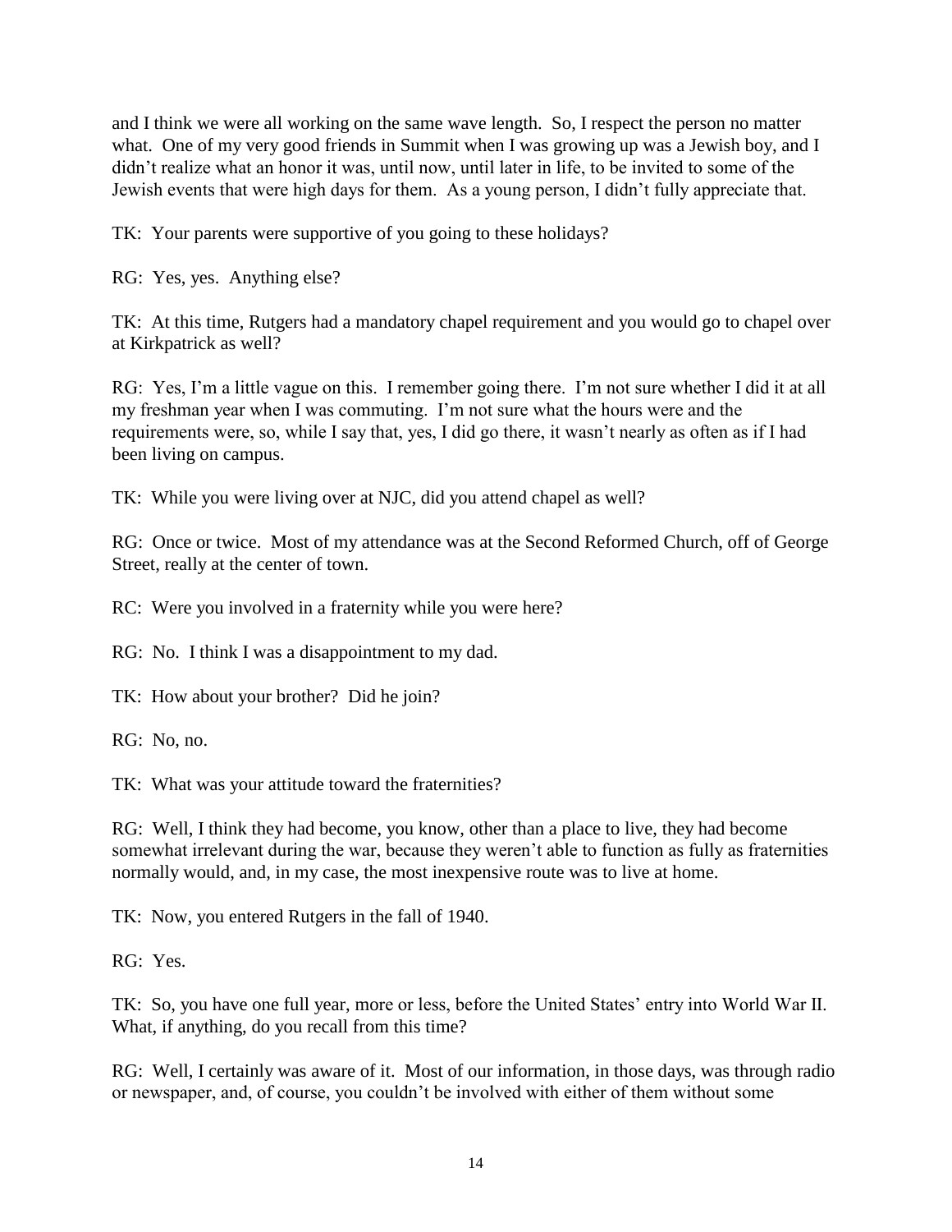and I think we were all working on the same wave length. So, I respect the person no matter what. One of my very good friends in Summit when I was growing up was a Jewish boy, and I didn't realize what an honor it was, until now, until later in life, to be invited to some of the Jewish events that were high days for them. As a young person, I didn't fully appreciate that.

TK: Your parents were supportive of you going to these holidays?

RG: Yes, yes. Anything else?

TK: At this time, Rutgers had a mandatory chapel requirement and you would go to chapel over at Kirkpatrick as well?

RG: Yes, I'm a little vague on this. I remember going there. I'm not sure whether I did it at all my freshman year when I was commuting. I'm not sure what the hours were and the requirements were, so, while I say that, yes, I did go there, it wasn't nearly as often as if I had been living on campus.

TK: While you were living over at NJC, did you attend chapel as well?

RG: Once or twice. Most of my attendance was at the Second Reformed Church, off of George Street, really at the center of town.

RC: Were you involved in a fraternity while you were here?

RG: No. I think I was a disappointment to my dad.

TK: How about your brother? Did he join?

RG: No, no.

TK: What was your attitude toward the fraternities?

RG: Well, I think they had become, you know, other than a place to live, they had become somewhat irrelevant during the war, because they weren't able to function as fully as fraternities normally would, and, in my case, the most inexpensive route was to live at home.

TK: Now, you entered Rutgers in the fall of 1940.

RG: Yes.

TK: So, you have one full year, more or less, before the United States' entry into World War II. What, if anything, do you recall from this time?

RG: Well, I certainly was aware of it. Most of our information, in those days, was through radio or newspaper, and, of course, you couldn't be involved with either of them without some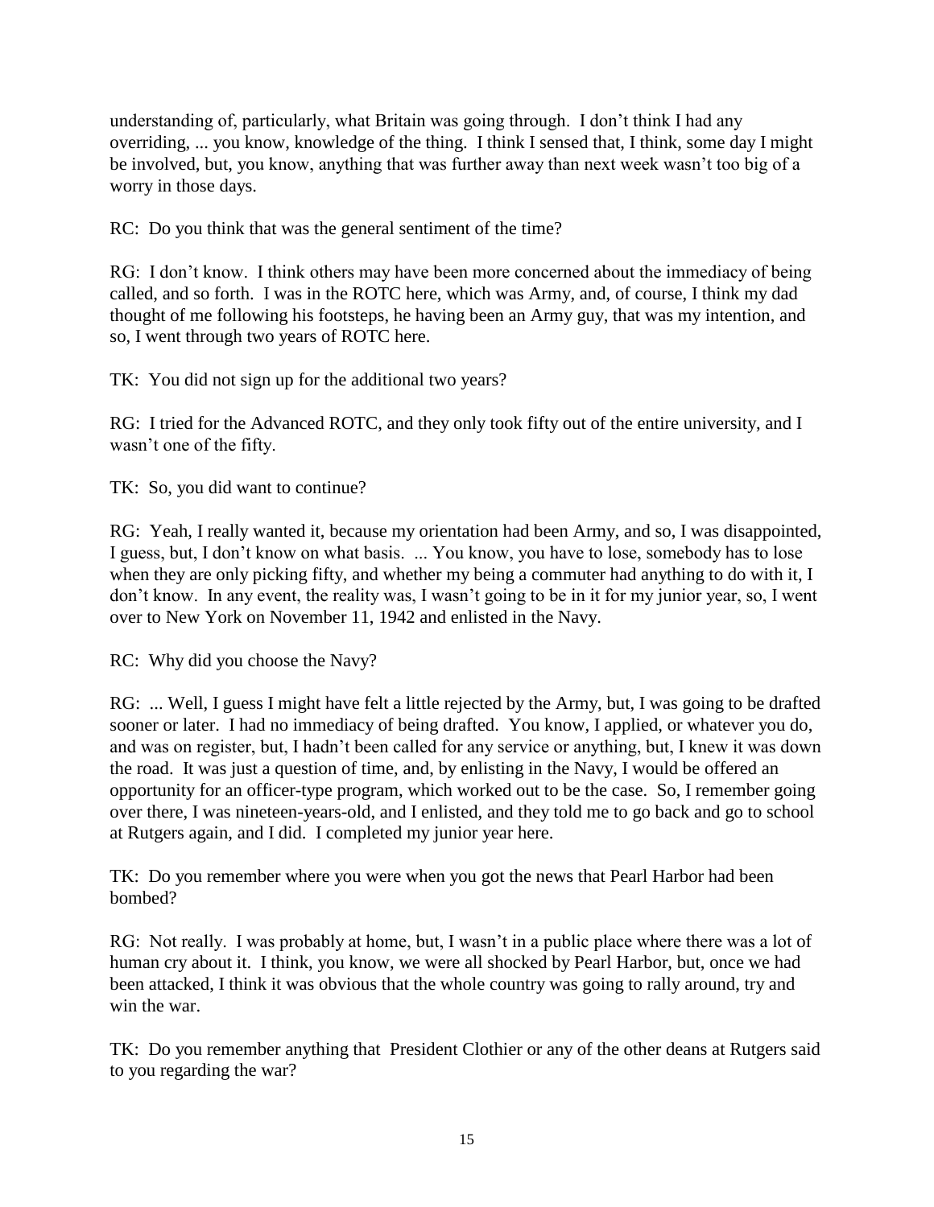understanding of, particularly, what Britain was going through. I don't think I had any overriding, ... you know, knowledge of the thing. I think I sensed that, I think, some day I might be involved, but, you know, anything that was further away than next week wasn't too big of a worry in those days.

RC: Do you think that was the general sentiment of the time?

RG: I don't know. I think others may have been more concerned about the immediacy of being called, and so forth. I was in the ROTC here, which was Army, and, of course, I think my dad thought of me following his footsteps, he having been an Army guy, that was my intention, and so, I went through two years of ROTC here.

TK: You did not sign up for the additional two years?

RG: I tried for the Advanced ROTC, and they only took fifty out of the entire university, and I wasn't one of the fifty.

TK: So, you did want to continue?

RG: Yeah, I really wanted it, because my orientation had been Army, and so, I was disappointed, I guess, but, I don't know on what basis. ... You know, you have to lose, somebody has to lose when they are only picking fifty, and whether my being a commuter had anything to do with it, I don't know. In any event, the reality was, I wasn't going to be in it for my junior year, so, I went over to New York on November 11, 1942 and enlisted in the Navy.

RC: Why did you choose the Navy?

RG: ... Well, I guess I might have felt a little rejected by the Army, but, I was going to be drafted sooner or later. I had no immediacy of being drafted. You know, I applied, or whatever you do, and was on register, but, I hadn't been called for any service or anything, but, I knew it was down the road. It was just a question of time, and, by enlisting in the Navy, I would be offered an opportunity for an officer-type program, which worked out to be the case. So, I remember going over there, I was nineteen-years-old, and I enlisted, and they told me to go back and go to school at Rutgers again, and I did. I completed my junior year here.

TK: Do you remember where you were when you got the news that Pearl Harbor had been bombed?

RG: Not really. I was probably at home, but, I wasn't in a public place where there was a lot of human cry about it. I think, you know, we were all shocked by Pearl Harbor, but, once we had been attacked, I think it was obvious that the whole country was going to rally around, try and win the war.

TK: Do you remember anything that President Clothier or any of the other deans at Rutgers said to you regarding the war?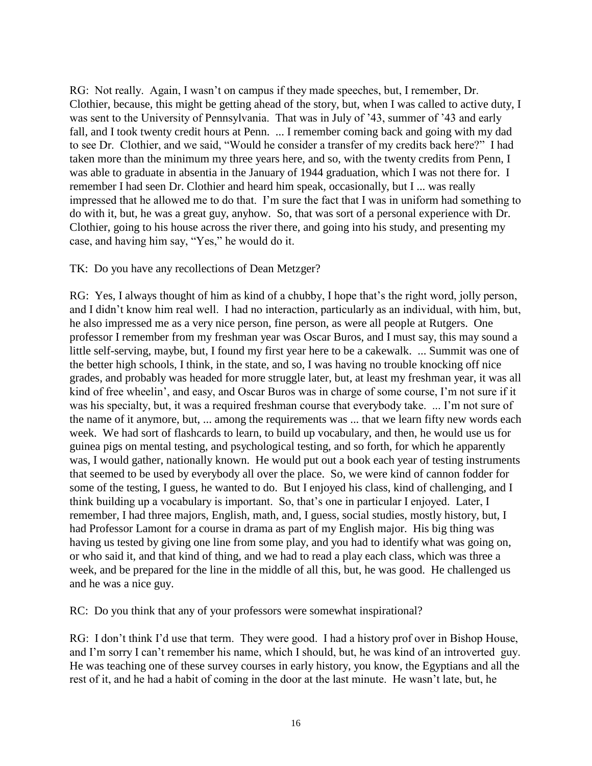RG: Not really. Again, I wasn't on campus if they made speeches, but, I remember, Dr. Clothier, because, this might be getting ahead of the story, but, when I was called to active duty, I was sent to the University of Pennsylvania. That was in July of '43, summer of '43 and early fall, and I took twenty credit hours at Penn. ... I remember coming back and going with my dad to see Dr. Clothier, and we said, "Would he consider a transfer of my credits back here?" I had taken more than the minimum my three years here, and so, with the twenty credits from Penn, I was able to graduate in absentia in the January of 1944 graduation, which I was not there for. I remember I had seen Dr. Clothier and heard him speak, occasionally, but I ... was really impressed that he allowed me to do that. I'm sure the fact that I was in uniform had something to do with it, but, he was a great guy, anyhow. So, that was sort of a personal experience with Dr. Clothier, going to his house across the river there, and going into his study, and presenting my case, and having him say, "Yes," he would do it.

TK: Do you have any recollections of Dean Metzger?

RG: Yes, I always thought of him as kind of a chubby, I hope that's the right word, jolly person, and I didn't know him real well. I had no interaction, particularly as an individual, with him, but, he also impressed me as a very nice person, fine person, as were all people at Rutgers. One professor I remember from my freshman year was Oscar Buros, and I must say, this may sound a little self-serving, maybe, but, I found my first year here to be a cakewalk. ... Summit was one of the better high schools, I think, in the state, and so, I was having no trouble knocking off nice grades, and probably was headed for more struggle later, but, at least my freshman year, it was all kind of free wheelin', and easy, and Oscar Buros was in charge of some course, I'm not sure if it was his specialty, but, it was a required freshman course that everybody take. ... I'm not sure of the name of it anymore, but, ... among the requirements was ... that we learn fifty new words each week. We had sort of flashcards to learn, to build up vocabulary, and then, he would use us for guinea pigs on mental testing, and psychological testing, and so forth, for which he apparently was, I would gather, nationally known. He would put out a book each year of testing instruments that seemed to be used by everybody all over the place. So, we were kind of cannon fodder for some of the testing, I guess, he wanted to do. But I enjoyed his class, kind of challenging, and I think building up a vocabulary is important. So, that's one in particular I enjoyed. Later, I remember, I had three majors, English, math, and, I guess, social studies, mostly history, but, I had Professor Lamont for a course in drama as part of my English major. His big thing was having us tested by giving one line from some play, and you had to identify what was going on, or who said it, and that kind of thing, and we had to read a play each class, which was three a week, and be prepared for the line in the middle of all this, but, he was good. He challenged us and he was a nice guy.

RC: Do you think that any of your professors were somewhat inspirational?

RG: I don't think I'd use that term. They were good. I had a history prof over in Bishop House, and I'm sorry I can't remember his name, which I should, but, he was kind of an introverted guy. He was teaching one of these survey courses in early history, you know, the Egyptians and all the rest of it, and he had a habit of coming in the door at the last minute. He wasn't late, but, he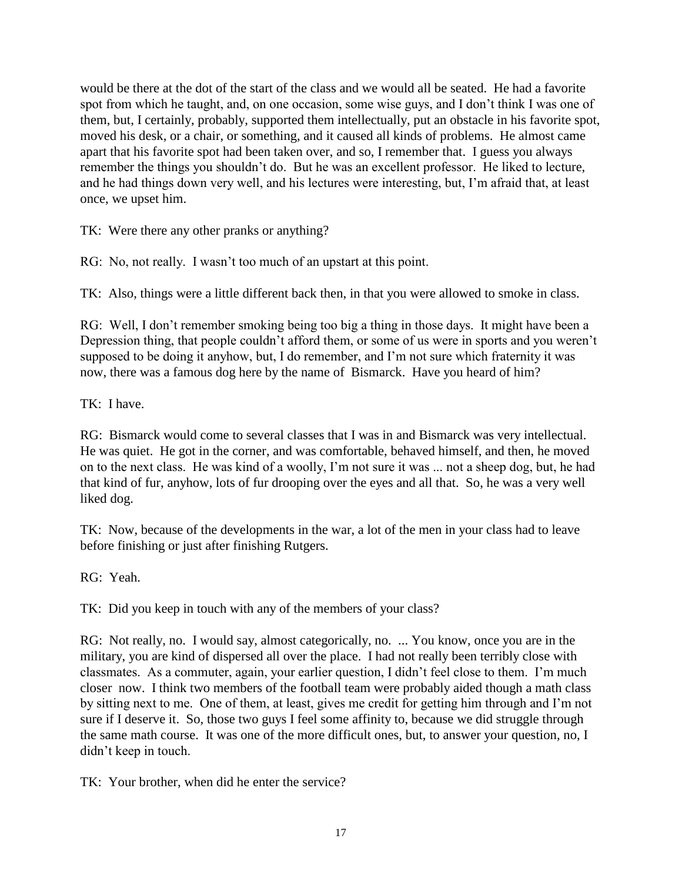would be there at the dot of the start of the class and we would all be seated. He had a favorite spot from which he taught, and, on one occasion, some wise guys, and I don't think I was one of them, but, I certainly, probably, supported them intellectually, put an obstacle in his favorite spot, moved his desk, or a chair, or something, and it caused all kinds of problems. He almost came apart that his favorite spot had been taken over, and so, I remember that. I guess you always remember the things you shouldn't do. But he was an excellent professor. He liked to lecture, and he had things down very well, and his lectures were interesting, but, I'm afraid that, at least once, we upset him.

TK: Were there any other pranks or anything?

RG: No, not really. I wasn't too much of an upstart at this point.

TK: Also, things were a little different back then, in that you were allowed to smoke in class.

RG: Well, I don't remember smoking being too big a thing in those days. It might have been a Depression thing, that people couldn't afford them, or some of us were in sports and you weren't supposed to be doing it anyhow, but, I do remember, and I'm not sure which fraternity it was now, there was a famous dog here by the name of Bismarck. Have you heard of him?

TK: I have.

RG: Bismarck would come to several classes that I was in and Bismarck was very intellectual. He was quiet. He got in the corner, and was comfortable, behaved himself, and then, he moved on to the next class. He was kind of a woolly, I'm not sure it was ... not a sheep dog, but, he had that kind of fur, anyhow, lots of fur drooping over the eyes and all that. So, he was a very well liked dog.

TK: Now, because of the developments in the war, a lot of the men in your class had to leave before finishing or just after finishing Rutgers.

RG: Yeah.

TK: Did you keep in touch with any of the members of your class?

RG: Not really, no. I would say, almost categorically, no. ... You know, once you are in the military, you are kind of dispersed all over the place. I had not really been terribly close with classmates. As a commuter, again, your earlier question, I didn't feel close to them. I'm much closer now. I think two members of the football team were probably aided though a math class by sitting next to me. One of them, at least, gives me credit for getting him through and I'm not sure if I deserve it. So, those two guys I feel some affinity to, because we did struggle through the same math course. It was one of the more difficult ones, but, to answer your question, no, I didn't keep in touch.

TK: Your brother, when did he enter the service?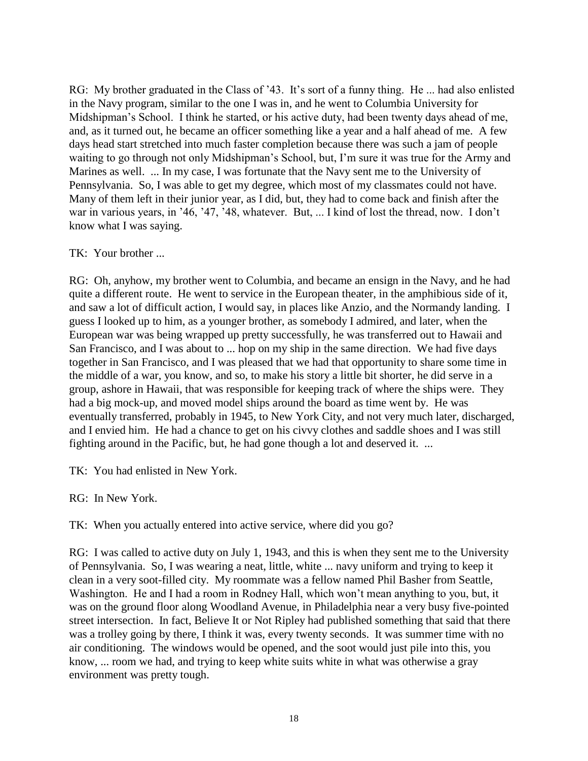RG: My brother graduated in the Class of '43. It's sort of a funny thing. He ... had also enlisted in the Navy program, similar to the one I was in, and he went to Columbia University for Midshipman's School. I think he started, or his active duty, had been twenty days ahead of me, and, as it turned out, he became an officer something like a year and a half ahead of me. A few days head start stretched into much faster completion because there was such a jam of people waiting to go through not only Midshipman's School, but, I'm sure it was true for the Army and Marines as well. ... In my case, I was fortunate that the Navy sent me to the University of Pennsylvania. So, I was able to get my degree, which most of my classmates could not have. Many of them left in their junior year, as I did, but, they had to come back and finish after the war in various years, in '46, '47, '48, whatever. But, ... I kind of lost the thread, now. I don't know what I was saying.

TK: Your brother ...

RG: Oh, anyhow, my brother went to Columbia, and became an ensign in the Navy, and he had quite a different route. He went to service in the European theater, in the amphibious side of it, and saw a lot of difficult action, I would say, in places like Anzio, and the Normandy landing. I guess I looked up to him, as a younger brother, as somebody I admired, and later, when the European war was being wrapped up pretty successfully, he was transferred out to Hawaii and San Francisco, and I was about to ... hop on my ship in the same direction. We had five days together in San Francisco, and I was pleased that we had that opportunity to share some time in the middle of a war, you know, and so, to make his story a little bit shorter, he did serve in a group, ashore in Hawaii, that was responsible for keeping track of where the ships were. They had a big mock-up, and moved model ships around the board as time went by. He was eventually transferred, probably in 1945, to New York City, and not very much later, discharged, and I envied him. He had a chance to get on his civvy clothes and saddle shoes and I was still fighting around in the Pacific, but, he had gone though a lot and deserved it. ...

TK: You had enlisted in New York.

RG: In New York.

TK: When you actually entered into active service, where did you go?

RG: I was called to active duty on July 1, 1943, and this is when they sent me to the University of Pennsylvania. So, I was wearing a neat, little, white ... navy uniform and trying to keep it clean in a very soot-filled city. My roommate was a fellow named Phil Basher from Seattle, Washington. He and I had a room in Rodney Hall, which won't mean anything to you, but, it was on the ground floor along Woodland Avenue, in Philadelphia near a very busy five-pointed street intersection. In fact, Believe It or Not Ripley had published something that said that there was a trolley going by there, I think it was, every twenty seconds. It was summer time with no air conditioning. The windows would be opened, and the soot would just pile into this, you know, ... room we had, and trying to keep white suits white in what was otherwise a gray environment was pretty tough.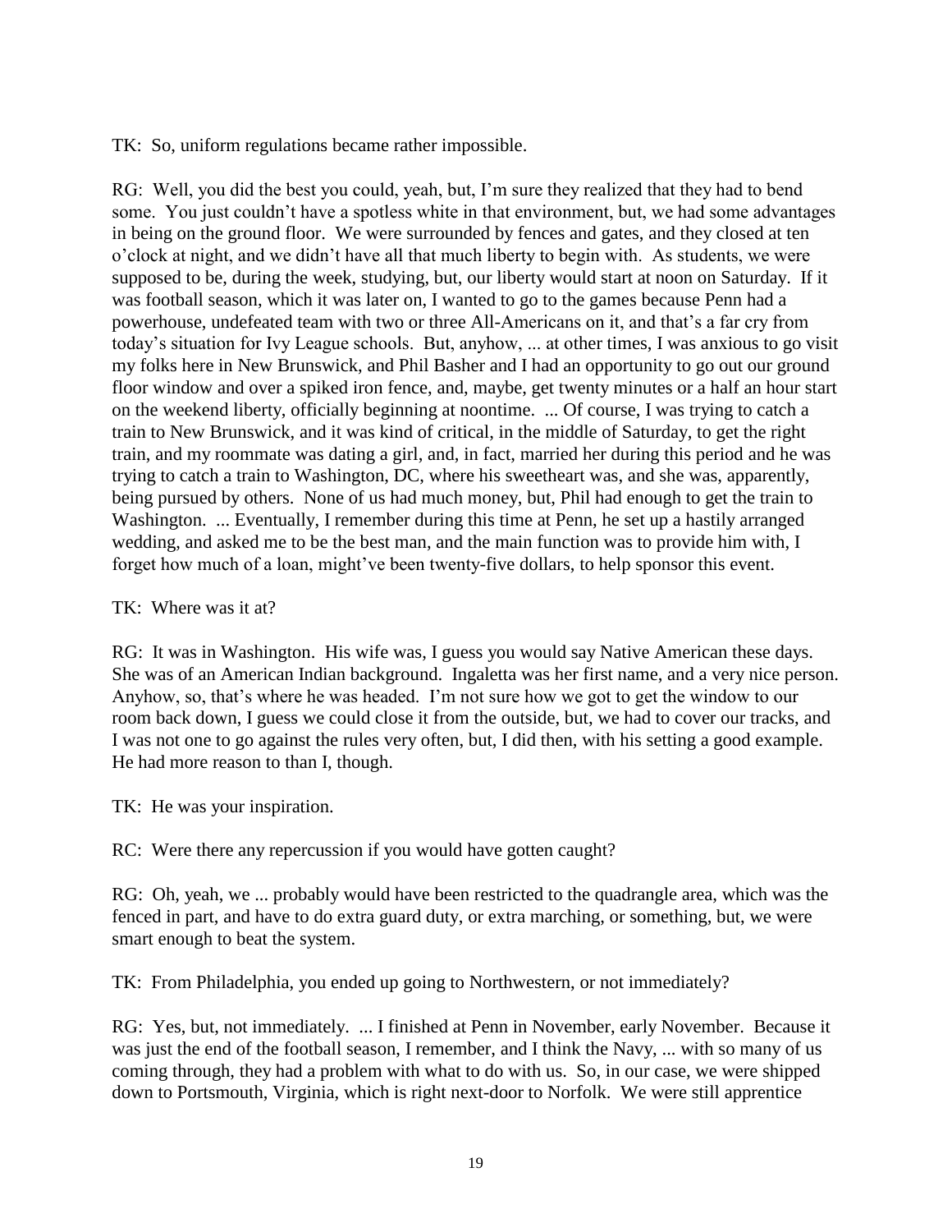TK: So, uniform regulations became rather impossible.

RG: Well, you did the best you could, yeah, but, I'm sure they realized that they had to bend some. You just couldn't have a spotless white in that environment, but, we had some advantages in being on the ground floor. We were surrounded by fences and gates, and they closed at ten o'clock at night, and we didn't have all that much liberty to begin with. As students, we were supposed to be, during the week, studying, but, our liberty would start at noon on Saturday. If it was football season, which it was later on, I wanted to go to the games because Penn had a powerhouse, undefeated team with two or three All-Americans on it, and that's a far cry from today's situation for Ivy League schools. But, anyhow, ... at other times, I was anxious to go visit my folks here in New Brunswick, and Phil Basher and I had an opportunity to go out our ground floor window and over a spiked iron fence, and, maybe, get twenty minutes or a half an hour start on the weekend liberty, officially beginning at noontime. ... Of course, I was trying to catch a train to New Brunswick, and it was kind of critical, in the middle of Saturday, to get the right train, and my roommate was dating a girl, and, in fact, married her during this period and he was trying to catch a train to Washington, DC, where his sweetheart was, and she was, apparently, being pursued by others. None of us had much money, but, Phil had enough to get the train to Washington. ... Eventually, I remember during this time at Penn, he set up a hastily arranged wedding, and asked me to be the best man, and the main function was to provide him with, I forget how much of a loan, might've been twenty-five dollars, to help sponsor this event.

TK: Where was it at?

RG: It was in Washington. His wife was, I guess you would say Native American these days. She was of an American Indian background. Ingaletta was her first name, and a very nice person. Anyhow, so, that's where he was headed. I'm not sure how we got to get the window to our room back down, I guess we could close it from the outside, but, we had to cover our tracks, and I was not one to go against the rules very often, but, I did then, with his setting a good example. He had more reason to than I, though.

TK: He was your inspiration.

RC: Were there any repercussion if you would have gotten caught?

RG: Oh, yeah, we ... probably would have been restricted to the quadrangle area, which was the fenced in part, and have to do extra guard duty, or extra marching, or something, but, we were smart enough to beat the system.

TK: From Philadelphia, you ended up going to Northwestern, or not immediately?

RG: Yes, but, not immediately. ... I finished at Penn in November, early November. Because it was just the end of the football season, I remember, and I think the Navy, ... with so many of us coming through, they had a problem with what to do with us. So, in our case, we were shipped down to Portsmouth, Virginia, which is right next-door to Norfolk. We were still apprentice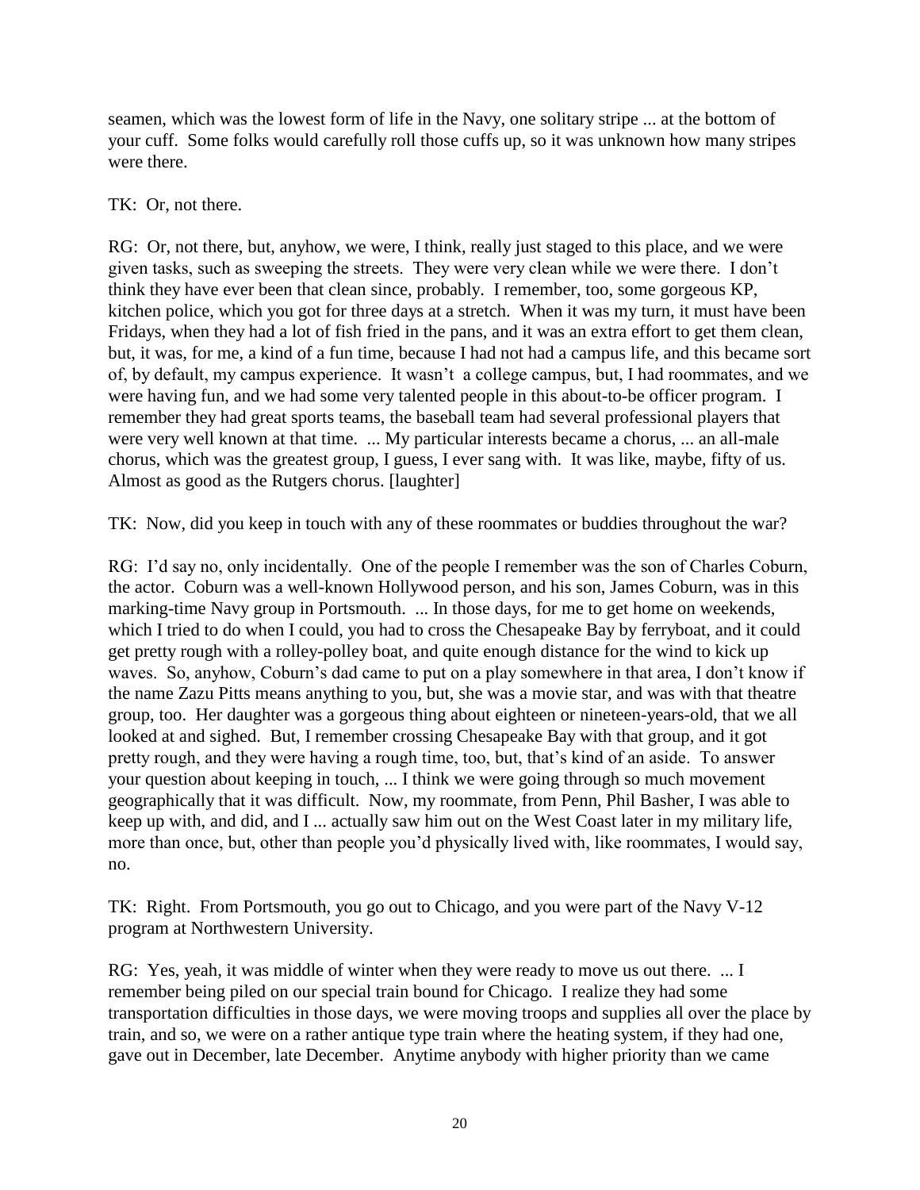seamen, which was the lowest form of life in the Navy, one solitary stripe ... at the bottom of your cuff. Some folks would carefully roll those cuffs up, so it was unknown how many stripes were there.

TK: Or, not there.

RG: Or, not there, but, anyhow, we were, I think, really just staged to this place, and we were given tasks, such as sweeping the streets. They were very clean while we were there. I don't think they have ever been that clean since, probably. I remember, too, some gorgeous KP, kitchen police, which you got for three days at a stretch. When it was my turn, it must have been Fridays, when they had a lot of fish fried in the pans, and it was an extra effort to get them clean, but, it was, for me, a kind of a fun time, because I had not had a campus life, and this became sort of, by default, my campus experience. It wasn't a college campus, but, I had roommates, and we were having fun, and we had some very talented people in this about-to-be officer program. I remember they had great sports teams, the baseball team had several professional players that were very well known at that time. ... My particular interests became a chorus, ... an all-male chorus, which was the greatest group, I guess, I ever sang with. It was like, maybe, fifty of us. Almost as good as the Rutgers chorus. [laughter]

TK: Now, did you keep in touch with any of these roommates or buddies throughout the war?

RG: I'd say no, only incidentally. One of the people I remember was the son of Charles Coburn, the actor. Coburn was a well-known Hollywood person, and his son, James Coburn, was in this marking-time Navy group in Portsmouth. ... In those days, for me to get home on weekends, which I tried to do when I could, you had to cross the Chesapeake Bay by ferryboat, and it could get pretty rough with a rolley-polley boat, and quite enough distance for the wind to kick up waves. So, anyhow, Coburn's dad came to put on a play somewhere in that area, I don't know if the name Zazu Pitts means anything to you, but, she was a movie star, and was with that theatre group, too. Her daughter was a gorgeous thing about eighteen or nineteen-years-old, that we all looked at and sighed. But, I remember crossing Chesapeake Bay with that group, and it got pretty rough, and they were having a rough time, too, but, that's kind of an aside. To answer your question about keeping in touch, ... I think we were going through so much movement geographically that it was difficult. Now, my roommate, from Penn, Phil Basher, I was able to keep up with, and did, and I ... actually saw him out on the West Coast later in my military life, more than once, but, other than people you'd physically lived with, like roommates, I would say, no.

TK: Right. From Portsmouth, you go out to Chicago, and you were part of the Navy V-12 program at Northwestern University.

RG: Yes, yeah, it was middle of winter when they were ready to move us out there. ... I remember being piled on our special train bound for Chicago. I realize they had some transportation difficulties in those days, we were moving troops and supplies all over the place by train, and so, we were on a rather antique type train where the heating system, if they had one, gave out in December, late December. Anytime anybody with higher priority than we came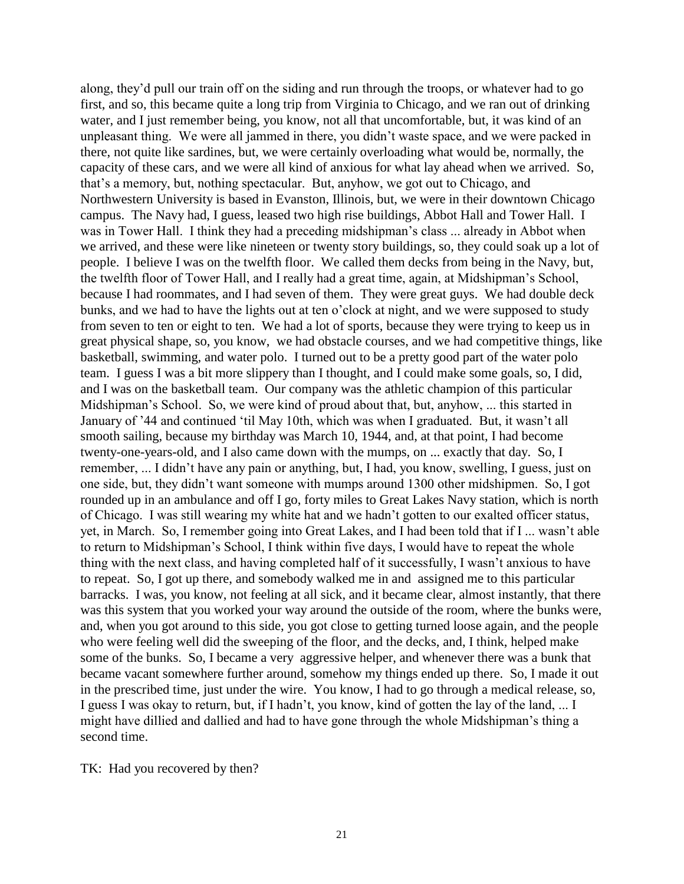along, they'd pull our train off on the siding and run through the troops, or whatever had to go first, and so, this became quite a long trip from Virginia to Chicago, and we ran out of drinking water, and I just remember being, you know, not all that uncomfortable, but, it was kind of an unpleasant thing. We were all jammed in there, you didn't waste space, and we were packed in there, not quite like sardines, but, we were certainly overloading what would be, normally, the capacity of these cars, and we were all kind of anxious for what lay ahead when we arrived. So, that's a memory, but, nothing spectacular. But, anyhow, we got out to Chicago, and Northwestern University is based in Evanston, Illinois, but, we were in their downtown Chicago campus. The Navy had, I guess, leased two high rise buildings, Abbot Hall and Tower Hall. I was in Tower Hall. I think they had a preceding midshipman's class ... already in Abbot when we arrived, and these were like nineteen or twenty story buildings, so, they could soak up a lot of people. I believe I was on the twelfth floor. We called them decks from being in the Navy, but, the twelfth floor of Tower Hall, and I really had a great time, again, at Midshipman's School, because I had roommates, and I had seven of them. They were great guys. We had double deck bunks, and we had to have the lights out at ten o'clock at night, and we were supposed to study from seven to ten or eight to ten. We had a lot of sports, because they were trying to keep us in great physical shape, so, you know, we had obstacle courses, and we had competitive things, like basketball, swimming, and water polo. I turned out to be a pretty good part of the water polo team. I guess I was a bit more slippery than I thought, and I could make some goals, so, I did, and I was on the basketball team. Our company was the athletic champion of this particular Midshipman's School. So, we were kind of proud about that, but, anyhow, ... this started in January of '44 and continued 'til May 10th, which was when I graduated. But, it wasn't all smooth sailing, because my birthday was March 10, 1944, and, at that point, I had become twenty-one-years-old, and I also came down with the mumps, on ... exactly that day. So, I remember, ... I didn't have any pain or anything, but, I had, you know, swelling, I guess, just on one side, but, they didn't want someone with mumps around 1300 other midshipmen. So, I got rounded up in an ambulance and off I go, forty miles to Great Lakes Navy station, which is north of Chicago. I was still wearing my white hat and we hadn't gotten to our exalted officer status, yet, in March. So, I remember going into Great Lakes, and I had been told that if I ... wasn't able to return to Midshipman's School, I think within five days, I would have to repeat the whole thing with the next class, and having completed half of it successfully, I wasn't anxious to have to repeat. So, I got up there, and somebody walked me in and assigned me to this particular barracks. I was, you know, not feeling at all sick, and it became clear, almost instantly, that there was this system that you worked your way around the outside of the room, where the bunks were, and, when you got around to this side, you got close to getting turned loose again, and the people who were feeling well did the sweeping of the floor, and the decks, and, I think, helped make some of the bunks. So, I became a very aggressive helper, and whenever there was a bunk that became vacant somewhere further around, somehow my things ended up there. So, I made it out in the prescribed time, just under the wire. You know, I had to go through a medical release, so, I guess I was okay to return, but, if I hadn't, you know, kind of gotten the lay of the land, ... I might have dillied and dallied and had to have gone through the whole Midshipman's thing a second time.

TK: Had you recovered by then?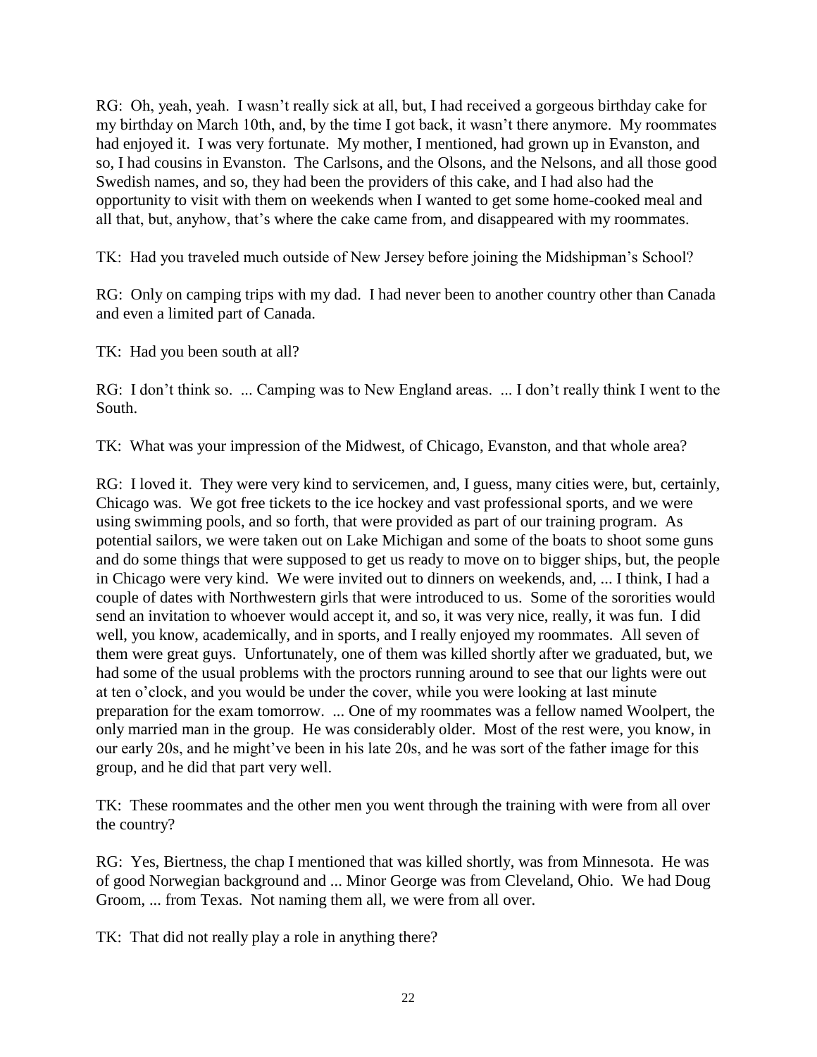RG: Oh, yeah, yeah. I wasn't really sick at all, but, I had received a gorgeous birthday cake for my birthday on March 10th, and, by the time I got back, it wasn't there anymore. My roommates had enjoyed it. I was very fortunate. My mother, I mentioned, had grown up in Evanston, and so, I had cousins in Evanston. The Carlsons, and the Olsons, and the Nelsons, and all those good Swedish names, and so, they had been the providers of this cake, and I had also had the opportunity to visit with them on weekends when I wanted to get some home-cooked meal and all that, but, anyhow, that's where the cake came from, and disappeared with my roommates.

TK: Had you traveled much outside of New Jersey before joining the Midshipman's School?

RG: Only on camping trips with my dad. I had never been to another country other than Canada and even a limited part of Canada.

TK: Had you been south at all?

RG: I don't think so. ... Camping was to New England areas. ... I don't really think I went to the South.

TK: What was your impression of the Midwest, of Chicago, Evanston, and that whole area?

RG: I loved it. They were very kind to servicemen, and, I guess, many cities were, but, certainly, Chicago was. We got free tickets to the ice hockey and vast professional sports, and we were using swimming pools, and so forth, that were provided as part of our training program. As potential sailors, we were taken out on Lake Michigan and some of the boats to shoot some guns and do some things that were supposed to get us ready to move on to bigger ships, but, the people in Chicago were very kind. We were invited out to dinners on weekends, and, ... I think, I had a couple of dates with Northwestern girls that were introduced to us. Some of the sororities would send an invitation to whoever would accept it, and so, it was very nice, really, it was fun. I did well, you know, academically, and in sports, and I really enjoyed my roommates. All seven of them were great guys. Unfortunately, one of them was killed shortly after we graduated, but, we had some of the usual problems with the proctors running around to see that our lights were out at ten o'clock, and you would be under the cover, while you were looking at last minute preparation for the exam tomorrow. ... One of my roommates was a fellow named Woolpert, the only married man in the group. He was considerably older. Most of the rest were, you know, in our early 20s, and he might've been in his late 20s, and he was sort of the father image for this group, and he did that part very well.

TK: These roommates and the other men you went through the training with were from all over the country?

RG: Yes, Biertness, the chap I mentioned that was killed shortly, was from Minnesota. He was of good Norwegian background and ... Minor George was from Cleveland, Ohio. We had Doug Groom, ... from Texas. Not naming them all, we were from all over.

TK: That did not really play a role in anything there?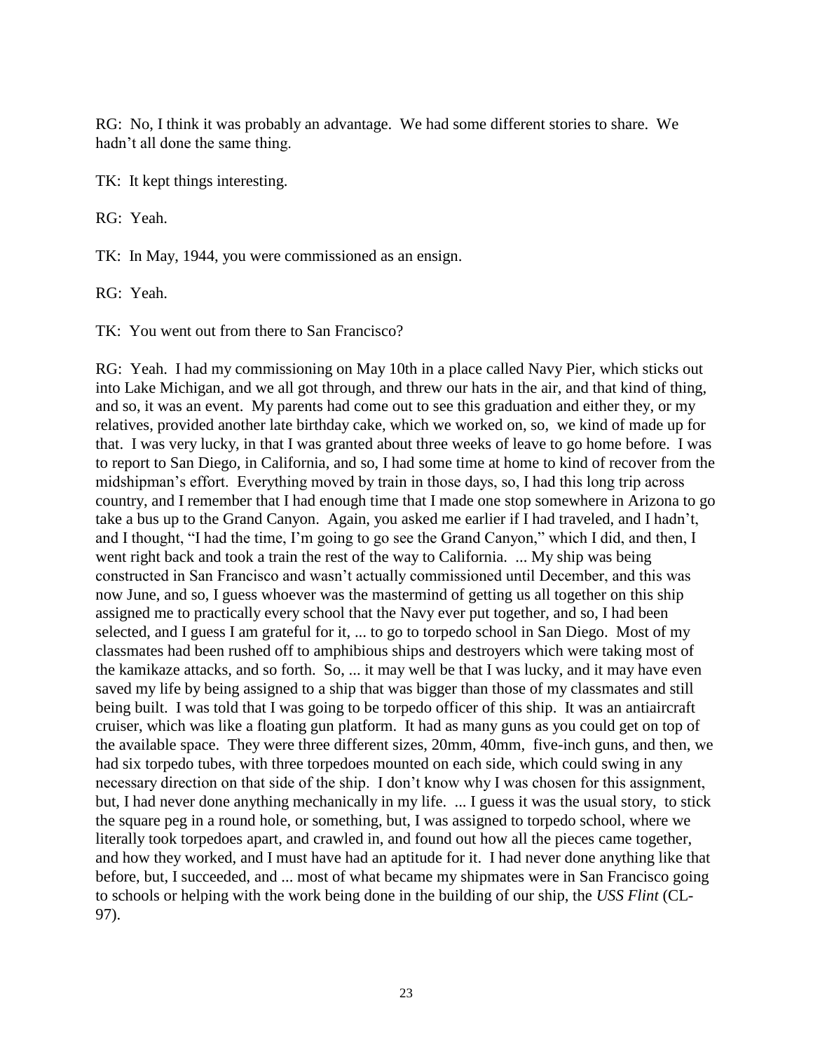RG: No, I think it was probably an advantage. We had some different stories to share. We hadn't all done the same thing.

TK: It kept things interesting.

RG: Yeah.

TK: In May, 1944, you were commissioned as an ensign.

RG: Yeah.

TK: You went out from there to San Francisco?

RG: Yeah. I had my commissioning on May 10th in a place called Navy Pier, which sticks out into Lake Michigan, and we all got through, and threw our hats in the air, and that kind of thing, and so, it was an event. My parents had come out to see this graduation and either they, or my relatives, provided another late birthday cake, which we worked on, so, we kind of made up for that. I was very lucky, in that I was granted about three weeks of leave to go home before. I was to report to San Diego, in California, and so, I had some time at home to kind of recover from the midshipman's effort. Everything moved by train in those days, so, I had this long trip across country, and I remember that I had enough time that I made one stop somewhere in Arizona to go take a bus up to the Grand Canyon. Again, you asked me earlier if I had traveled, and I hadn't, and I thought, "I had the time, I'm going to go see the Grand Canyon," which I did, and then, I went right back and took a train the rest of the way to California. ... My ship was being constructed in San Francisco and wasn't actually commissioned until December, and this was now June, and so, I guess whoever was the mastermind of getting us all together on this ship assigned me to practically every school that the Navy ever put together, and so, I had been selected, and I guess I am grateful for it, ... to go to torpedo school in San Diego. Most of my classmates had been rushed off to amphibious ships and destroyers which were taking most of the kamikaze attacks, and so forth. So, ... it may well be that I was lucky, and it may have even saved my life by being assigned to a ship that was bigger than those of my classmates and still being built. I was told that I was going to be torpedo officer of this ship. It was an antiaircraft cruiser, which was like a floating gun platform. It had as many guns as you could get on top of the available space. They were three different sizes, 20mm, 40mm, five-inch guns, and then, we had six torpedo tubes, with three torpedoes mounted on each side, which could swing in any necessary direction on that side of the ship. I don't know why I was chosen for this assignment, but, I had never done anything mechanically in my life. ... I guess it was the usual story, to stick the square peg in a round hole, or something, but, I was assigned to torpedo school, where we literally took torpedoes apart, and crawled in, and found out how all the pieces came together, and how they worked, and I must have had an aptitude for it. I had never done anything like that before, but, I succeeded, and ... most of what became my shipmates were in San Francisco going to schools or helping with the work being done in the building of our ship, the *USS Flint* (CL-97).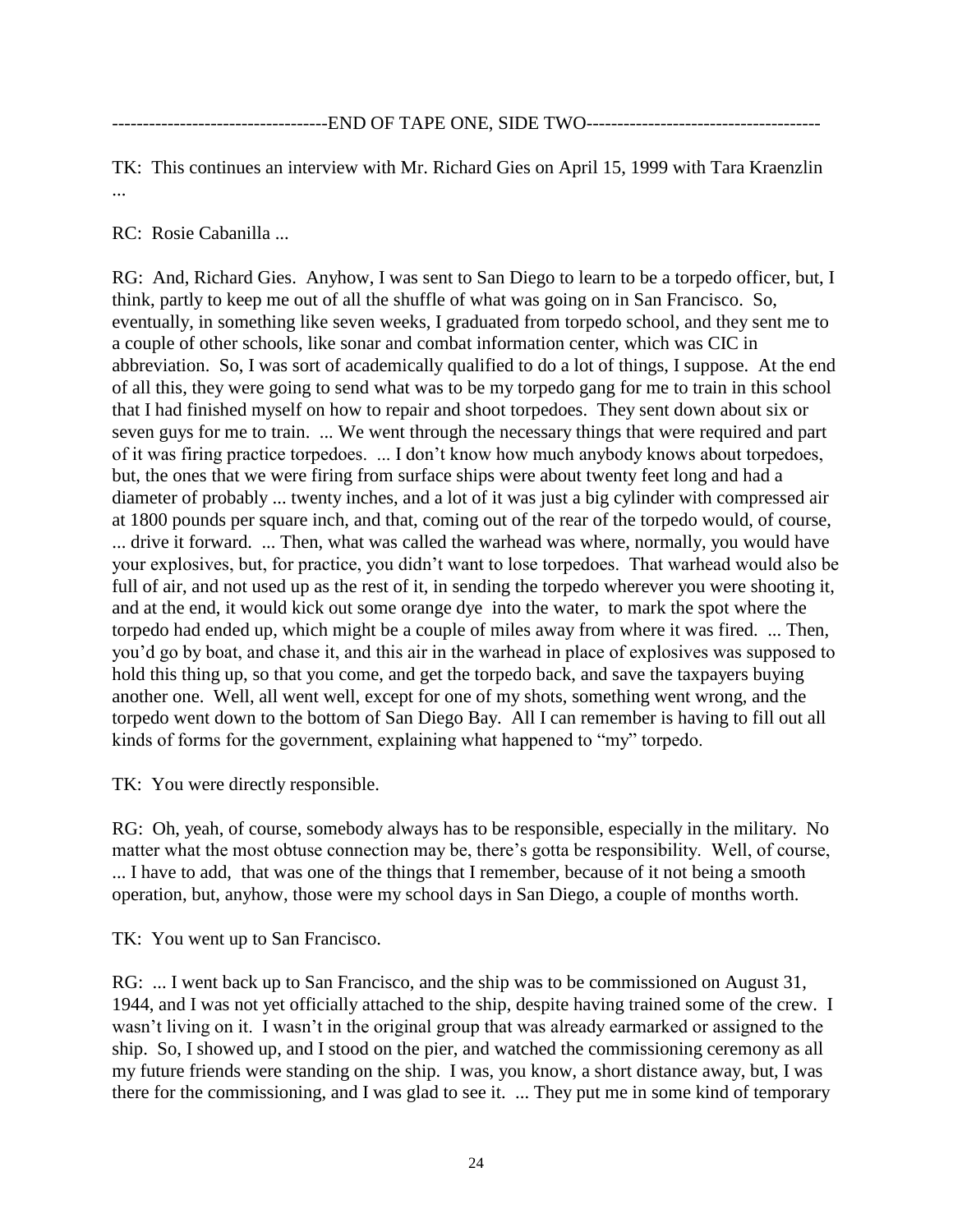----------------------------------END OF TAPE ONE, SIDE TWO-------------------------------------

TK: This continues an interview with Mr. Richard Gies on April 15, 1999 with Tara Kraenzlin ...

RC: Rosie Cabanilla ...

RG: And, Richard Gies. Anyhow, I was sent to San Diego to learn to be a torpedo officer, but, I think, partly to keep me out of all the shuffle of what was going on in San Francisco. So, eventually, in something like seven weeks, I graduated from torpedo school, and they sent me to a couple of other schools, like sonar and combat information center, which was CIC in abbreviation. So, I was sort of academically qualified to do a lot of things, I suppose. At the end of all this, they were going to send what was to be my torpedo gang for me to train in this school that I had finished myself on how to repair and shoot torpedoes. They sent down about six or seven guys for me to train. ... We went through the necessary things that were required and part of it was firing practice torpedoes. ... I don't know how much anybody knows about torpedoes, but, the ones that we were firing from surface ships were about twenty feet long and had a diameter of probably ... twenty inches, and a lot of it was just a big cylinder with compressed air at 1800 pounds per square inch, and that, coming out of the rear of the torpedo would, of course, ... drive it forward. ... Then, what was called the warhead was where, normally, you would have your explosives, but, for practice, you didn't want to lose torpedoes. That warhead would also be full of air, and not used up as the rest of it, in sending the torpedo wherever you were shooting it, and at the end, it would kick out some orange dye into the water, to mark the spot where the torpedo had ended up, which might be a couple of miles away from where it was fired. ... Then, you'd go by boat, and chase it, and this air in the warhead in place of explosives was supposed to hold this thing up, so that you come, and get the torpedo back, and save the taxpayers buying another one. Well, all went well, except for one of my shots, something went wrong, and the torpedo went down to the bottom of San Diego Bay. All I can remember is having to fill out all kinds of forms for the government, explaining what happened to "my" torpedo.

TK: You were directly responsible.

RG: Oh, yeah, of course, somebody always has to be responsible, especially in the military. No matter what the most obtuse connection may be, there's gotta be responsibility. Well, of course, ... I have to add, that was one of the things that I remember, because of it not being a smooth operation, but, anyhow, those were my school days in San Diego, a couple of months worth.

TK: You went up to San Francisco.

RG: ... I went back up to San Francisco, and the ship was to be commissioned on August 31, 1944, and I was not yet officially attached to the ship, despite having trained some of the crew. I wasn't living on it. I wasn't in the original group that was already earmarked or assigned to the ship. So, I showed up, and I stood on the pier, and watched the commissioning ceremony as all my future friends were standing on the ship. I was, you know, a short distance away, but, I was there for the commissioning, and I was glad to see it. ... They put me in some kind of temporary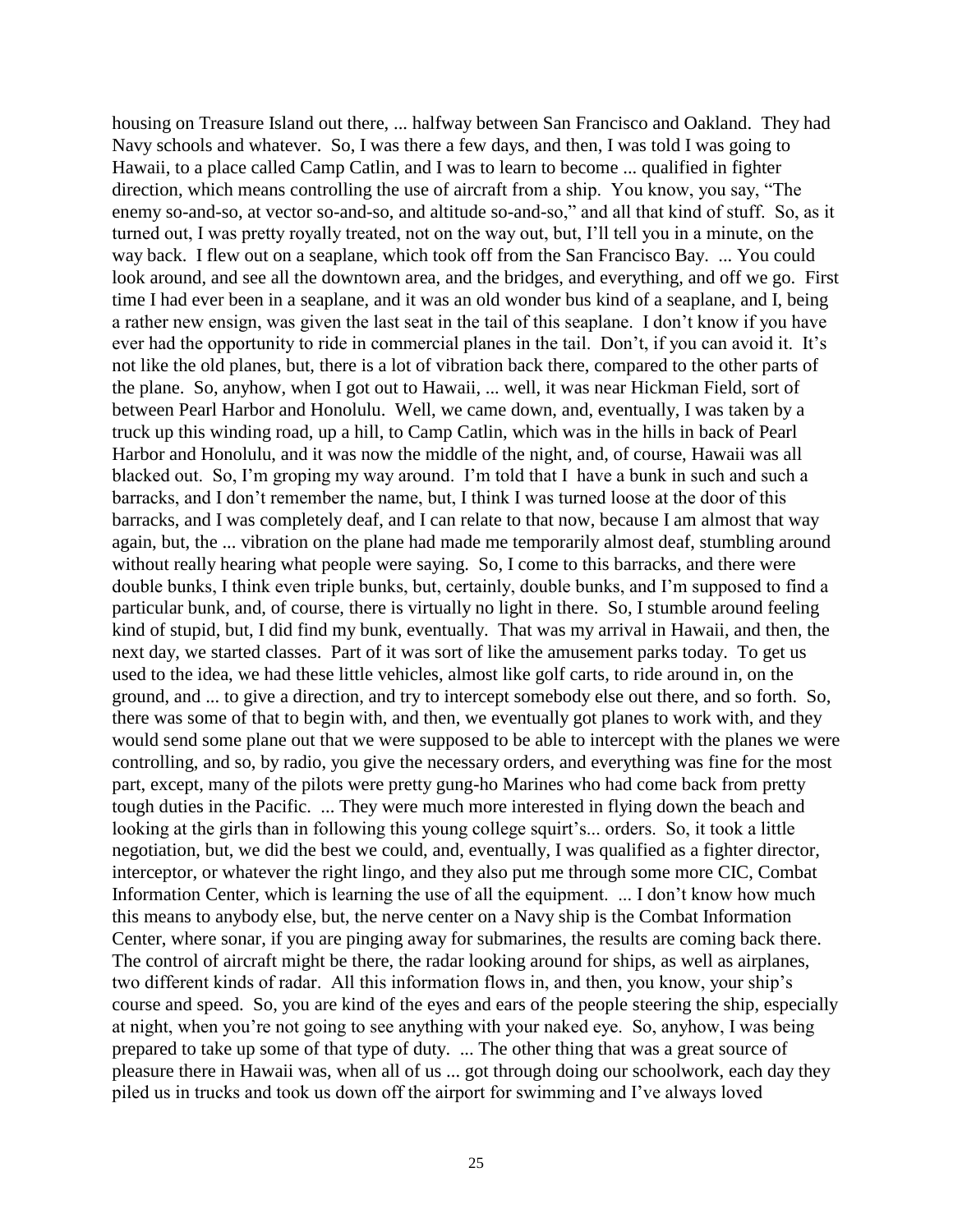housing on Treasure Island out there, ... halfway between San Francisco and Oakland. They had Navy schools and whatever. So, I was there a few days, and then, I was told I was going to Hawaii, to a place called Camp Catlin, and I was to learn to become ... qualified in fighter direction, which means controlling the use of aircraft from a ship. You know, you say, "The enemy so-and-so, at vector so-and-so, and altitude so-and-so," and all that kind of stuff. So, as it turned out, I was pretty royally treated, not on the way out, but, I'll tell you in a minute, on the way back. I flew out on a seaplane, which took off from the San Francisco Bay. ... You could look around, and see all the downtown area, and the bridges, and everything, and off we go. First time I had ever been in a seaplane, and it was an old wonder bus kind of a seaplane, and I, being a rather new ensign, was given the last seat in the tail of this seaplane. I don't know if you have ever had the opportunity to ride in commercial planes in the tail. Don't, if you can avoid it. It's not like the old planes, but, there is a lot of vibration back there, compared to the other parts of the plane. So, anyhow, when I got out to Hawaii, ... well, it was near Hickman Field, sort of between Pearl Harbor and Honolulu. Well, we came down, and, eventually, I was taken by a truck up this winding road, up a hill, to Camp Catlin, which was in the hills in back of Pearl Harbor and Honolulu, and it was now the middle of the night, and, of course, Hawaii was all blacked out. So, I'm groping my way around. I'm told that I have a bunk in such and such a barracks, and I don't remember the name, but, I think I was turned loose at the door of this barracks, and I was completely deaf, and I can relate to that now, because I am almost that way again, but, the ... vibration on the plane had made me temporarily almost deaf, stumbling around without really hearing what people were saying. So, I come to this barracks, and there were double bunks, I think even triple bunks, but, certainly, double bunks, and I'm supposed to find a particular bunk, and, of course, there is virtually no light in there. So, I stumble around feeling kind of stupid, but, I did find my bunk, eventually. That was my arrival in Hawaii, and then, the next day, we started classes. Part of it was sort of like the amusement parks today. To get us used to the idea, we had these little vehicles, almost like golf carts, to ride around in, on the ground, and ... to give a direction, and try to intercept somebody else out there, and so forth. So, there was some of that to begin with, and then, we eventually got planes to work with, and they would send some plane out that we were supposed to be able to intercept with the planes we were controlling, and so, by radio, you give the necessary orders, and everything was fine for the most part, except, many of the pilots were pretty gung-ho Marines who had come back from pretty tough duties in the Pacific. ... They were much more interested in flying down the beach and looking at the girls than in following this young college squirt's... orders. So, it took a little negotiation, but, we did the best we could, and, eventually, I was qualified as a fighter director, interceptor, or whatever the right lingo, and they also put me through some more CIC, Combat Information Center, which is learning the use of all the equipment. ... I don't know how much this means to anybody else, but, the nerve center on a Navy ship is the Combat Information Center, where sonar, if you are pinging away for submarines, the results are coming back there. The control of aircraft might be there, the radar looking around for ships, as well as airplanes, two different kinds of radar. All this information flows in, and then, you know, your ship's course and speed. So, you are kind of the eyes and ears of the people steering the ship, especially at night, when you're not going to see anything with your naked eye. So, anyhow, I was being prepared to take up some of that type of duty. ... The other thing that was a great source of pleasure there in Hawaii was, when all of us ... got through doing our schoolwork, each day they piled us in trucks and took us down off the airport for swimming and I've always loved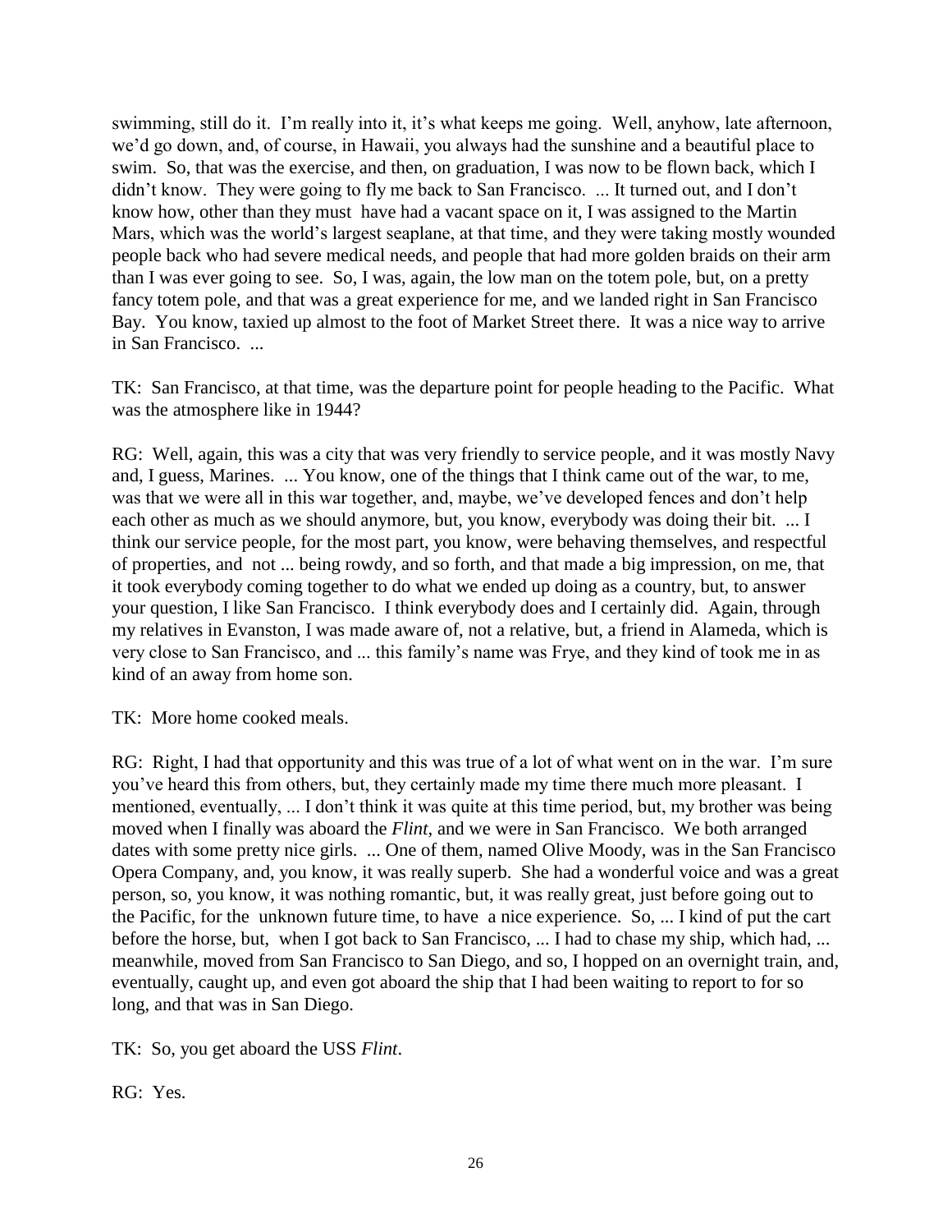swimming, still do it. I'm really into it, it's what keeps me going. Well, anyhow, late afternoon, we'd go down, and, of course, in Hawaii, you always had the sunshine and a beautiful place to swim. So, that was the exercise, and then, on graduation, I was now to be flown back, which I didn't know. They were going to fly me back to San Francisco. ... It turned out, and I don't know how, other than they must have had a vacant space on it, I was assigned to the Martin Mars, which was the world's largest seaplane, at that time, and they were taking mostly wounded people back who had severe medical needs, and people that had more golden braids on their arm than I was ever going to see. So, I was, again, the low man on the totem pole, but, on a pretty fancy totem pole, and that was a great experience for me, and we landed right in San Francisco Bay. You know, taxied up almost to the foot of Market Street there. It was a nice way to arrive in San Francisco. ...

TK: San Francisco, at that time, was the departure point for people heading to the Pacific. What was the atmosphere like in 1944?

RG: Well, again, this was a city that was very friendly to service people, and it was mostly Navy and, I guess, Marines. ... You know, one of the things that I think came out of the war, to me, was that we were all in this war together, and, maybe, we've developed fences and don't help each other as much as we should anymore, but, you know, everybody was doing their bit. ... I think our service people, for the most part, you know, were behaving themselves, and respectful of properties, and not ... being rowdy, and so forth, and that made a big impression, on me, that it took everybody coming together to do what we ended up doing as a country, but, to answer your question, I like San Francisco. I think everybody does and I certainly did. Again, through my relatives in Evanston, I was made aware of, not a relative, but, a friend in Alameda, which is very close to San Francisco, and ... this family's name was Frye, and they kind of took me in as kind of an away from home son.

TK: More home cooked meals.

RG: Right, I had that opportunity and this was true of a lot of what went on in the war. I'm sure you've heard this from others, but, they certainly made my time there much more pleasant. I mentioned, eventually, ... I don't think it was quite at this time period, but, my brother was being moved when I finally was aboard the *Flint,* and we were in San Francisco. We both arranged dates with some pretty nice girls. ... One of them, named Olive Moody, was in the San Francisco Opera Company, and, you know, it was really superb. She had a wonderful voice and was a great person, so, you know, it was nothing romantic, but, it was really great, just before going out to the Pacific, for the unknown future time, to have a nice experience. So, ... I kind of put the cart before the horse, but, when I got back to San Francisco, ... I had to chase my ship, which had, ... meanwhile, moved from San Francisco to San Diego, and so, I hopped on an overnight train, and, eventually, caught up, and even got aboard the ship that I had been waiting to report to for so long, and that was in San Diego.

TK: So, you get aboard the USS *Flint*.

RG: Yes.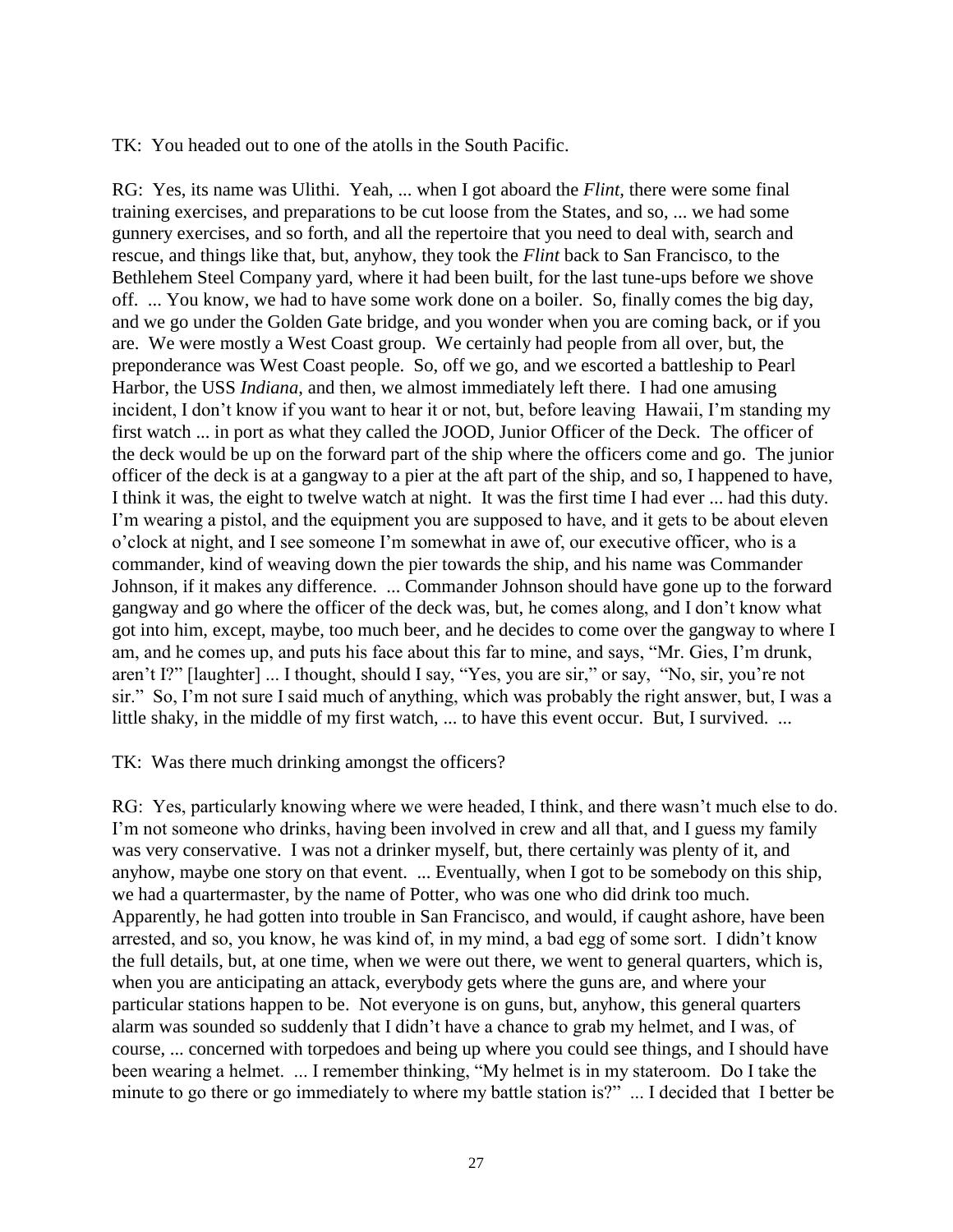TK: You headed out to one of the atolls in the South Pacific.

RG: Yes, its name was Ulithi. Yeah, ... when I got aboard the *Flint*, there were some final training exercises, and preparations to be cut loose from the States, and so, ... we had some gunnery exercises, and so forth, and all the repertoire that you need to deal with, search and rescue, and things like that, but, anyhow, they took the *Flint* back to San Francisco, to the Bethlehem Steel Company yard, where it had been built, for the last tune-ups before we shove off. ... You know, we had to have some work done on a boiler. So, finally comes the big day, and we go under the Golden Gate bridge, and you wonder when you are coming back, or if you are. We were mostly a West Coast group. We certainly had people from all over, but, the preponderance was West Coast people. So, off we go, and we escorted a battleship to Pearl Harbor, the USS *Indiana*, and then, we almost immediately left there. I had one amusing incident, I don't know if you want to hear it or not, but, before leaving Hawaii, I'm standing my first watch ... in port as what they called the JOOD, Junior Officer of the Deck. The officer of the deck would be up on the forward part of the ship where the officers come and go. The junior officer of the deck is at a gangway to a pier at the aft part of the ship, and so, I happened to have, I think it was, the eight to twelve watch at night. It was the first time I had ever ... had this duty. I'm wearing a pistol, and the equipment you are supposed to have, and it gets to be about eleven o'clock at night, and I see someone I'm somewhat in awe of, our executive officer, who is a commander, kind of weaving down the pier towards the ship, and his name was Commander Johnson, if it makes any difference. ... Commander Johnson should have gone up to the forward gangway and go where the officer of the deck was, but, he comes along, and I don't know what got into him, except, maybe, too much beer, and he decides to come over the gangway to where I am, and he comes up, and puts his face about this far to mine, and says, "Mr. Gies, I'm drunk, aren't I?" [laughter] ... I thought, should I say, "Yes, you are sir," or say, "No, sir, you're not sir." So, I'm not sure I said much of anything, which was probably the right answer, but, I was a little shaky, in the middle of my first watch, ... to have this event occur. But, I survived. ...

TK: Was there much drinking amongst the officers?

RG: Yes, particularly knowing where we were headed, I think, and there wasn't much else to do. I'm not someone who drinks, having been involved in crew and all that, and I guess my family was very conservative. I was not a drinker myself, but, there certainly was plenty of it, and anyhow, maybe one story on that event. ... Eventually, when I got to be somebody on this ship, we had a quartermaster, by the name of Potter, who was one who did drink too much. Apparently, he had gotten into trouble in San Francisco, and would, if caught ashore, have been arrested, and so, you know, he was kind of, in my mind, a bad egg of some sort. I didn't know the full details, but, at one time, when we were out there, we went to general quarters, which is, when you are anticipating an attack, everybody gets where the guns are, and where your particular stations happen to be. Not everyone is on guns, but, anyhow, this general quarters alarm was sounded so suddenly that I didn't have a chance to grab my helmet, and I was, of course, ... concerned with torpedoes and being up where you could see things, and I should have been wearing a helmet. ... I remember thinking, "My helmet is in my stateroom. Do I take the minute to go there or go immediately to where my battle station is?" ... I decided that I better be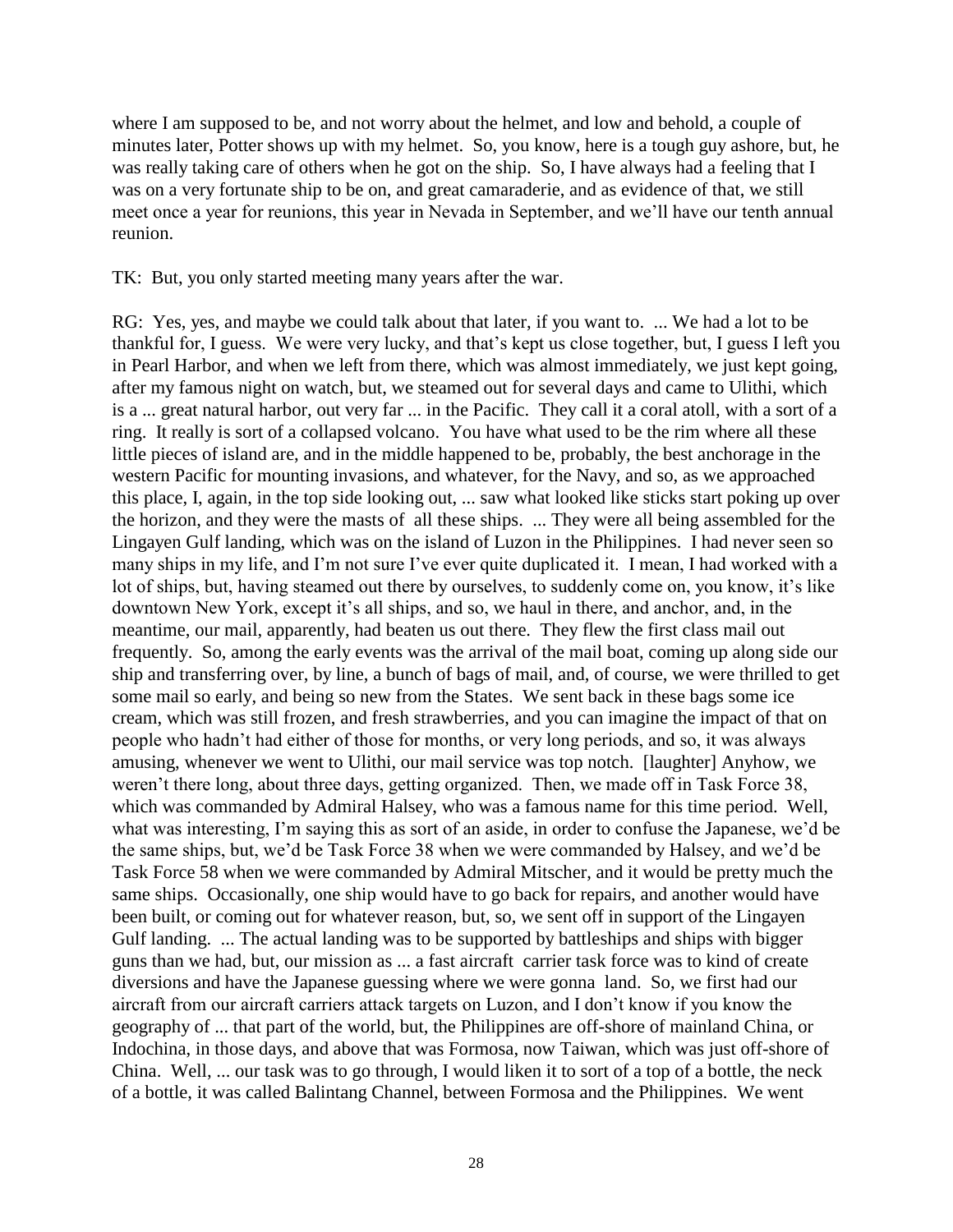where I am supposed to be, and not worry about the helmet, and low and behold, a couple of minutes later, Potter shows up with my helmet. So, you know, here is a tough guy ashore, but, he was really taking care of others when he got on the ship. So, I have always had a feeling that I was on a very fortunate ship to be on, and great camaraderie, and as evidence of that, we still meet once a year for reunions, this year in Nevada in September, and we'll have our tenth annual reunion.

TK: But, you only started meeting many years after the war.

RG: Yes, yes, and maybe we could talk about that later, if you want to. ... We had a lot to be thankful for, I guess. We were very lucky, and that's kept us close together, but, I guess I left you in Pearl Harbor, and when we left from there, which was almost immediately, we just kept going, after my famous night on watch, but, we steamed out for several days and came to Ulithi, which is a ... great natural harbor, out very far ... in the Pacific. They call it a coral atoll, with a sort of a ring. It really is sort of a collapsed volcano. You have what used to be the rim where all these little pieces of island are, and in the middle happened to be, probably, the best anchorage in the western Pacific for mounting invasions, and whatever, for the Navy, and so, as we approached this place, I, again, in the top side looking out, ... saw what looked like sticks start poking up over the horizon, and they were the masts of all these ships. ... They were all being assembled for the Lingayen Gulf landing, which was on the island of Luzon in the Philippines. I had never seen so many ships in my life, and I'm not sure I've ever quite duplicated it. I mean, I had worked with a lot of ships, but, having steamed out there by ourselves, to suddenly come on, you know, it's like downtown New York, except it's all ships, and so, we haul in there, and anchor, and, in the meantime, our mail, apparently, had beaten us out there. They flew the first class mail out frequently. So, among the early events was the arrival of the mail boat, coming up along side our ship and transferring over, by line, a bunch of bags of mail, and, of course, we were thrilled to get some mail so early, and being so new from the States. We sent back in these bags some ice cream, which was still frozen, and fresh strawberries, and you can imagine the impact of that on people who hadn't had either of those for months, or very long periods, and so, it was always amusing, whenever we went to Ulithi, our mail service was top notch. [laughter] Anyhow, we weren't there long, about three days, getting organized. Then, we made off in Task Force 38, which was commanded by Admiral Halsey, who was a famous name for this time period. Well, what was interesting, I'm saying this as sort of an aside, in order to confuse the Japanese, we'd be the same ships, but, we'd be Task Force 38 when we were commanded by Halsey, and we'd be Task Force 58 when we were commanded by Admiral Mitscher, and it would be pretty much the same ships. Occasionally, one ship would have to go back for repairs, and another would have been built, or coming out for whatever reason, but, so, we sent off in support of the Lingayen Gulf landing. ... The actual landing was to be supported by battleships and ships with bigger guns than we had, but, our mission as ... a fast aircraft carrier task force was to kind of create diversions and have the Japanese guessing where we were gonna land. So, we first had our aircraft from our aircraft carriers attack targets on Luzon, and I don't know if you know the geography of ... that part of the world, but, the Philippines are off-shore of mainland China, or Indochina, in those days, and above that was Formosa, now Taiwan, which was just off-shore of China. Well, ... our task was to go through, I would liken it to sort of a top of a bottle, the neck of a bottle, it was called Balintang Channel, between Formosa and the Philippines. We went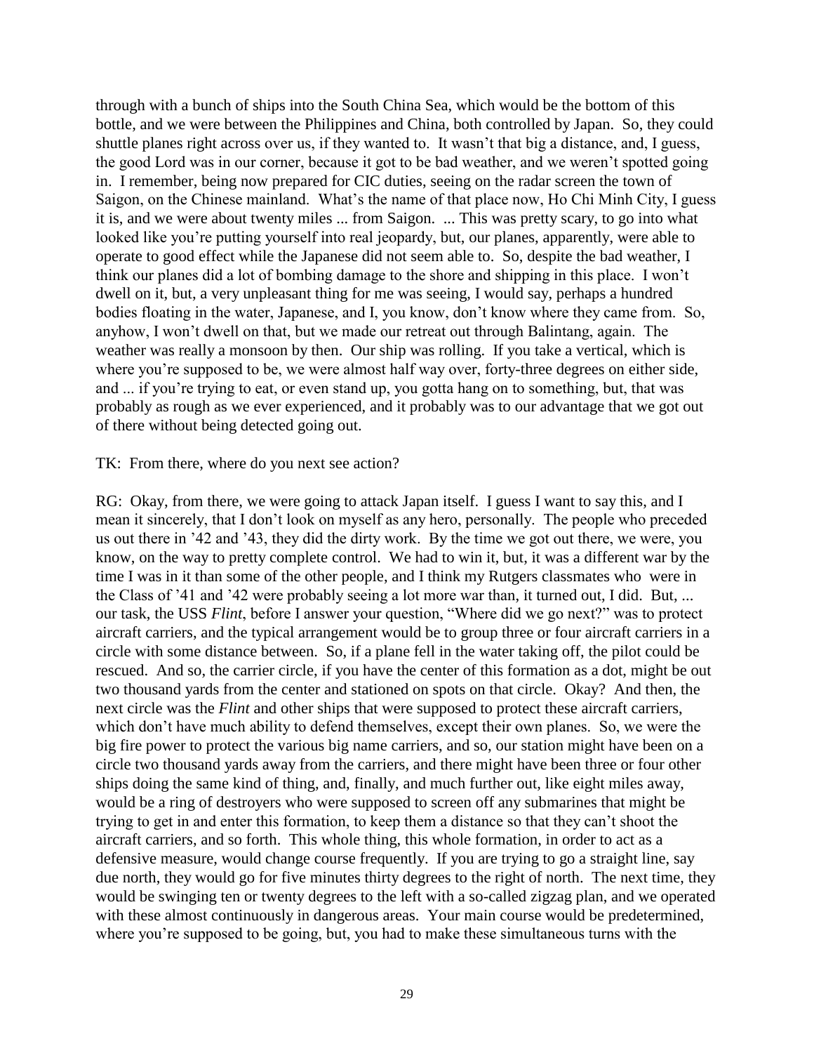through with a bunch of ships into the South China Sea, which would be the bottom of this bottle, and we were between the Philippines and China, both controlled by Japan. So, they could shuttle planes right across over us, if they wanted to. It wasn't that big a distance, and, I guess, the good Lord was in our corner, because it got to be bad weather, and we weren't spotted going in. I remember, being now prepared for CIC duties, seeing on the radar screen the town of Saigon, on the Chinese mainland. What's the name of that place now, Ho Chi Minh City, I guess it is, and we were about twenty miles ... from Saigon. ... This was pretty scary, to go into what looked like you're putting yourself into real jeopardy, but, our planes, apparently, were able to operate to good effect while the Japanese did not seem able to. So, despite the bad weather, I think our planes did a lot of bombing damage to the shore and shipping in this place. I won't dwell on it, but, a very unpleasant thing for me was seeing, I would say, perhaps a hundred bodies floating in the water, Japanese, and I, you know, don't know where they came from. So, anyhow, I won't dwell on that, but we made our retreat out through Balintang, again. The weather was really a monsoon by then. Our ship was rolling. If you take a vertical, which is where you're supposed to be, we were almost half way over, forty-three degrees on either side, and ... if you're trying to eat, or even stand up, you gotta hang on to something, but, that was probably as rough as we ever experienced, and it probably was to our advantage that we got out of there without being detected going out.

TK: From there, where do you next see action?

RG: Okay, from there, we were going to attack Japan itself. I guess I want to say this, and I mean it sincerely, that I don't look on myself as any hero, personally. The people who preceded us out there in '42 and '43, they did the dirty work. By the time we got out there, we were, you know, on the way to pretty complete control. We had to win it, but, it was a different war by the time I was in it than some of the other people, and I think my Rutgers classmates who were in the Class of '41 and '42 were probably seeing a lot more war than, it turned out, I did. But, ... our task, the USS *Flint*, before I answer your question, "Where did we go next?" was to protect aircraft carriers, and the typical arrangement would be to group three or four aircraft carriers in a circle with some distance between. So, if a plane fell in the water taking off, the pilot could be rescued. And so, the carrier circle, if you have the center of this formation as a dot, might be out two thousand yards from the center and stationed on spots on that circle. Okay? And then, the next circle was the *Flint* and other ships that were supposed to protect these aircraft carriers, which don't have much ability to defend themselves, except their own planes. So, we were the big fire power to protect the various big name carriers, and so, our station might have been on a circle two thousand yards away from the carriers, and there might have been three or four other ships doing the same kind of thing, and, finally, and much further out, like eight miles away, would be a ring of destroyers who were supposed to screen off any submarines that might be trying to get in and enter this formation, to keep them a distance so that they can't shoot the aircraft carriers, and so forth. This whole thing, this whole formation, in order to act as a defensive measure, would change course frequently. If you are trying to go a straight line, say due north, they would go for five minutes thirty degrees to the right of north. The next time, they would be swinging ten or twenty degrees to the left with a so-called zigzag plan, and we operated with these almost continuously in dangerous areas. Your main course would be predetermined, where you're supposed to be going, but, you had to make these simultaneous turns with the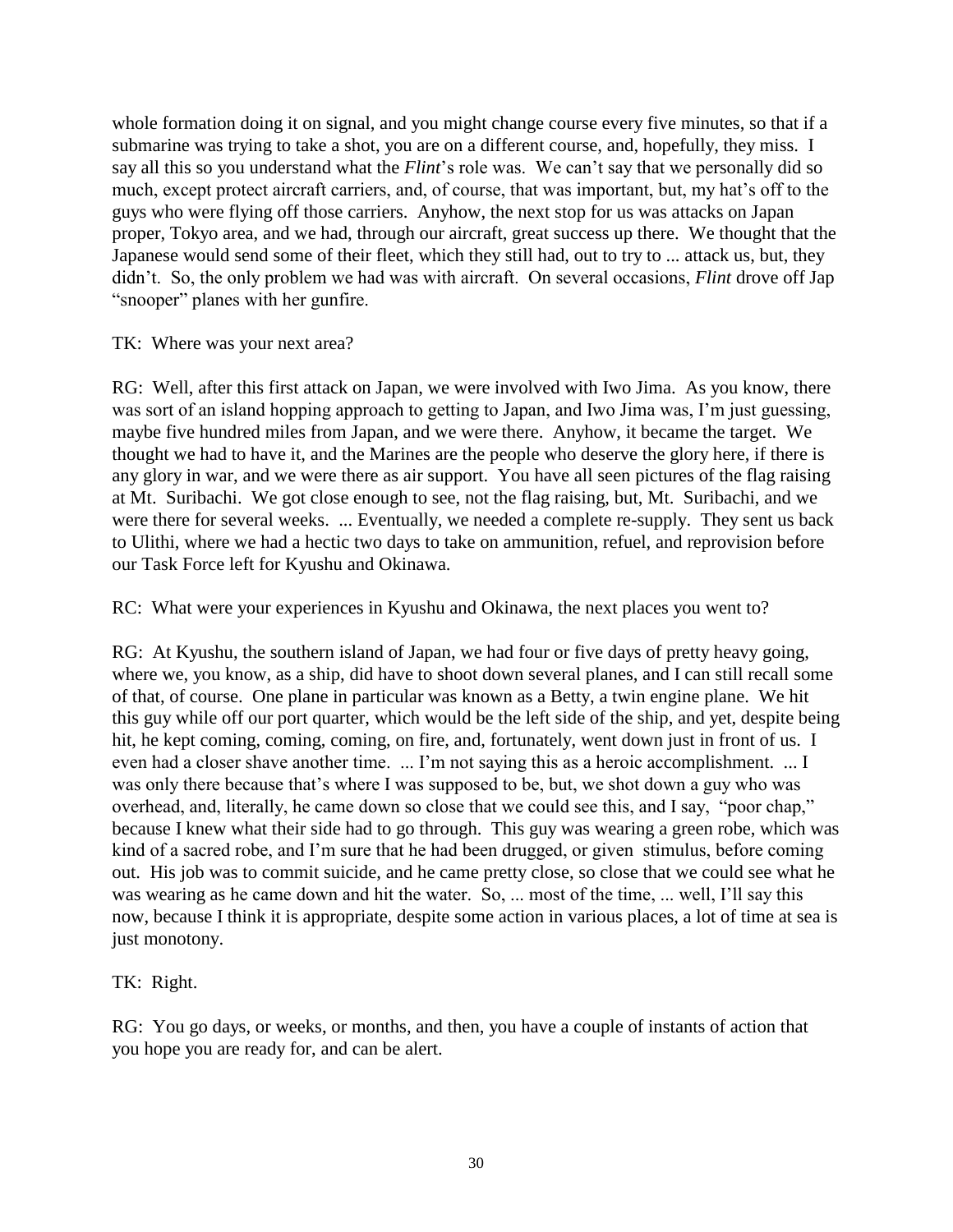whole formation doing it on signal, and you might change course every five minutes, so that if a submarine was trying to take a shot, you are on a different course, and, hopefully, they miss. I say all this so you understand what the *Flint*'s role was. We can't say that we personally did so much, except protect aircraft carriers, and, of course, that was important, but, my hat's off to the guys who were flying off those carriers. Anyhow, the next stop for us was attacks on Japan proper, Tokyo area, and we had, through our aircraft, great success up there. We thought that the Japanese would send some of their fleet, which they still had, out to try to ... attack us, but, they didn't. So, the only problem we had was with aircraft. On several occasions, *Flint* drove off Jap "snooper" planes with her gunfire.

TK: Where was your next area?

RG: Well, after this first attack on Japan, we were involved with Iwo Jima. As you know, there was sort of an island hopping approach to getting to Japan, and Iwo Jima was, I'm just guessing, maybe five hundred miles from Japan, and we were there. Anyhow, it became the target. We thought we had to have it, and the Marines are the people who deserve the glory here, if there is any glory in war, and we were there as air support. You have all seen pictures of the flag raising at Mt. Suribachi. We got close enough to see, not the flag raising, but, Mt. Suribachi, and we were there for several weeks. ... Eventually, we needed a complete re-supply. They sent us back to Ulithi, where we had a hectic two days to take on ammunition, refuel, and reprovision before our Task Force left for Kyushu and Okinawa.

RC: What were your experiences in Kyushu and Okinawa, the next places you went to?

RG: At Kyushu, the southern island of Japan, we had four or five days of pretty heavy going, where we, you know, as a ship, did have to shoot down several planes, and I can still recall some of that, of course. One plane in particular was known as a Betty, a twin engine plane. We hit this guy while off our port quarter, which would be the left side of the ship, and yet, despite being hit, he kept coming, coming, coming, on fire, and, fortunately, went down just in front of us. I even had a closer shave another time. ... I'm not saying this as a heroic accomplishment. ... I was only there because that's where I was supposed to be, but, we shot down a guy who was overhead, and, literally, he came down so close that we could see this, and I say, "poor chap," because I knew what their side had to go through. This guy was wearing a green robe, which was kind of a sacred robe, and I'm sure that he had been drugged, or given stimulus, before coming out. His job was to commit suicide, and he came pretty close, so close that we could see what he was wearing as he came down and hit the water. So, ... most of the time, ... well, I'll say this now, because I think it is appropriate, despite some action in various places, a lot of time at sea is just monotony.

TK: Right.

RG: You go days, or weeks, or months, and then, you have a couple of instants of action that you hope you are ready for, and can be alert.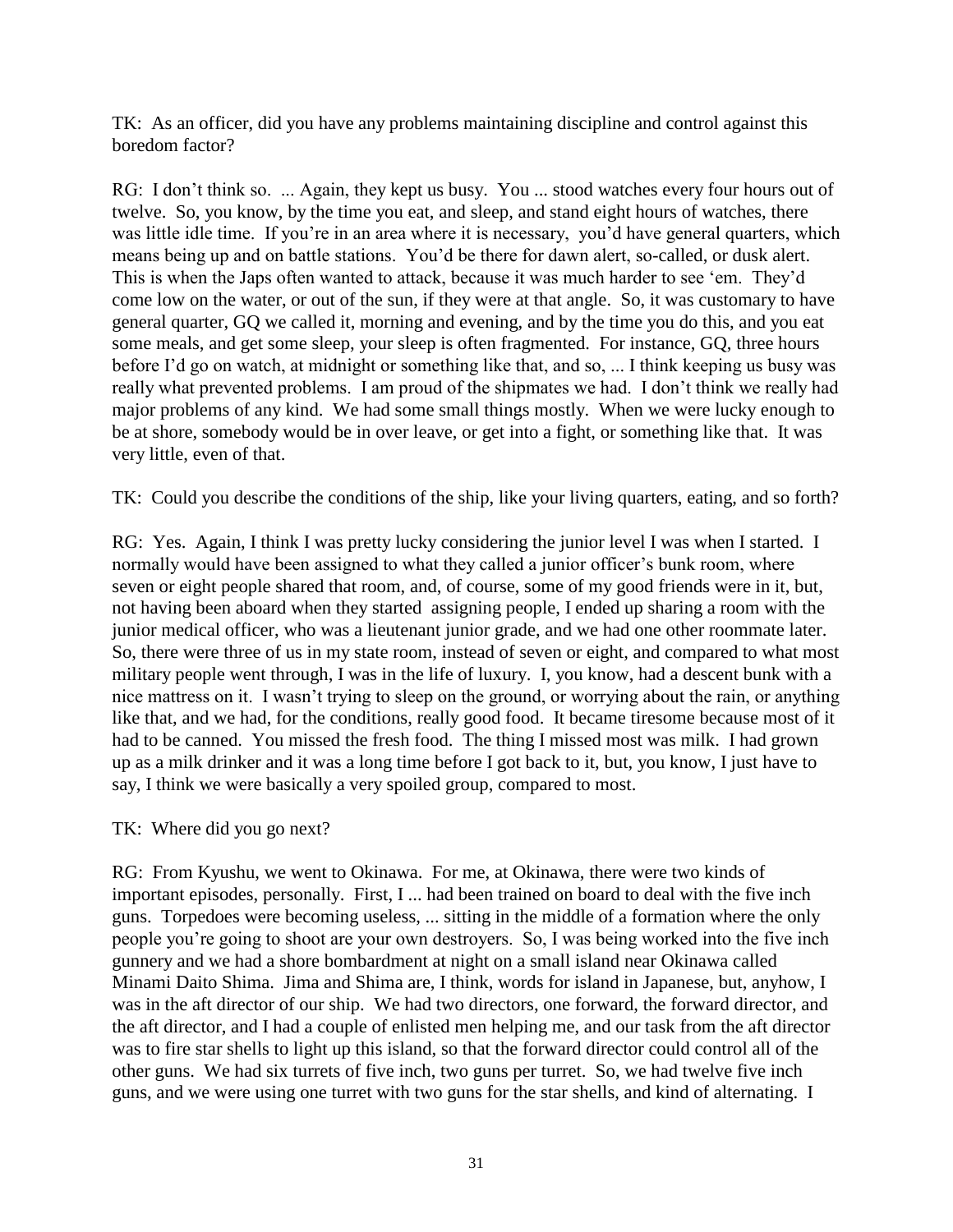TK: As an officer, did you have any problems maintaining discipline and control against this boredom factor?

RG: I don't think so. ... Again, they kept us busy. You ... stood watches every four hours out of twelve. So, you know, by the time you eat, and sleep, and stand eight hours of watches, there was little idle time. If you're in an area where it is necessary, you'd have general quarters, which means being up and on battle stations. You'd be there for dawn alert, so-called, or dusk alert. This is when the Japs often wanted to attack, because it was much harder to see 'em. They'd come low on the water, or out of the sun, if they were at that angle. So, it was customary to have general quarter, GQ we called it, morning and evening, and by the time you do this, and you eat some meals, and get some sleep, your sleep is often fragmented. For instance, GQ, three hours before I'd go on watch, at midnight or something like that, and so, ... I think keeping us busy was really what prevented problems. I am proud of the shipmates we had. I don't think we really had major problems of any kind. We had some small things mostly. When we were lucky enough to be at shore, somebody would be in over leave, or get into a fight, or something like that. It was very little, even of that.

TK: Could you describe the conditions of the ship, like your living quarters, eating, and so forth?

RG: Yes. Again, I think I was pretty lucky considering the junior level I was when I started. I normally would have been assigned to what they called a junior officer's bunk room, where seven or eight people shared that room, and, of course, some of my good friends were in it, but, not having been aboard when they started assigning people, I ended up sharing a room with the junior medical officer, who was a lieutenant junior grade, and we had one other roommate later. So, there were three of us in my state room, instead of seven or eight, and compared to what most military people went through, I was in the life of luxury. I, you know, had a descent bunk with a nice mattress on it. I wasn't trying to sleep on the ground, or worrying about the rain, or anything like that, and we had, for the conditions, really good food. It became tiresome because most of it had to be canned. You missed the fresh food. The thing I missed most was milk. I had grown up as a milk drinker and it was a long time before I got back to it, but, you know, I just have to say, I think we were basically a very spoiled group, compared to most.

TK: Where did you go next?

RG: From Kyushu, we went to Okinawa. For me, at Okinawa, there were two kinds of important episodes, personally. First, I ... had been trained on board to deal with the five inch guns. Torpedoes were becoming useless, ... sitting in the middle of a formation where the only people you're going to shoot are your own destroyers. So, I was being worked into the five inch gunnery and we had a shore bombardment at night on a small island near Okinawa called Minami Daito Shima. Jima and Shima are, I think, words for island in Japanese, but, anyhow, I was in the aft director of our ship. We had two directors, one forward, the forward director, and the aft director, and I had a couple of enlisted men helping me, and our task from the aft director was to fire star shells to light up this island, so that the forward director could control all of the other guns. We had six turrets of five inch, two guns per turret. So, we had twelve five inch guns, and we were using one turret with two guns for the star shells, and kind of alternating. I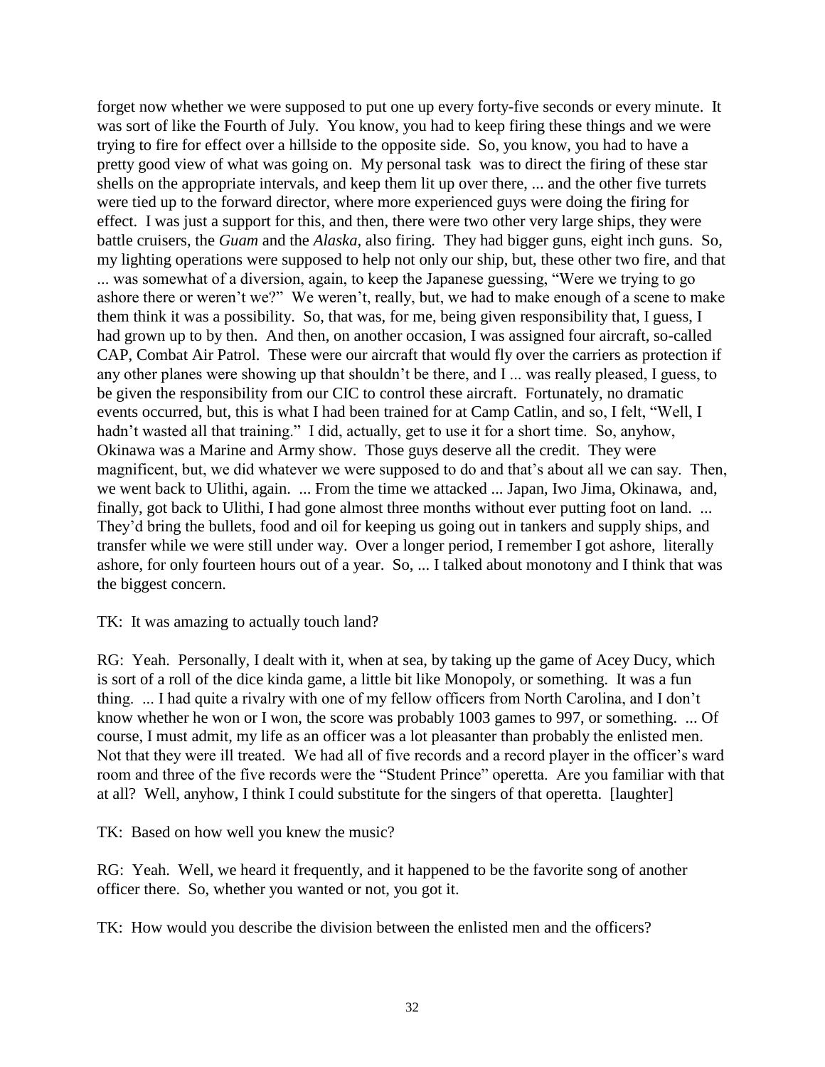forget now whether we were supposed to put one up every forty-five seconds or every minute. It was sort of like the Fourth of July. You know, you had to keep firing these things and we were trying to fire for effect over a hillside to the opposite side. So, you know, you had to have a pretty good view of what was going on. My personal task was to direct the firing of these star shells on the appropriate intervals, and keep them lit up over there, ... and the other five turrets were tied up to the forward director, where more experienced guys were doing the firing for effect. I was just a support for this, and then, there were two other very large ships, they were battle cruisers, the *Guam* and the *Alaska,* also firing. They had bigger guns, eight inch guns. So, my lighting operations were supposed to help not only our ship, but, these other two fire, and that ... was somewhat of a diversion, again, to keep the Japanese guessing, "Were we trying to go ashore there or weren't we?" We weren't, really, but, we had to make enough of a scene to make them think it was a possibility. So, that was, for me, being given responsibility that, I guess, I had grown up to by then. And then, on another occasion, I was assigned four aircraft, so-called CAP, Combat Air Patrol. These were our aircraft that would fly over the carriers as protection if any other planes were showing up that shouldn't be there, and I ... was really pleased, I guess, to be given the responsibility from our CIC to control these aircraft. Fortunately, no dramatic events occurred, but, this is what I had been trained for at Camp Catlin, and so, I felt, "Well, I hadn't wasted all that training." I did, actually, get to use it for a short time. So, anyhow, Okinawa was a Marine and Army show. Those guys deserve all the credit. They were magnificent, but, we did whatever we were supposed to do and that's about all we can say. Then, we went back to Ulithi, again. ... From the time we attacked ... Japan, Iwo Jima, Okinawa, and, finally, got back to Ulithi, I had gone almost three months without ever putting foot on land. ... They'd bring the bullets, food and oil for keeping us going out in tankers and supply ships, and transfer while we were still under way. Over a longer period, I remember I got ashore, literally ashore, for only fourteen hours out of a year. So, ... I talked about monotony and I think that was the biggest concern.

TK: It was amazing to actually touch land?

RG: Yeah. Personally, I dealt with it, when at sea, by taking up the game of Acey Ducy, which is sort of a roll of the dice kinda game, a little bit like Monopoly, or something. It was a fun thing. ... I had quite a rivalry with one of my fellow officers from North Carolina, and I don't know whether he won or I won, the score was probably 1003 games to 997, or something. ... Of course, I must admit, my life as an officer was a lot pleasanter than probably the enlisted men. Not that they were ill treated. We had all of five records and a record player in the officer's ward room and three of the five records were the "Student Prince" operetta. Are you familiar with that at all? Well, anyhow, I think I could substitute for the singers of that operetta. [laughter]

TK: Based on how well you knew the music?

RG: Yeah. Well, we heard it frequently, and it happened to be the favorite song of another officer there. So, whether you wanted or not, you got it.

TK: How would you describe the division between the enlisted men and the officers?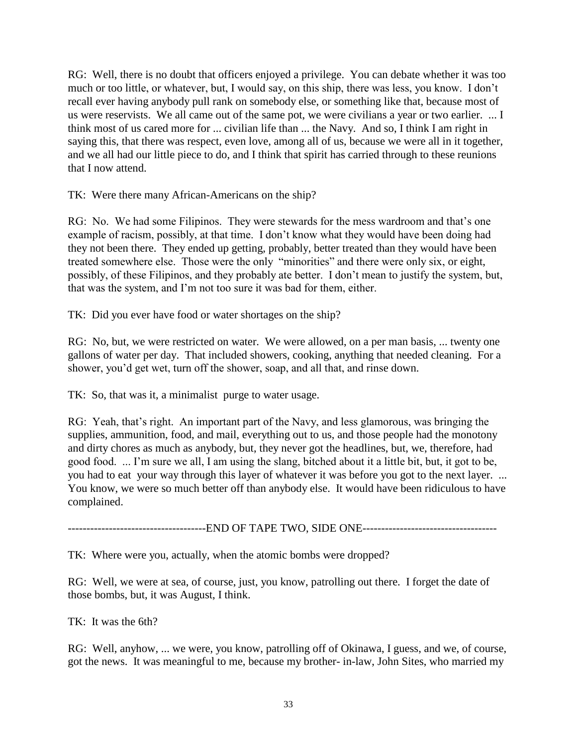RG: Well, there is no doubt that officers enjoyed a privilege. You can debate whether it was too much or too little, or whatever, but, I would say, on this ship, there was less, you know. I don't recall ever having anybody pull rank on somebody else, or something like that, because most of us were reservists. We all came out of the same pot, we were civilians a year or two earlier. ... I think most of us cared more for ... civilian life than ... the Navy. And so, I think I am right in saying this, that there was respect, even love, among all of us, because we were all in it together, and we all had our little piece to do, and I think that spirit has carried through to these reunions that I now attend.

TK: Were there many African-Americans on the ship?

RG: No. We had some Filipinos. They were stewards for the mess wardroom and that's one example of racism, possibly, at that time. I don't know what they would have been doing had they not been there. They ended up getting, probably, better treated than they would have been treated somewhere else. Those were the only "minorities" and there were only six, or eight, possibly, of these Filipinos, and they probably ate better. I don't mean to justify the system, but, that was the system, and I'm not too sure it was bad for them, either.

TK: Did you ever have food or water shortages on the ship?

RG: No, but, we were restricted on water. We were allowed, on a per man basis, ... twenty one gallons of water per day. That included showers, cooking, anything that needed cleaning. For a shower, you'd get wet, turn off the shower, soap, and all that, and rinse down.

TK: So, that was it, a minimalist purge to water usage.

RG: Yeah, that's right. An important part of the Navy, and less glamorous, was bringing the supplies, ammunition, food, and mail, everything out to us, and those people had the monotony and dirty chores as much as anybody, but, they never got the headlines, but, we, therefore, had good food. ... I'm sure we all, I am using the slang, bitched about it a little bit, but, it got to be, you had to eat your way through this layer of whatever it was before you got to the next layer. ... You know, we were so much better off than anybody else. It would have been ridiculous to have complained.

-------------------------------------END OF TAPE TWO, SIDE ONE------------------------------------

TK: Where were you, actually, when the atomic bombs were dropped?

RG: Well, we were at sea, of course, just, you know, patrolling out there. I forget the date of those bombs, but, it was August, I think.

TK: It was the 6th?

RG: Well, anyhow, ... we were, you know, patrolling off of Okinawa, I guess, and we, of course, got the news. It was meaningful to me, because my brother- in-law, John Sites, who married my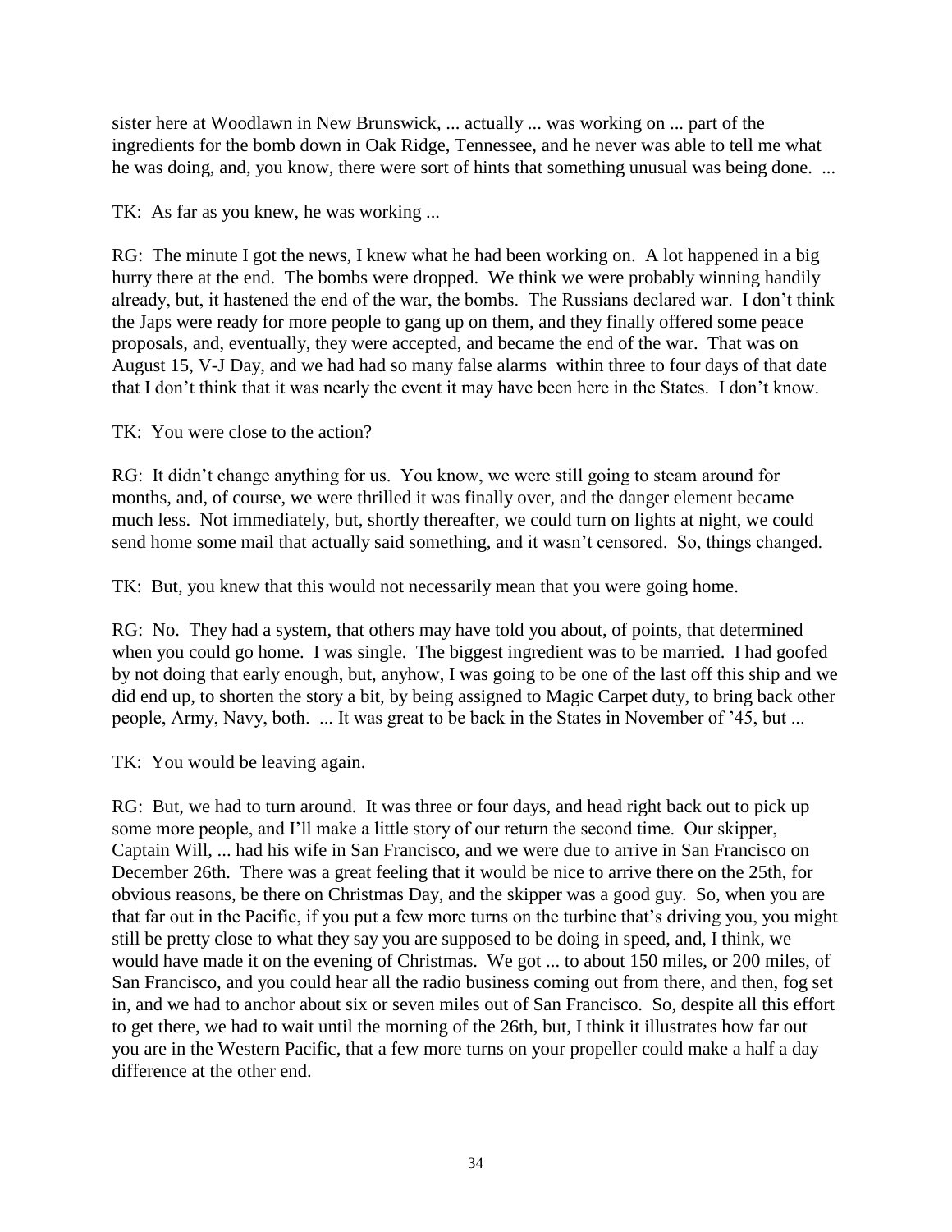sister here at Woodlawn in New Brunswick, ... actually ... was working on ... part of the ingredients for the bomb down in Oak Ridge, Tennessee, and he never was able to tell me what he was doing, and, you know, there were sort of hints that something unusual was being done. ...

TK: As far as you knew, he was working ...

RG: The minute I got the news, I knew what he had been working on. A lot happened in a big hurry there at the end. The bombs were dropped. We think we were probably winning handily already, but, it hastened the end of the war, the bombs. The Russians declared war. I don't think the Japs were ready for more people to gang up on them, and they finally offered some peace proposals, and, eventually, they were accepted, and became the end of the war. That was on August 15, V-J Day, and we had had so many false alarms within three to four days of that date that I don't think that it was nearly the event it may have been here in the States. I don't know.

TK: You were close to the action?

RG: It didn't change anything for us. You know, we were still going to steam around for months, and, of course, we were thrilled it was finally over, and the danger element became much less. Not immediately, but, shortly thereafter, we could turn on lights at night, we could send home some mail that actually said something, and it wasn't censored. So, things changed.

TK: But, you knew that this would not necessarily mean that you were going home.

RG: No. They had a system, that others may have told you about, of points, that determined when you could go home. I was single. The biggest ingredient was to be married. I had goofed by not doing that early enough, but, anyhow, I was going to be one of the last off this ship and we did end up, to shorten the story a bit, by being assigned to Magic Carpet duty, to bring back other people, Army, Navy, both. ... It was great to be back in the States in November of '45, but ...

TK: You would be leaving again.

RG: But, we had to turn around. It was three or four days, and head right back out to pick up some more people, and I'll make a little story of our return the second time. Our skipper, Captain Will, ... had his wife in San Francisco, and we were due to arrive in San Francisco on December 26th. There was a great feeling that it would be nice to arrive there on the 25th, for obvious reasons, be there on Christmas Day, and the skipper was a good guy. So, when you are that far out in the Pacific, if you put a few more turns on the turbine that's driving you, you might still be pretty close to what they say you are supposed to be doing in speed, and, I think, we would have made it on the evening of Christmas. We got ... to about 150 miles, or 200 miles, of San Francisco, and you could hear all the radio business coming out from there, and then, fog set in, and we had to anchor about six or seven miles out of San Francisco. So, despite all this effort to get there, we had to wait until the morning of the 26th, but, I think it illustrates how far out you are in the Western Pacific, that a few more turns on your propeller could make a half a day difference at the other end.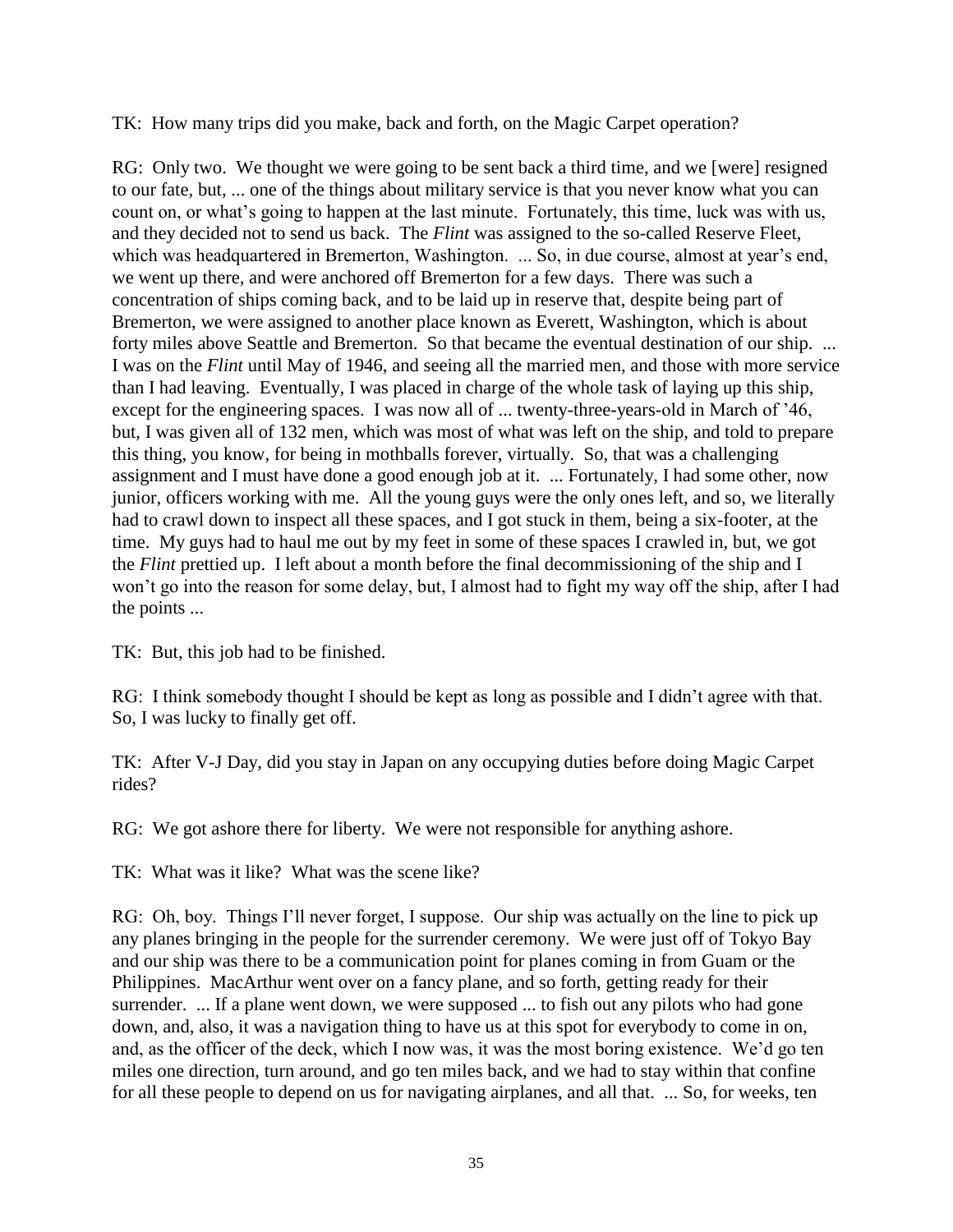TK: How many trips did you make, back and forth, on the Magic Carpet operation?

RG: Only two. We thought we were going to be sent back a third time, and we [were] resigned to our fate, but, ... one of the things about military service is that you never know what you can count on, or what's going to happen at the last minute. Fortunately, this time, luck was with us, and they decided not to send us back. The *Flint* was assigned to the so-called Reserve Fleet, which was headquartered in Bremerton, Washington. ... So, in due course, almost at year's end, we went up there, and were anchored off Bremerton for a few days. There was such a concentration of ships coming back, and to be laid up in reserve that, despite being part of Bremerton, we were assigned to another place known as Everett, Washington, which is about forty miles above Seattle and Bremerton. So that became the eventual destination of our ship. ... I was on the *Flint* until May of 1946, and seeing all the married men, and those with more service than I had leaving. Eventually, I was placed in charge of the whole task of laying up this ship, except for the engineering spaces. I was now all of ... twenty-three-years-old in March of '46, but, I was given all of 132 men, which was most of what was left on the ship, and told to prepare this thing, you know, for being in mothballs forever, virtually. So, that was a challenging assignment and I must have done a good enough job at it. ... Fortunately, I had some other, now junior, officers working with me. All the young guys were the only ones left, and so, we literally had to crawl down to inspect all these spaces, and I got stuck in them, being a six-footer, at the time. My guys had to haul me out by my feet in some of these spaces I crawled in, but, we got the *Flint* prettied up. I left about a month before the final decommissioning of the ship and I won't go into the reason for some delay, but, I almost had to fight my way off the ship, after I had the points ...

TK: But, this job had to be finished.

RG: I think somebody thought I should be kept as long as possible and I didn't agree with that. So, I was lucky to finally get off.

TK: After V-J Day, did you stay in Japan on any occupying duties before doing Magic Carpet rides?

RG: We got ashore there for liberty. We were not responsible for anything ashore.

TK: What was it like? What was the scene like?

RG: Oh, boy. Things I'll never forget, I suppose. Our ship was actually on the line to pick up any planes bringing in the people for the surrender ceremony. We were just off of Tokyo Bay and our ship was there to be a communication point for planes coming in from Guam or the Philippines. MacArthur went over on a fancy plane, and so forth, getting ready for their surrender. ... If a plane went down, we were supposed ... to fish out any pilots who had gone down, and, also, it was a navigation thing to have us at this spot for everybody to come in on, and, as the officer of the deck, which I now was, it was the most boring existence. We'd go ten miles one direction, turn around, and go ten miles back, and we had to stay within that confine for all these people to depend on us for navigating airplanes, and all that. ... So, for weeks, ten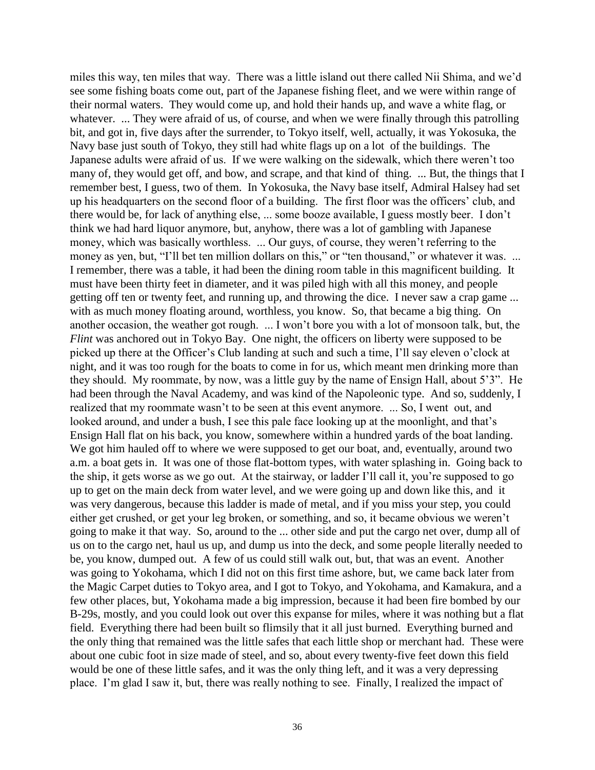miles this way, ten miles that way. There was a little island out there called Nii Shima, and we'd see some fishing boats come out, part of the Japanese fishing fleet, and we were within range of their normal waters. They would come up, and hold their hands up, and wave a white flag, or whatever. ... They were afraid of us, of course, and when we were finally through this patrolling bit, and got in, five days after the surrender, to Tokyo itself, well, actually, it was Yokosuka, the Navy base just south of Tokyo, they still had white flags up on a lot of the buildings. The Japanese adults were afraid of us. If we were walking on the sidewalk, which there weren't too many of, they would get off, and bow, and scrape, and that kind of thing. ... But, the things that I remember best, I guess, two of them. In Yokosuka, the Navy base itself, Admiral Halsey had set up his headquarters on the second floor of a building. The first floor was the officers' club, and there would be, for lack of anything else, ... some booze available, I guess mostly beer. I don't think we had hard liquor anymore, but, anyhow, there was a lot of gambling with Japanese money, which was basically worthless. ... Our guys, of course, they weren't referring to the money as yen, but, "I'll bet ten million dollars on this," or "ten thousand," or whatever it was. ... I remember, there was a table, it had been the dining room table in this magnificent building. It must have been thirty feet in diameter, and it was piled high with all this money, and people getting off ten or twenty feet, and running up, and throwing the dice. I never saw a crap game ... with as much money floating around, worthless, you know. So, that became a big thing. On another occasion, the weather got rough. ... I won't bore you with a lot of monsoon talk, but, the *Flint* was anchored out in Tokyo Bay. One night, the officers on liberty were supposed to be picked up there at the Officer's Club landing at such and such a time, I'll say eleven o'clock at night, and it was too rough for the boats to come in for us, which meant men drinking more than they should. My roommate, by now, was a little guy by the name of Ensign Hall, about 5'3". He had been through the Naval Academy, and was kind of the Napoleonic type. And so, suddenly, I realized that my roommate wasn't to be seen at this event anymore. ... So, I went out, and looked around, and under a bush, I see this pale face looking up at the moonlight, and that's Ensign Hall flat on his back, you know, somewhere within a hundred yards of the boat landing. We got him hauled off to where we were supposed to get our boat, and, eventually, around two a.m. a boat gets in. It was one of those flat-bottom types, with water splashing in. Going back to the ship, it gets worse as we go out. At the stairway, or ladder I'll call it, you're supposed to go up to get on the main deck from water level, and we were going up and down like this, and it was very dangerous, because this ladder is made of metal, and if you miss your step, you could either get crushed, or get your leg broken, or something, and so, it became obvious we weren't going to make it that way. So, around to the ... other side and put the cargo net over, dump all of us on to the cargo net, haul us up, and dump us into the deck, and some people literally needed to be, you know, dumped out. A few of us could still walk out, but, that was an event. Another was going to Yokohama, which I did not on this first time ashore, but, we came back later from the Magic Carpet duties to Tokyo area, and I got to Tokyo, and Yokohama, and Kamakura, and a few other places, but, Yokohama made a big impression, because it had been fire bombed by our B-29s, mostly, and you could look out over this expanse for miles, where it was nothing but a flat field. Everything there had been built so flimsily that it all just burned. Everything burned and the only thing that remained was the little safes that each little shop or merchant had. These were about one cubic foot in size made of steel, and so, about every twenty-five feet down this field would be one of these little safes, and it was the only thing left, and it was a very depressing place. I'm glad I saw it, but, there was really nothing to see. Finally, I realized the impact of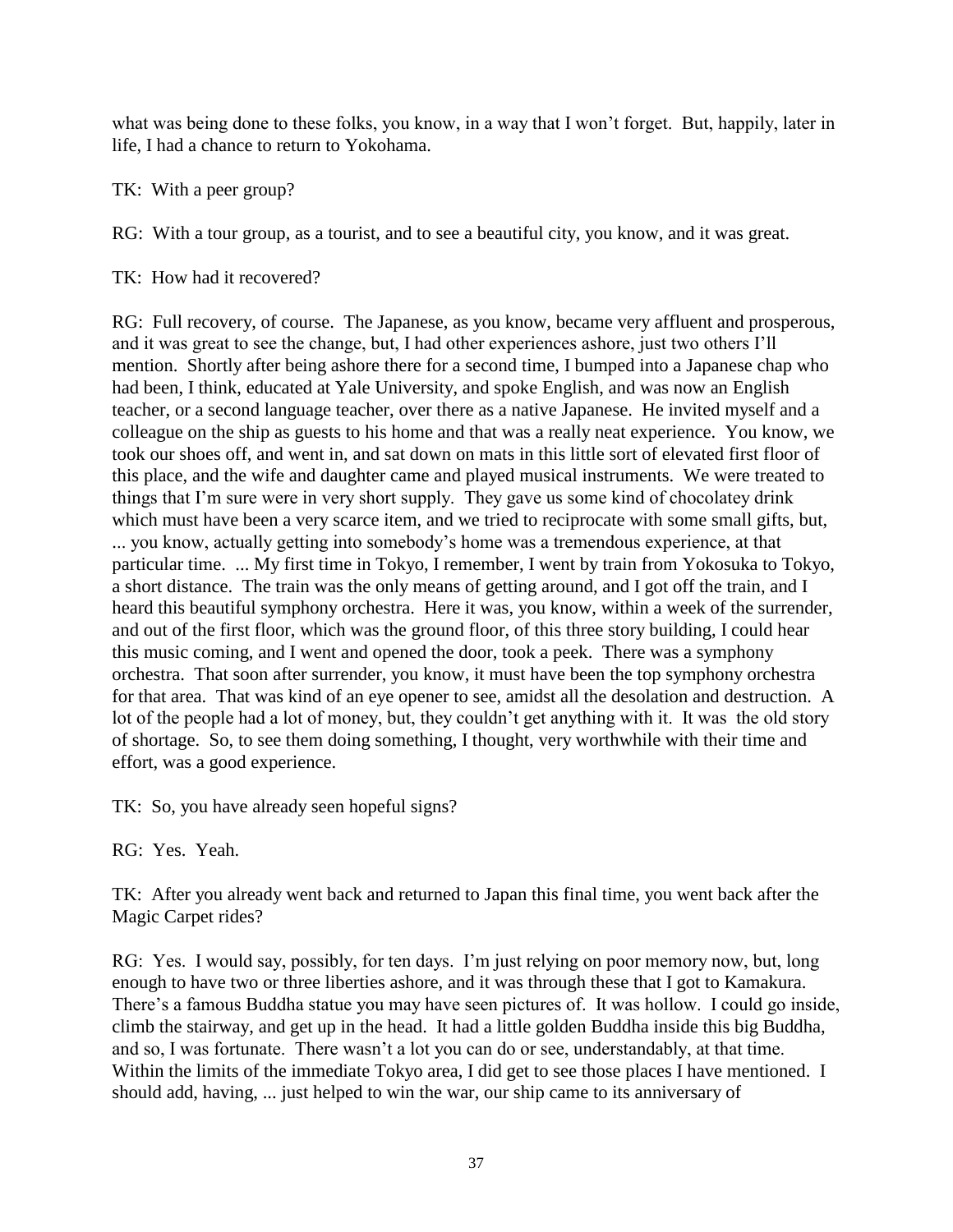what was being done to these folks, you know, in a way that I won't forget. But, happily, later in life, I had a chance to return to Yokohama.

TK: With a peer group?

RG: With a tour group, as a tourist, and to see a beautiful city, you know, and it was great.

TK: How had it recovered?

RG: Full recovery, of course. The Japanese, as you know, became very affluent and prosperous, and it was great to see the change, but, I had other experiences ashore, just two others I'll mention. Shortly after being ashore there for a second time, I bumped into a Japanese chap who had been, I think, educated at Yale University, and spoke English, and was now an English teacher, or a second language teacher, over there as a native Japanese. He invited myself and a colleague on the ship as guests to his home and that was a really neat experience. You know, we took our shoes off, and went in, and sat down on mats in this little sort of elevated first floor of this place, and the wife and daughter came and played musical instruments. We were treated to things that I'm sure were in very short supply. They gave us some kind of chocolatey drink which must have been a very scarce item, and we tried to reciprocate with some small gifts, but, ... you know, actually getting into somebody's home was a tremendous experience, at that particular time. ... My first time in Tokyo, I remember, I went by train from Yokosuka to Tokyo, a short distance. The train was the only means of getting around, and I got off the train, and I heard this beautiful symphony orchestra. Here it was, you know, within a week of the surrender, and out of the first floor, which was the ground floor, of this three story building, I could hear this music coming, and I went and opened the door, took a peek. There was a symphony orchestra. That soon after surrender, you know, it must have been the top symphony orchestra for that area. That was kind of an eye opener to see, amidst all the desolation and destruction. A lot of the people had a lot of money, but, they couldn't get anything with it. It was the old story of shortage. So, to see them doing something, I thought, very worthwhile with their time and effort, was a good experience.

TK: So, you have already seen hopeful signs?

RG: Yes. Yeah.

TK: After you already went back and returned to Japan this final time, you went back after the Magic Carpet rides?

RG: Yes. I would say, possibly, for ten days. I'm just relying on poor memory now, but, long enough to have two or three liberties ashore, and it was through these that I got to Kamakura. There's a famous Buddha statue you may have seen pictures of. It was hollow. I could go inside, climb the stairway, and get up in the head. It had a little golden Buddha inside this big Buddha, and so, I was fortunate. There wasn't a lot you can do or see, understandably, at that time. Within the limits of the immediate Tokyo area, I did get to see those places I have mentioned. I should add, having, ... just helped to win the war, our ship came to its anniversary of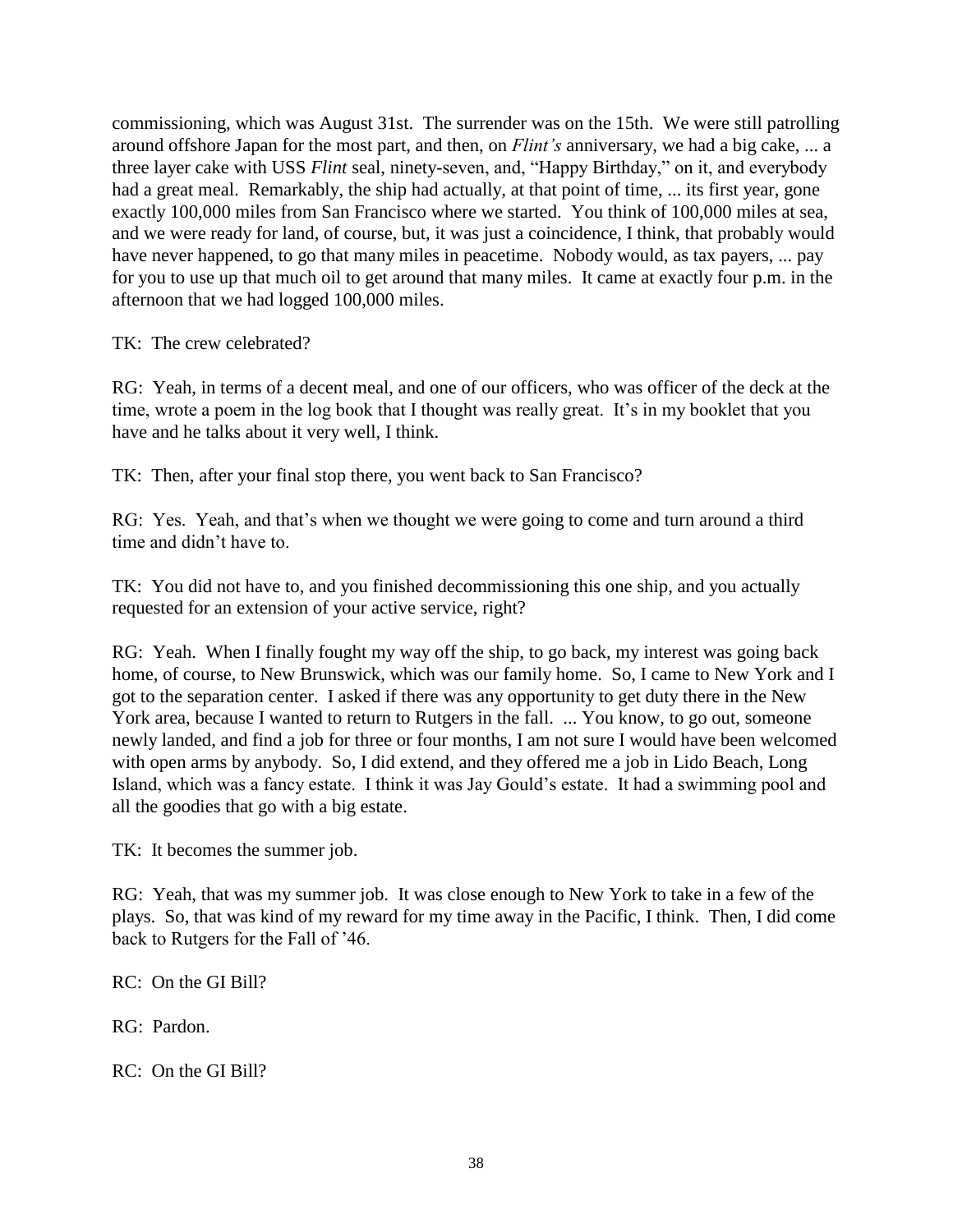commissioning, which was August 31st. The surrender was on the 15th. We were still patrolling around offshore Japan for the most part, and then, on *Flint's* anniversary, we had a big cake, ... a three layer cake with USS *Flint* seal, ninety-seven, and, "Happy Birthday," on it, and everybody had a great meal. Remarkably, the ship had actually, at that point of time, ... its first year, gone exactly 100,000 miles from San Francisco where we started. You think of 100,000 miles at sea, and we were ready for land, of course, but, it was just a coincidence, I think, that probably would have never happened, to go that many miles in peacetime. Nobody would, as tax payers, ... pay for you to use up that much oil to get around that many miles. It came at exactly four p.m. in the afternoon that we had logged 100,000 miles.

TK: The crew celebrated?

RG: Yeah, in terms of a decent meal, and one of our officers, who was officer of the deck at the time, wrote a poem in the log book that I thought was really great. It's in my booklet that you have and he talks about it very well, I think.

TK: Then, after your final stop there, you went back to San Francisco?

RG: Yes. Yeah, and that's when we thought we were going to come and turn around a third time and didn't have to.

TK: You did not have to, and you finished decommissioning this one ship, and you actually requested for an extension of your active service, right?

RG: Yeah. When I finally fought my way off the ship, to go back, my interest was going back home, of course, to New Brunswick, which was our family home. So, I came to New York and I got to the separation center. I asked if there was any opportunity to get duty there in the New York area, because I wanted to return to Rutgers in the fall. ... You know, to go out, someone newly landed, and find a job for three or four months, I am not sure I would have been welcomed with open arms by anybody. So, I did extend, and they offered me a job in Lido Beach, Long Island, which was a fancy estate. I think it was Jay Gould's estate. It had a swimming pool and all the goodies that go with a big estate.

TK: It becomes the summer job.

RG: Yeah, that was my summer job. It was close enough to New York to take in a few of the plays. So, that was kind of my reward for my time away in the Pacific, I think. Then, I did come back to Rutgers for the Fall of '46.

RC: On the GI Bill?

RG: Pardon.

RC: On the GI Bill?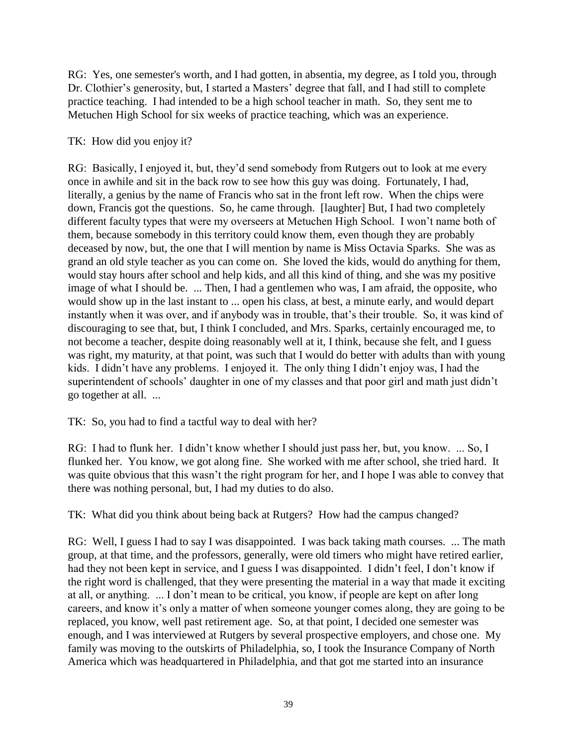RG: Yes, one semester's worth, and I had gotten, in absentia, my degree, as I told you, through Dr. Clothier's generosity, but, I started a Masters' degree that fall, and I had still to complete practice teaching. I had intended to be a high school teacher in math. So, they sent me to Metuchen High School for six weeks of practice teaching, which was an experience.

TK: How did you enjoy it?

RG: Basically, I enjoyed it, but, they'd send somebody from Rutgers out to look at me every once in awhile and sit in the back row to see how this guy was doing. Fortunately, I had, literally, a genius by the name of Francis who sat in the front left row. When the chips were down, Francis got the questions. So, he came through. [laughter] But, I had two completely different faculty types that were my overseers at Metuchen High School. I won't name both of them, because somebody in this territory could know them, even though they are probably deceased by now, but, the one that I will mention by name is Miss Octavia Sparks. She was as grand an old style teacher as you can come on. She loved the kids, would do anything for them, would stay hours after school and help kids, and all this kind of thing, and she was my positive image of what I should be. ... Then, I had a gentlemen who was, I am afraid, the opposite, who would show up in the last instant to ... open his class, at best, a minute early, and would depart instantly when it was over, and if anybody was in trouble, that's their trouble. So, it was kind of discouraging to see that, but, I think I concluded, and Mrs. Sparks, certainly encouraged me, to not become a teacher, despite doing reasonably well at it, I think, because she felt, and I guess was right, my maturity, at that point, was such that I would do better with adults than with young kids. I didn't have any problems. I enjoyed it. The only thing I didn't enjoy was, I had the superintendent of schools' daughter in one of my classes and that poor girl and math just didn't go together at all. ...

TK: So, you had to find a tactful way to deal with her?

RG: I had to flunk her. I didn't know whether I should just pass her, but, you know. ... So, I flunked her. You know, we got along fine. She worked with me after school, she tried hard. It was quite obvious that this wasn't the right program for her, and I hope I was able to convey that there was nothing personal, but, I had my duties to do also.

TK: What did you think about being back at Rutgers? How had the campus changed?

RG: Well, I guess I had to say I was disappointed. I was back taking math courses. ... The math group, at that time, and the professors, generally, were old timers who might have retired earlier, had they not been kept in service, and I guess I was disappointed. I didn't feel, I don't know if the right word is challenged, that they were presenting the material in a way that made it exciting at all, or anything. ... I don't mean to be critical, you know, if people are kept on after long careers, and know it's only a matter of when someone younger comes along, they are going to be replaced, you know, well past retirement age. So, at that point, I decided one semester was enough, and I was interviewed at Rutgers by several prospective employers, and chose one. My family was moving to the outskirts of Philadelphia, so, I took the Insurance Company of North America which was headquartered in Philadelphia, and that got me started into an insurance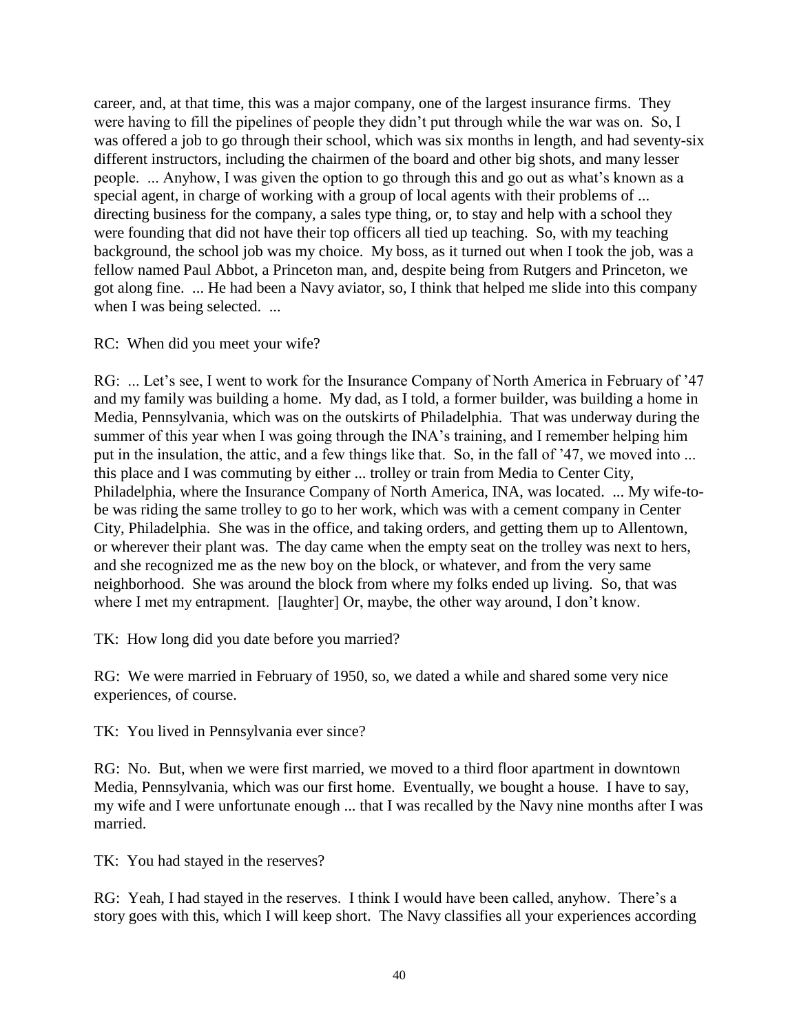career, and, at that time, this was a major company, one of the largest insurance firms. They were having to fill the pipelines of people they didn't put through while the war was on. So, I was offered a job to go through their school, which was six months in length, and had seventy-six different instructors, including the chairmen of the board and other big shots, and many lesser people. ... Anyhow, I was given the option to go through this and go out as what's known as a special agent, in charge of working with a group of local agents with their problems of ... directing business for the company, a sales type thing, or, to stay and help with a school they were founding that did not have their top officers all tied up teaching. So, with my teaching background, the school job was my choice. My boss, as it turned out when I took the job, was a fellow named Paul Abbot, a Princeton man, and, despite being from Rutgers and Princeton, we got along fine. ... He had been a Navy aviator, so, I think that helped me slide into this company when I was being selected. ...

RC: When did you meet your wife?

RG: ... Let's see, I went to work for the Insurance Company of North America in February of '47 and my family was building a home. My dad, as I told, a former builder, was building a home in Media, Pennsylvania, which was on the outskirts of Philadelphia. That was underway during the summer of this year when I was going through the INA's training, and I remember helping him put in the insulation, the attic, and a few things like that. So, in the fall of '47, we moved into ... this place and I was commuting by either ... trolley or train from Media to Center City, Philadelphia, where the Insurance Company of North America, INA, was located. ... My wife-to-be was riding the same trolley to go to her work, which was with a cement company in Center City, Philadelphia. She was in the office, and taking orders, and getting them up to Allentown, or wherever their plant was. The day came when the empty seat on the trolley was next to hers, and she recognized me as the new boy on the block, or whatever, and from the very same neighborhood. She was around the block from where my folks ended up living. So, that was where I met my entrapment. [laughter] Or, maybe, the other way around, I don't know.

TK: How long did you date before you married?

RG: We were married in February of 1950, so, we dated a while and shared some very nice experiences, of course.

TK: You lived in Pennsylvania ever since?

RG: No. But, when we were first married, we moved to a third floor apartment in downtown Media, Pennsylvania, which was our first home. Eventually, we bought a house. I have to say, my wife and I were unfortunate enough ... that I was recalled by the Navy nine months after I was married.

TK: You had stayed in the reserves?

RG: Yeah, I had stayed in the reserves. I think I would have been called, anyhow. There's a story goes with this, which I will keep short. The Navy classifies all your experiences according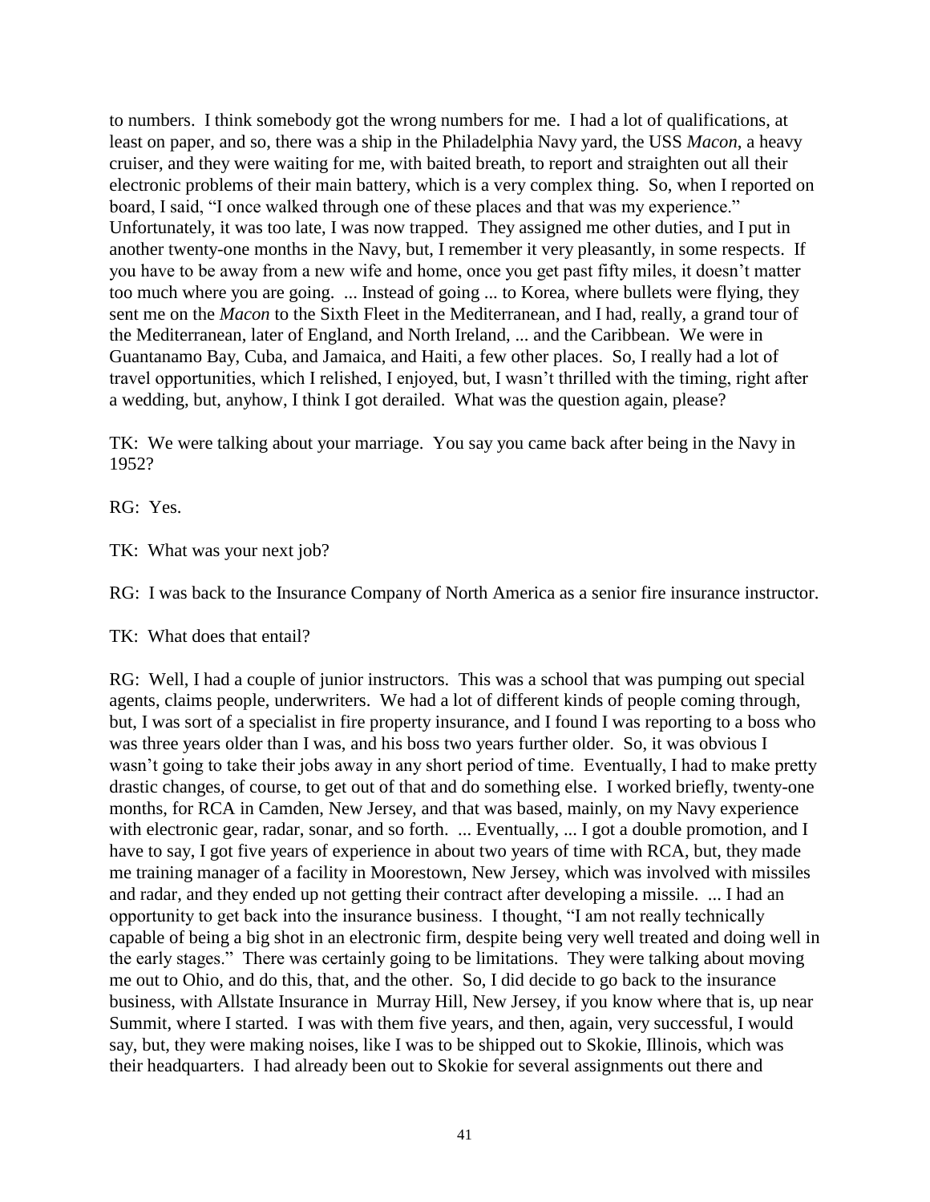to numbers. I think somebody got the wrong numbers for me. I had a lot of qualifications, at least on paper, and so, there was a ship in the Philadelphia Navy yard, the USS *Macon*, a heavy cruiser, and they were waiting for me, with baited breath, to report and straighten out all their electronic problems of their main battery, which is a very complex thing. So, when I reported on board, I said, "I once walked through one of these places and that was my experience." Unfortunately, it was too late, I was now trapped. They assigned me other duties, and I put in another twenty-one months in the Navy, but, I remember it very pleasantly, in some respects. If you have to be away from a new wife and home, once you get past fifty miles, it doesn't matter too much where you are going. ... Instead of going ... to Korea, where bullets were flying, they sent me on the *Macon* to the Sixth Fleet in the Mediterranean, and I had, really, a grand tour of the Mediterranean, later of England, and North Ireland, ... and the Caribbean. We were in Guantanamo Bay, Cuba, and Jamaica, and Haiti, a few other places. So, I really had a lot of travel opportunities, which I relished, I enjoyed, but, I wasn't thrilled with the timing, right after a wedding, but, anyhow, I think I got derailed. What was the question again, please?

TK: We were talking about your marriage. You say you came back after being in the Navy in 1952?

RG: Yes.

TK: What was your next job?

RG: I was back to the Insurance Company of North America as a senior fire insurance instructor.

TK: What does that entail?

RG: Well, I had a couple of junior instructors. This was a school that was pumping out special agents, claims people, underwriters. We had a lot of different kinds of people coming through, but, I was sort of a specialist in fire property insurance, and I found I was reporting to a boss who was three years older than I was, and his boss two years further older. So, it was obvious I wasn't going to take their jobs away in any short period of time. Eventually, I had to make pretty drastic changes, of course, to get out of that and do something else. I worked briefly, twenty-one months, for RCA in Camden, New Jersey, and that was based, mainly, on my Navy experience with electronic gear, radar, sonar, and so forth. ... Eventually, ... I got a double promotion, and I have to say, I got five years of experience in about two years of time with RCA, but, they made me training manager of a facility in Moorestown, New Jersey, which was involved with missiles and radar, and they ended up not getting their contract after developing a missile. ... I had an opportunity to get back into the insurance business. I thought, "I am not really technically capable of being a big shot in an electronic firm, despite being very well treated and doing well in the early stages." There was certainly going to be limitations. They were talking about moving me out to Ohio, and do this, that, and the other. So, I did decide to go back to the insurance business, with Allstate Insurance in Murray Hill, New Jersey, if you know where that is, up near Summit, where I started. I was with them five years, and then, again, very successful, I would say, but, they were making noises, like I was to be shipped out to Skokie, Illinois, which was their headquarters. I had already been out to Skokie for several assignments out there and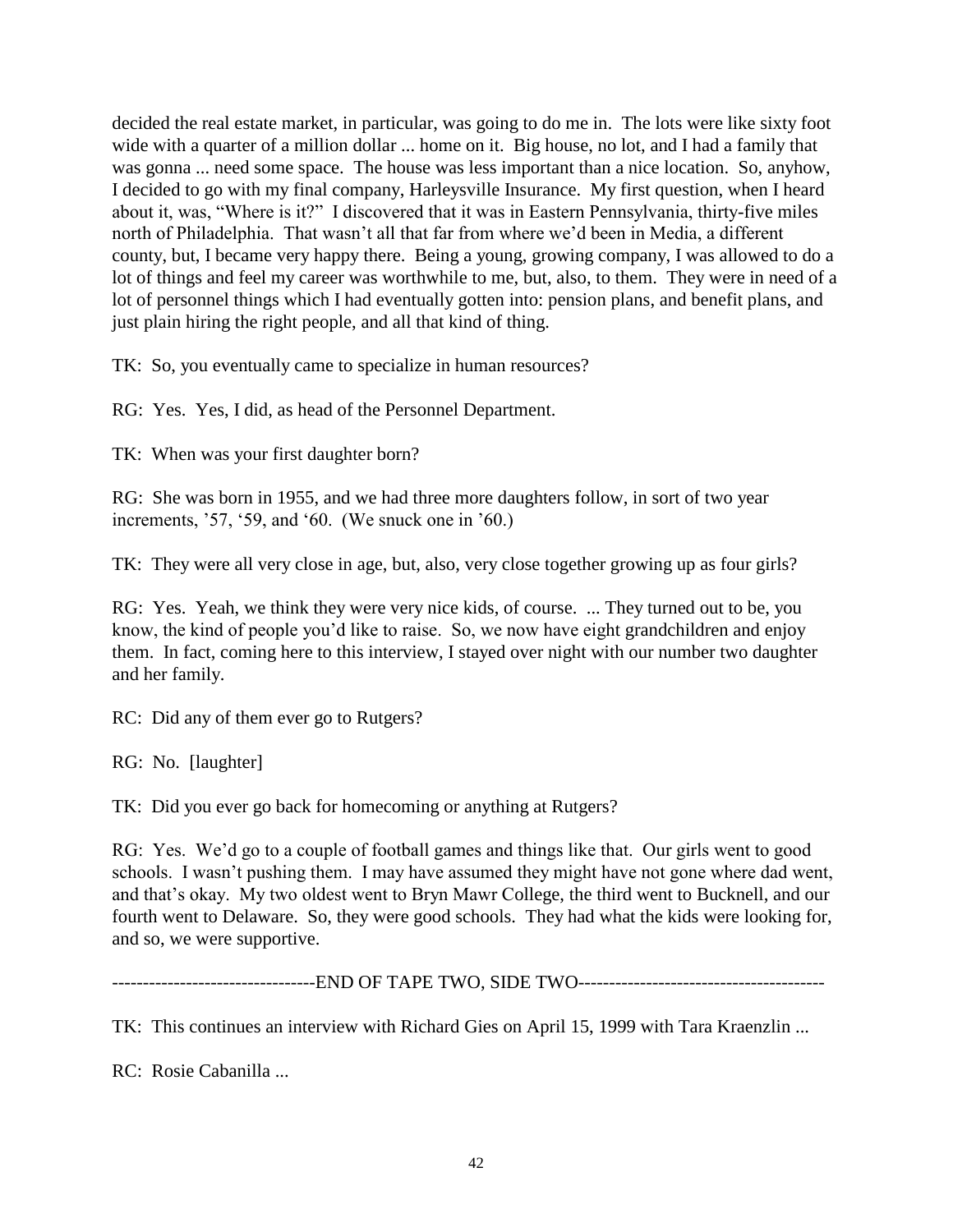decided the real estate market, in particular, was going to do me in. The lots were like sixty foot wide with a quarter of a million dollar ... home on it. Big house, no lot, and I had a family that was gonna ... need some space. The house was less important than a nice location. So, anyhow, I decided to go with my final company, Harleysville Insurance. My first question, when I heard about it, was, "Where is it?" I discovered that it was in Eastern Pennsylvania, thirty-five miles north of Philadelphia. That wasn't all that far from where we'd been in Media, a different county, but, I became very happy there. Being a young, growing company, I was allowed to do a lot of things and feel my career was worthwhile to me, but, also, to them. They were in need of a lot of personnel things which I had eventually gotten into: pension plans, and benefit plans, and just plain hiring the right people, and all that kind of thing.

TK: So, you eventually came to specialize in human resources?

RG: Yes. Yes, I did, as head of the Personnel Department.

TK: When was your first daughter born?

RG: She was born in 1955, and we had three more daughters follow, in sort of two year increments, '57, '59, and '60. (We snuck one in '60.)

TK: They were all very close in age, but, also, very close together growing up as four girls?

RG: Yes. Yeah, we think they were very nice kids, of course. ... They turned out to be, you know, the kind of people you'd like to raise. So, we now have eight grandchildren and enjoy them. In fact, coming here to this interview, I stayed over night with our number two daughter and her family.

RC: Did any of them ever go to Rutgers?

RG: No. [laughter]

TK: Did you ever go back for homecoming or anything at Rutgers?

RG: Yes. We'd go to a couple of football games and things like that. Our girls went to good schools. I wasn't pushing them. I may have assumed they might have not gone where dad went, and that's okay. My two oldest went to Bryn Mawr College, the third went to Bucknell, and our fourth went to Delaware. So, they were good schools. They had what the kids were looking for, and so, we were supportive.

--------------------------------END OF TAPE TWO, SIDE TWO---------------------------------------

TK: This continues an interview with Richard Gies on April 15, 1999 with Tara Kraenzlin ...

RC: Rosie Cabanilla ...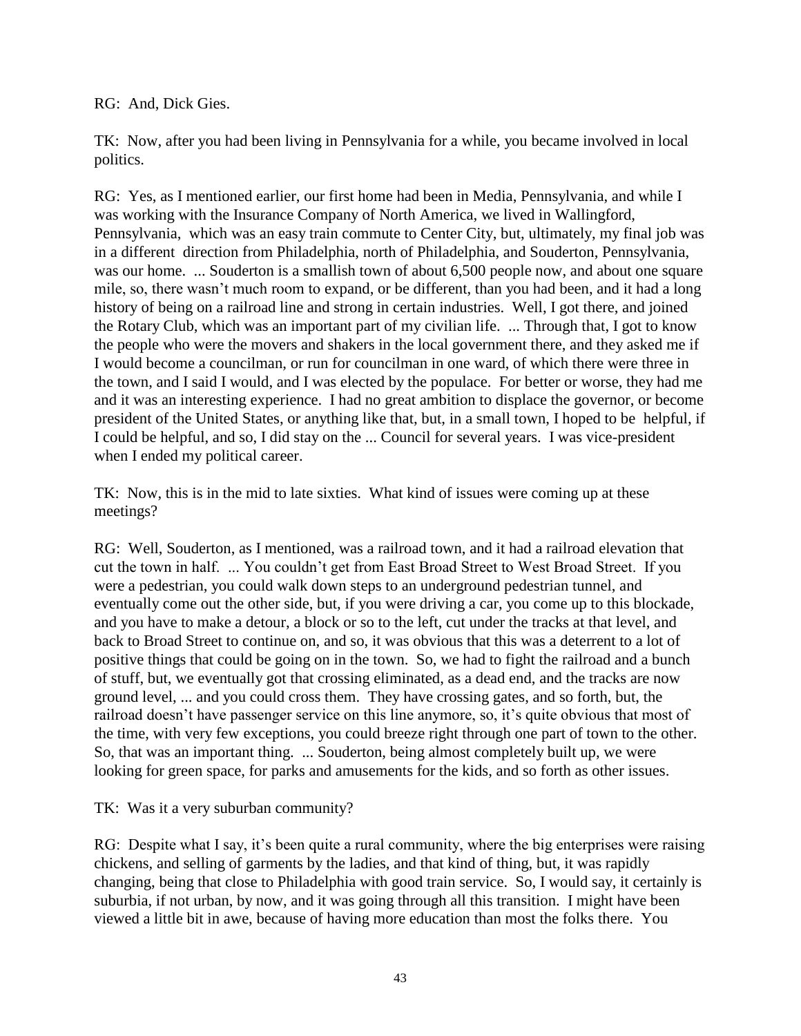RG: And, Dick Gies.

TK: Now, after you had been living in Pennsylvania for a while, you became involved in local politics.

RG: Yes, as I mentioned earlier, our first home had been in Media, Pennsylvania, and while I was working with the Insurance Company of North America, we lived in Wallingford, Pennsylvania, which was an easy train commute to Center City, but, ultimately, my final job was in a different direction from Philadelphia, north of Philadelphia, and Souderton, Pennsylvania, was our home. ... Souderton is a smallish town of about 6,500 people now, and about one square mile, so, there wasn't much room to expand, or be different, than you had been, and it had a long history of being on a railroad line and strong in certain industries. Well, I got there, and joined the Rotary Club, which was an important part of my civilian life. ... Through that, I got to know the people who were the movers and shakers in the local government there, and they asked me if I would become a councilman, or run for councilman in one ward, of which there were three in the town, and I said I would, and I was elected by the populace. For better or worse, they had me and it was an interesting experience. I had no great ambition to displace the governor, or become president of the United States, or anything like that, but, in a small town, I hoped to be helpful, if I could be helpful, and so, I did stay on the ... Council for several years. I was vice-president when I ended my political career.

TK: Now, this is in the mid to late sixties. What kind of issues were coming up at these meetings?

RG: Well, Souderton, as I mentioned, was a railroad town, and it had a railroad elevation that cut the town in half. ... You couldn't get from East Broad Street to West Broad Street. If you were a pedestrian, you could walk down steps to an underground pedestrian tunnel, and eventually come out the other side, but, if you were driving a car, you come up to this blockade, and you have to make a detour, a block or so to the left, cut under the tracks at that level, and back to Broad Street to continue on, and so, it was obvious that this was a deterrent to a lot of positive things that could be going on in the town. So, we had to fight the railroad and a bunch of stuff, but, we eventually got that crossing eliminated, as a dead end, and the tracks are now ground level, ... and you could cross them. They have crossing gates, and so forth, but, the railroad doesn't have passenger service on this line anymore, so, it's quite obvious that most of the time, with very few exceptions, you could breeze right through one part of town to the other. So, that was an important thing. ... Souderton, being almost completely built up, we were looking for green space, for parks and amusements for the kids, and so forth as other issues.

TK: Was it a very suburban community?

RG: Despite what I say, it's been quite a rural community, where the big enterprises were raising chickens, and selling of garments by the ladies, and that kind of thing, but, it was rapidly changing, being that close to Philadelphia with good train service. So, I would say, it certainly is suburbia, if not urban, by now, and it was going through all this transition. I might have been viewed a little bit in awe, because of having more education than most the folks there. You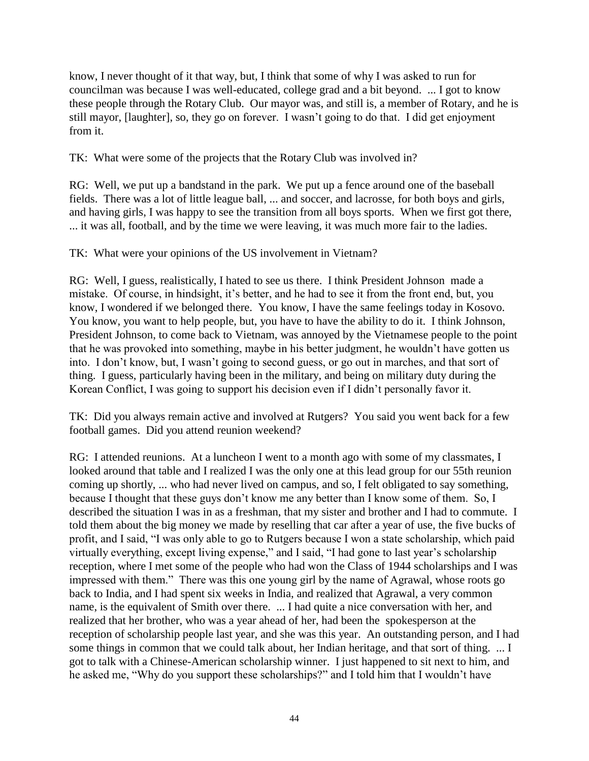know, I never thought of it that way, but, I think that some of why I was asked to run for councilman was because I was well-educated, college grad and a bit beyond. ... I got to know these people through the Rotary Club. Our mayor was, and still is, a member of Rotary, and he is still mayor, [laughter], so, they go on forever. I wasn't going to do that. I did get enjoyment from it.

TK: What were some of the projects that the Rotary Club was involved in?

RG: Well, we put up a bandstand in the park. We put up a fence around one of the baseball fields. There was a lot of little league ball, ... and soccer, and lacrosse, for both boys and girls, and having girls, I was happy to see the transition from all boys sports. When we first got there, ... it was all, football, and by the time we were leaving, it was much more fair to the ladies.

TK: What were your opinions of the US involvement in Vietnam?

RG: Well, I guess, realistically, I hated to see us there. I think President Johnson made a mistake. Of course, in hindsight, it's better, and he had to see it from the front end, but, you know, I wondered if we belonged there. You know, I have the same feelings today in Kosovo. You know, you want to help people, but, you have to have the ability to do it. I think Johnson, President Johnson, to come back to Vietnam, was annoyed by the Vietnamese people to the point that he was provoked into something, maybe in his better judgment, he wouldn't have gotten us into. I don't know, but, I wasn't going to second guess, or go out in marches, and that sort of thing. I guess, particularly having been in the military, and being on military duty during the Korean Conflict, I was going to support his decision even if I didn't personally favor it.

TK: Did you always remain active and involved at Rutgers? You said you went back for a few football games. Did you attend reunion weekend?

RG: I attended reunions. At a luncheon I went to a month ago with some of my classmates, I looked around that table and I realized I was the only one at this lead group for our 55th reunion coming up shortly, ... who had never lived on campus, and so, I felt obligated to say something, because I thought that these guys don't know me any better than I know some of them. So, I described the situation I was in as a freshman, that my sister and brother and I had to commute. I told them about the big money we made by reselling that car after a year of use, the five bucks of profit, and I said, "I was only able to go to Rutgers because I won a state scholarship, which paid virtually everything, except living expense," and I said, "I had gone to last year's scholarship reception, where I met some of the people who had won the Class of 1944 scholarships and I was impressed with them." There was this one young girl by the name of Agrawal, whose roots go back to India, and I had spent six weeks in India, and realized that Agrawal, a very common name, is the equivalent of Smith over there. ... I had quite a nice conversation with her, and realized that her brother, who was a year ahead of her, had been the spokesperson at the reception of scholarship people last year, and she was this year. An outstanding person, and I had some things in common that we could talk about, her Indian heritage, and that sort of thing. ... I got to talk with a Chinese-American scholarship winner. I just happened to sit next to him, and he asked me, "Why do you support these scholarships?" and I told him that I wouldn't have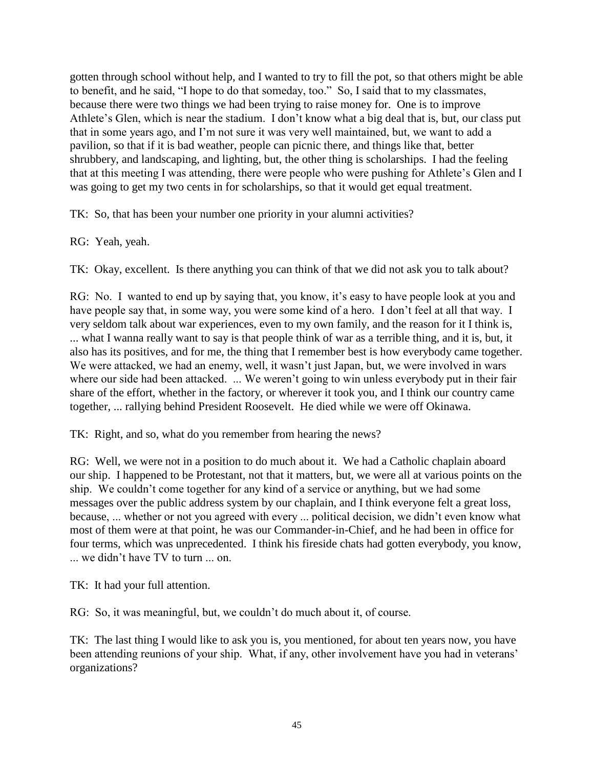gotten through school without help, and I wanted to try to fill the pot, so that others might be able to benefit, and he said, "I hope to do that someday, too." So, I said that to my classmates, because there were two things we had been trying to raise money for. One is to improve Athlete's Glen, which is near the stadium. I don't know what a big deal that is, but, our class put that in some years ago, and I'm not sure it was very well maintained, but, we want to add a pavilion, so that if it is bad weather, people can picnic there, and things like that, better shrubbery, and landscaping, and lighting, but, the other thing is scholarships. I had the feeling that at this meeting I was attending, there were people who were pushing for Athlete's Glen and I was going to get my two cents in for scholarships, so that it would get equal treatment.

TK: So, that has been your number one priority in your alumni activities?

RG: Yeah, yeah.

TK: Okay, excellent. Is there anything you can think of that we did not ask you to talk about?

RG: No. I wanted to end up by saying that, you know, it's easy to have people look at you and have people say that, in some way, you were some kind of a hero. I don't feel at all that way. I very seldom talk about war experiences, even to my own family, and the reason for it I think is, ... what I wanna really want to say is that people think of war as a terrible thing, and it is, but, it also has its positives, and for me, the thing that I remember best is how everybody came together. We were attacked, we had an enemy, well, it wasn't just Japan, but, we were involved in wars where our side had been attacked. ... We weren't going to win unless everybody put in their fair share of the effort, whether in the factory, or wherever it took you, and I think our country came together, ... rallying behind President Roosevelt. He died while we were off Okinawa.

TK: Right, and so, what do you remember from hearing the news?

RG: Well, we were not in a position to do much about it. We had a Catholic chaplain aboard our ship. I happened to be Protestant, not that it matters, but, we were all at various points on the ship. We couldn't come together for any kind of a service or anything, but we had some messages over the public address system by our chaplain, and I think everyone felt a great loss, because, ... whether or not you agreed with every ... political decision, we didn't even know what most of them were at that point, he was our Commander-in-Chief, and he had been in office for four terms, which was unprecedented. I think his fireside chats had gotten everybody, you know, ... we didn't have TV to turn ... on.

TK: It had your full attention.

RG: So, it was meaningful, but, we couldn't do much about it, of course.

TK: The last thing I would like to ask you is, you mentioned, for about ten years now, you have been attending reunions of your ship. What, if any, other involvement have you had in veterans' organizations?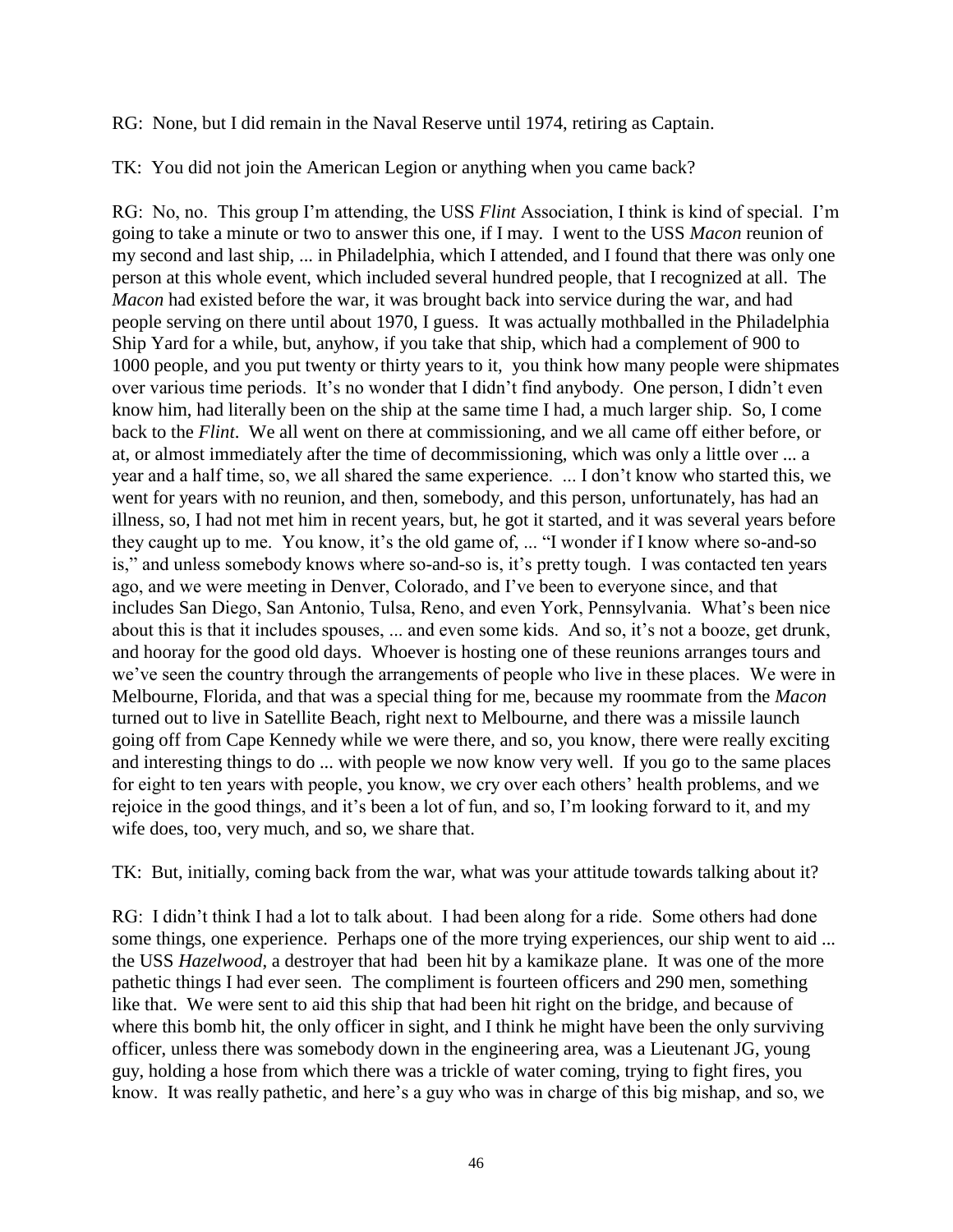RG: None, but I did remain in the Naval Reserve until 1974, retiring as Captain.

TK: You did not join the American Legion or anything when you came back?

RG: No, no. This group I'm attending, the USS *Flint* Association, I think is kind of special. I'm going to take a minute or two to answer this one, if I may. I went to the USS *Macon* reunion of my second and last ship, ... in Philadelphia, which I attended, and I found that there was only one person at this whole event, which included several hundred people, that I recognized at all. The *Macon* had existed before the war, it was brought back into service during the war, and had people serving on there until about 1970, I guess. It was actually mothballed in the Philadelphia Ship Yard for a while, but, anyhow, if you take that ship, which had a complement of 900 to 1000 people, and you put twenty or thirty years to it, you think how many people were shipmates over various time periods. It's no wonder that I didn't find anybody. One person, I didn't even know him, had literally been on the ship at the same time I had, a much larger ship. So, I come back to the *Flint*. We all went on there at commissioning, and we all came off either before, or at, or almost immediately after the time of decommissioning, which was only a little over ... a year and a half time, so, we all shared the same experience. ... I don't know who started this, we went for years with no reunion, and then, somebody, and this person, unfortunately, has had an illness, so, I had not met him in recent years, but, he got it started, and it was several years before they caught up to me. You know, it's the old game of, ... "I wonder if I know where so-and-so is," and unless somebody knows where so-and-so is, it's pretty tough. I was contacted ten years ago, and we were meeting in Denver, Colorado, and I've been to everyone since, and that includes San Diego, San Antonio, Tulsa, Reno, and even York, Pennsylvania. What's been nice about this is that it includes spouses, ... and even some kids. And so, it's not a booze, get drunk, and hooray for the good old days. Whoever is hosting one of these reunions arranges tours and we've seen the country through the arrangements of people who live in these places. We were in Melbourne, Florida, and that was a special thing for me, because my roommate from the *Macon* turned out to live in Satellite Beach, right next to Melbourne, and there was a missile launch going off from Cape Kennedy while we were there, and so, you know, there were really exciting and interesting things to do ... with people we now know very well. If you go to the same places for eight to ten years with people, you know, we cry over each others' health problems, and we rejoice in the good things, and it's been a lot of fun, and so, I'm looking forward to it, and my wife does, too, very much, and so, we share that.

TK: But, initially, coming back from the war, what was your attitude towards talking about it?

RG: I didn't think I had a lot to talk about. I had been along for a ride. Some others had done some things, one experience. Perhaps one of the more trying experiences, our ship went to aid ... the USS *Hazelwood*, a destroyer that had been hit by a kamikaze plane. It was one of the more pathetic things I had ever seen. The compliment is fourteen officers and 290 men, something like that. We were sent to aid this ship that had been hit right on the bridge, and because of where this bomb hit, the only officer in sight, and I think he might have been the only surviving officer, unless there was somebody down in the engineering area, was a Lieutenant JG, young guy, holding a hose from which there was a trickle of water coming, trying to fight fires, you know. It was really pathetic, and here's a guy who was in charge of this big mishap, and so, we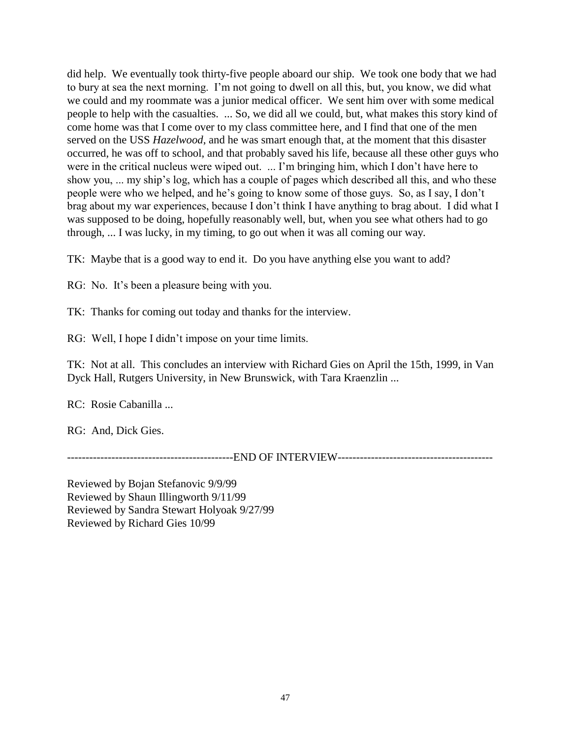did help. We eventually took thirty-five people aboard our ship. We took one body that we had to bury at sea the next morning. I'm not going to dwell on all this, but, you know, we did what we could and my roommate was a junior medical officer. We sent him over with some medical people to help with the casualties. ... So, we did all we could, but, what makes this story kind of come home was that I come over to my class committee here, and I find that one of the men served on the USS *Hazelwood*, and he was smart enough that, at the moment that this disaster occurred, he was off to school, and that probably saved his life, because all these other guys who were in the critical nucleus were wiped out. ... I'm bringing him, which I don't have here to show you, ... my ship's log, which has a couple of pages which described all this, and who these people were who we helped, and he's going to know some of those guys. So, as I say, I don't brag about my war experiences, because I don't think I have anything to brag about. I did what I was supposed to be doing, hopefully reasonably well, but, when you see what others had to go through, ... I was lucky, in my timing, to go out when it was all coming our way.

TK: Maybe that is a good way to end it. Do you have anything else you want to add?

RG: No. It's been a pleasure being with you.

TK: Thanks for coming out today and thanks for the interview.

RG: Well, I hope I didn't impose on your time limits.

TK: Not at all. This concludes an interview with Richard Gies on April the 15th, 1999, in Van Dyck Hall, Rutgers University, in New Brunswick, with Tara Kraenzlin ...

RC: Rosie Cabanilla ...

RG: And, Dick Gies.

---------------------------------------------END OF INTERVIEW------------------------------------------

Reviewed by Bojan Stefanovic 9/9/99
Reviewed by Shaun Illingworth 9/11/99
Reviewed by Sandra Stewart Holyoak 9/27/99
Reviewed by Richard Gies 10/99